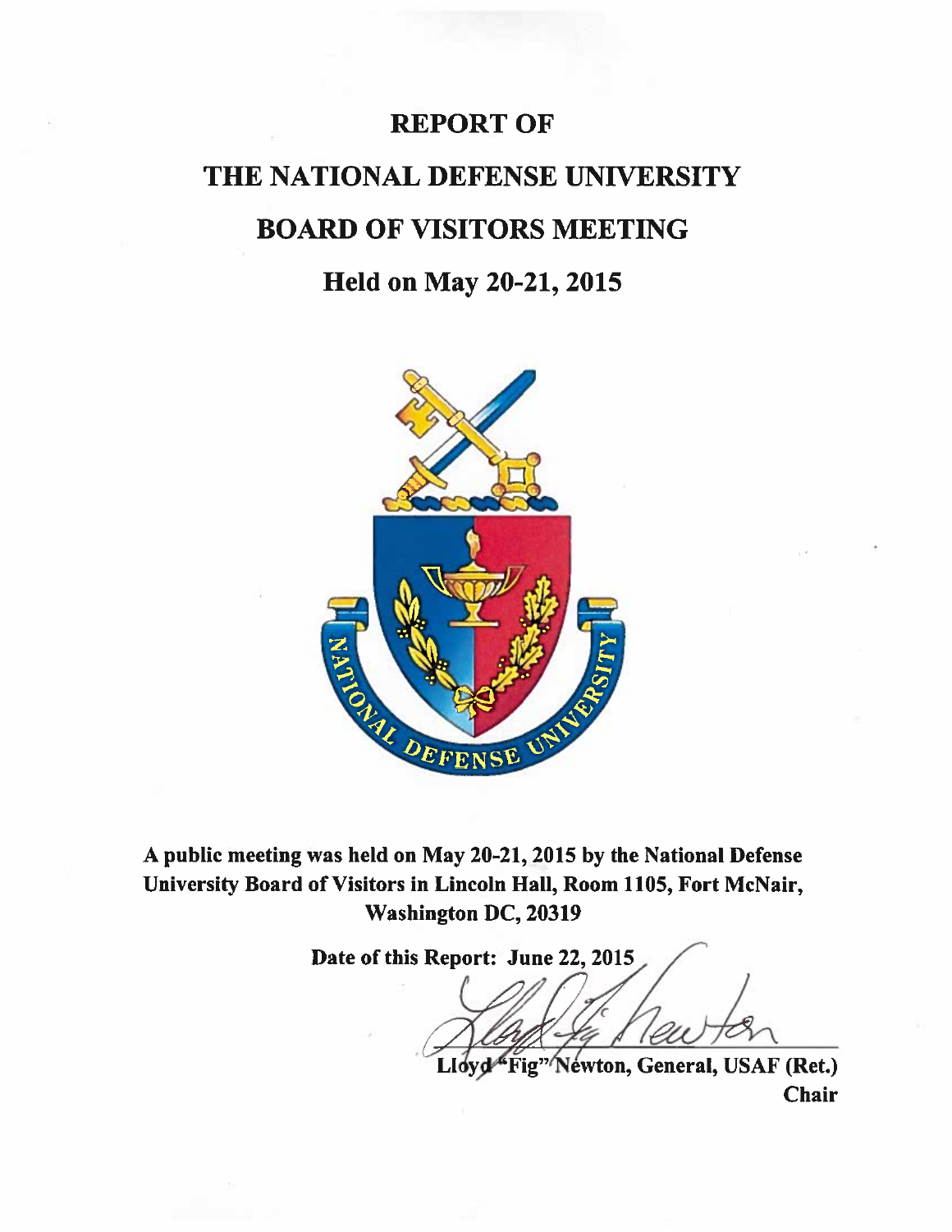# REPORT OF

# THE NATIONAL DEFENSE UNIVERSITY

# BOARD OF VISITORS MEETING

## Held on May 20-21, 2015

**A public meeting was held on May 20-21, 2015 by the National Defense University Board of Visitors in Lincoln Hall, Room 1105, Fort McNair, Washington DC, 20319**

**Date of this Report: June 22, 2015**

**Lloyd "Fig" Newton, General, USAF (Ret.)**
**Chair**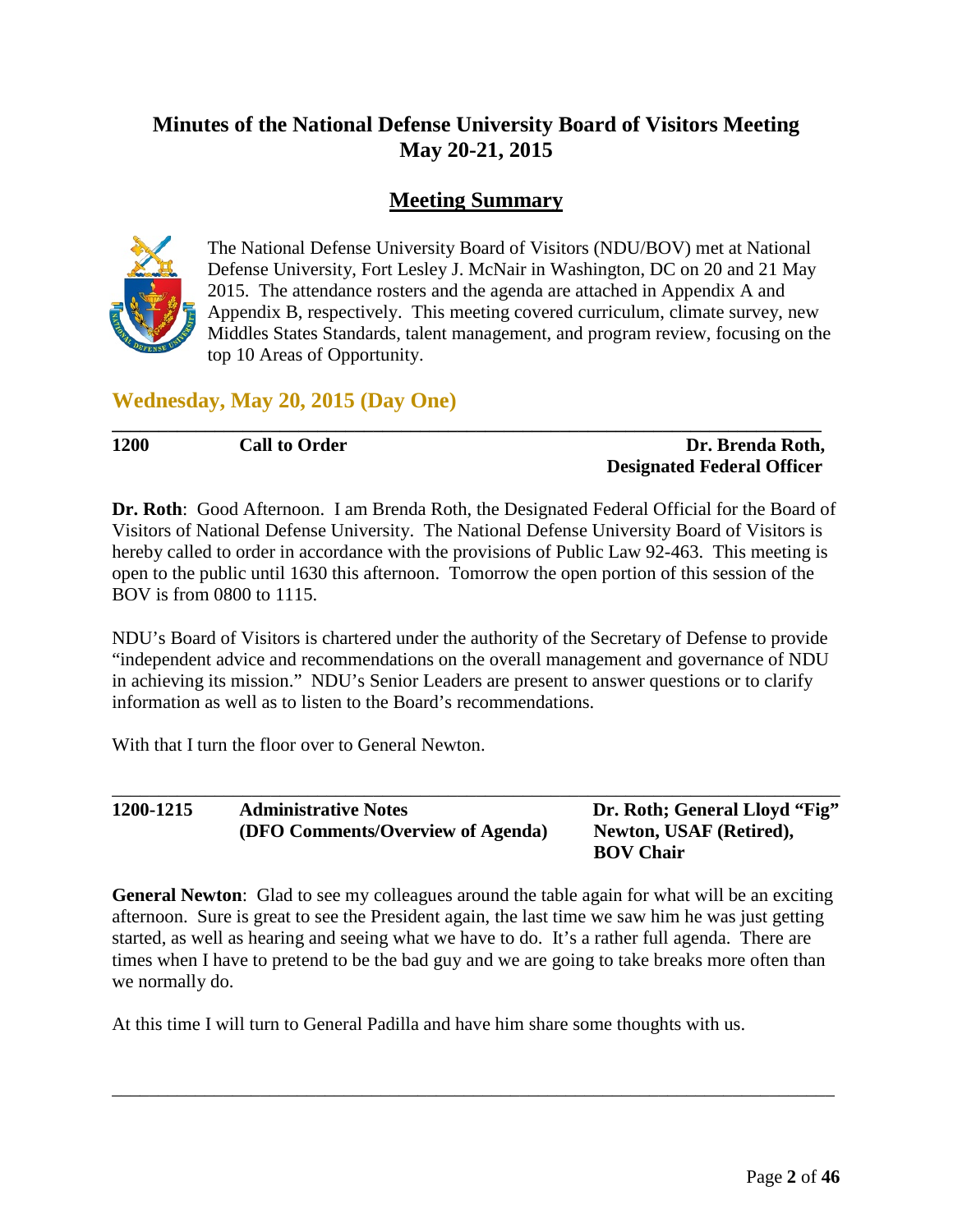# Minutes of the National Defense University Board of Visitors Meeting May 20-21, 2015

## Meeting Summary

The National Defense University Board of Visitors (NDU/BOV) met at National Defense University, Fort Lesley J. McNair in Washington, DC on 20 and 21 May 2015. The attendance rosters and the agenda are attached in Appendix A and Appendix B, respectively. This meeting covered curriculum, climate survey, new Middles States Standards, talent management, and program review, focusing on the top 10 Areas of Opportunity.

## Wednesday, May 20, 2015 (Day One)

**1200** **Call to Order** **Dr. Brenda Roth, Designated Federal Officer**

**Dr. Roth**: Good Afternoon. I am Brenda Roth, the Designated Federal Official for the Board of Visitors of National Defense University. The National Defense University Board of Visitors is hereby called to order in accordance with the provisions of Public Law 92-463. This meeting is open to the public until 1630 this afternoon. Tomorrow the open portion of this session of the BOV is from 0800 to 1115.

NDU's Board of Visitors is chartered under the authority of the Secretary of Defense to provide "independent advice and recommendations on the overall management and governance of NDU in achieving its mission." NDU's Senior Leaders are present to answer questions or to clarify information as well as to listen to the Board's recommendations.

With that I turn the floor over to General Newton.

**1200-1215** **Administrative Notes (DFO Comments/Overview of Agenda)** **Dr. Roth; General Lloyd "Fig" Newton, USAF (Retired), BOV Chair**

**General Newton**: Glad to see my colleagues around the table again for what will be an exciting afternoon. Sure is great to see the President again, the last time we saw him he was just getting started, as well as hearing and seeing what we have to do. It's a rather full agenda. There are times when I have to pretend to be the bad guy and we are going to take breaks more often than we normally do.

At this time I will turn to General Padilla and have him share some thoughts with us.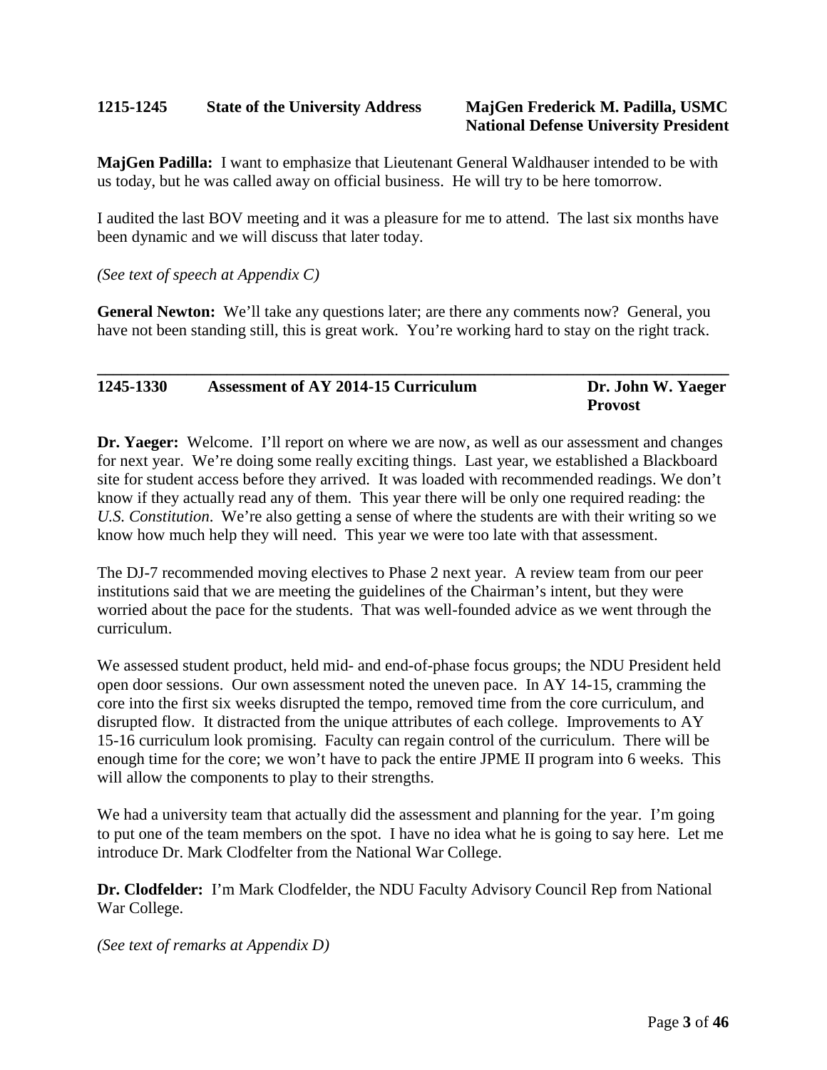**1215-1245 State of the University Address MajGen Frederick M. Padilla, USMC National Defense University President**

**MajGen Padilla:** I want to emphasize that Lieutenant General Waldhauser intended to be with us today, but he was called away on official business. He will try to be here tomorrow.

I audited the last BOV meeting and it was a pleasure for me to attend. The last six months have been dynamic and we will discuss that later today.

*(See text of speech at Appendix C)*

**General Newton:** We'll take any questions later; are there any comments now? General, you have not been standing still, this is great work. You're working hard to stay on the right track.

---

**1245-1330 Assessment of AY 2014-15 Curriculum Dr. John W. Yaeger Provost**

**Dr. Yaeger:** Welcome. I'll report on where we are now, as well as our assessment and changes for next year. We're doing some really exciting things. Last year, we established a Blackboard site for student access before they arrived. It was loaded with recommended readings. We don't know if they actually read any of them. This year there will be only one required reading: the *U.S. Constitution*. We're also getting a sense of where the students are with their writing so we know how much help they will need. This year we were too late with that assessment.

The DJ-7 recommended moving electives to Phase 2 next year. A review team from our peer institutions said that we are meeting the guidelines of the Chairman's intent, but they were worried about the pace for the students. That was well-founded advice as we went through the curriculum.

We assessed student product, held mid- and end-of-phase focus groups; the NDU President held open door sessions. Our own assessment noted the uneven pace. In AY 14-15, cramming the core into the first six weeks disrupted the tempo, removed time from the core curriculum, and disrupted flow. It distracted from the unique attributes of each college. Improvements to AY 15-16 curriculum look promising. Faculty can regain control of the curriculum. There will be enough time for the core; we won't have to pack the entire JPME II program into 6 weeks. This will allow the components to play to their strengths.

We had a university team that actually did the assessment and planning for the year. I'm going to put one of the team members on the spot. I have no idea what he is going to say here. Let me introduce Dr. Mark Clodfelter from the National War College.

**Dr. Clodfelder:** I'm Mark Clodfelder, the NDU Faculty Advisory Council Rep from National War College.

*(See text of remarks at Appendix D)*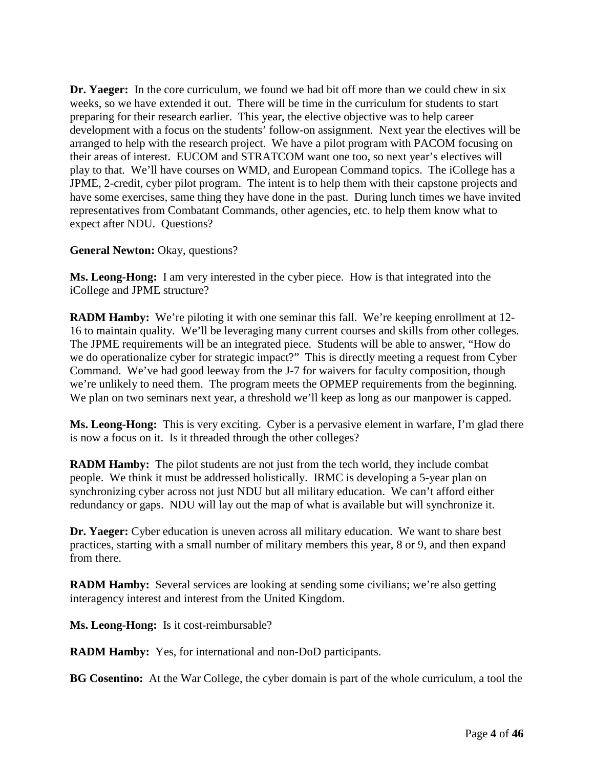**Dr. Yaeger:** In the core curriculum, we found we had bit off more than we could chew in six weeks, so we have extended it out. There will be time in the curriculum for students to start preparing for their research earlier. This year, the elective objective was to help career development with a focus on the students' follow-on assignment. Next year the electives will be arranged to help with the research project. We have a pilot program with PACOM focusing on their areas of interest. EUCOM and STRATCOM want one too, so next year's electives will play to that. We'll have courses on WMD, and European Command topics. The iCollege has a JPME, 2-credit, cyber pilot program. The intent is to help them with their capstone projects and have some exercises, same thing they have done in the past. During lunch times we have invited representatives from Combatant Commands, other agencies, etc. to help them know what to expect after NDU. Questions?

**General Newton:** Okay, questions?

**Ms. Leong-Hong:** I am very interested in the cyber piece. How is that integrated into the iCollege and JPME structure?

**RADM Hamby:** We're piloting it with one seminar this fall. We're keeping enrollment at 12-16 to maintain quality. We'll be leveraging many current courses and skills from other colleges. The JPME requirements will be an integrated piece. Students will be able to answer, "How do we do operationalize cyber for strategic impact?" This is directly meeting a request from Cyber Command. We've had good leeway from the J-7 for waivers for faculty composition, though we're unlikely to need them. The program meets the OPMEP requirements from the beginning. We plan on two seminars next year, a threshold we'll keep as long as our manpower is capped.

**Ms. Leong-Hong:** This is very exciting. Cyber is a pervasive element in warfare, I'm glad there is now a focus on it. Is it threaded through the other colleges?

**RADM Hamby:** The pilot students are not just from the tech world, they include combat people. We think it must be addressed holistically. IRMC is developing a 5-year plan on synchronizing cyber across not just NDU but all military education. We can't afford either redundancy or gaps. NDU will lay out the map of what is available but will synchronize it.

**Dr. Yaeger:** Cyber education is uneven across all military education. We want to share best practices, starting with a small number of military members this year, 8 or 9, and then expand from there.

**RADM Hamby:** Several services are looking at sending some civilians; we're also getting interagency interest and interest from the United Kingdom.

**Ms. Leong-Hong:** Is it cost-reimbursable?

**RADM Hamby:** Yes, for international and non-DoD participants.

**BG Cosentino:** At the War College, the cyber domain is part of the whole curriculum, a tool the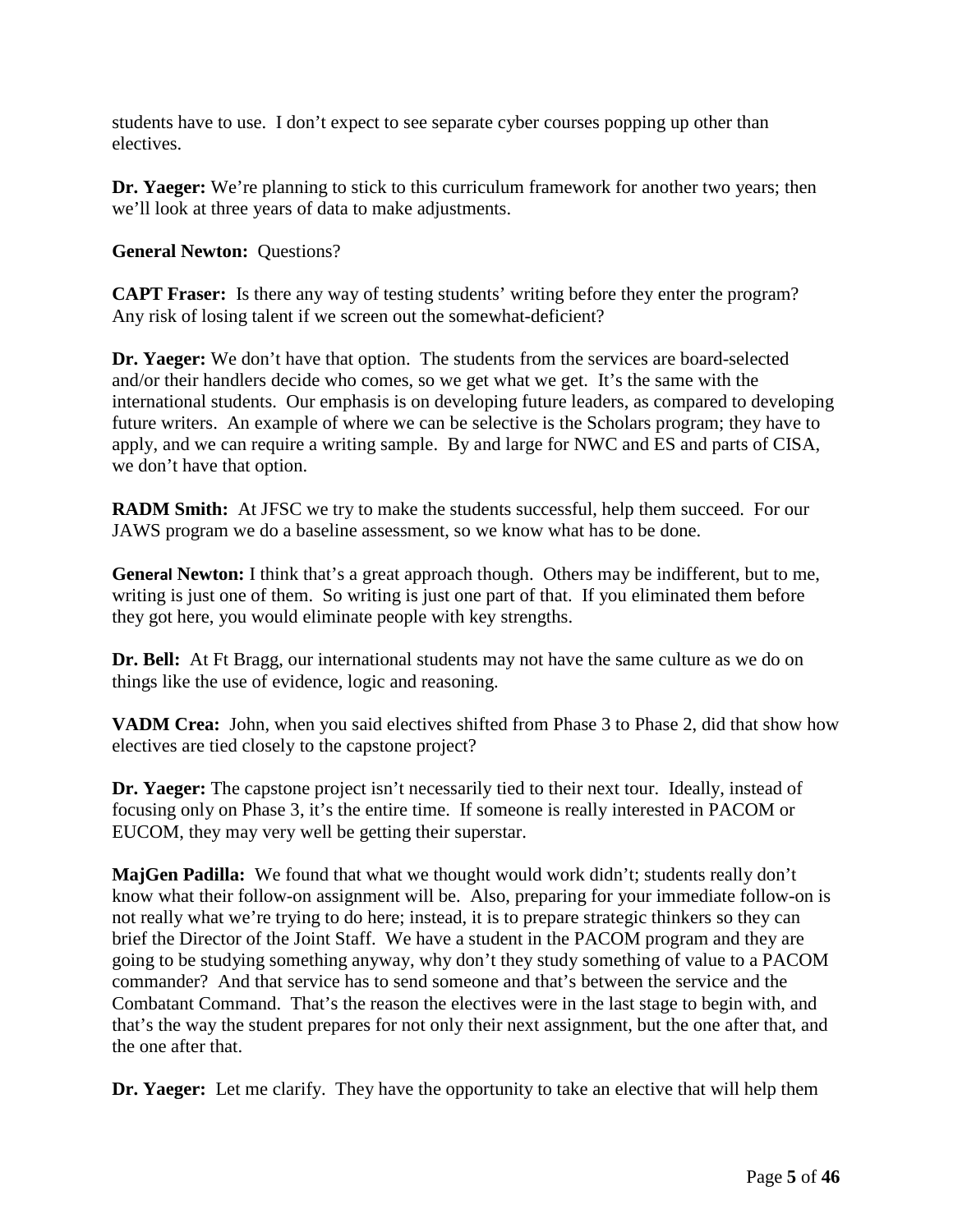students have to use. I don't expect to see separate cyber courses popping up other than electives.

**Dr. Yaeger:** We're planning to stick to this curriculum framework for another two years; then we'll look at three years of data to make adjustments.

**General Newton:** Questions?

**CAPT Fraser:** Is there any way of testing students' writing before they enter the program? Any risk of losing talent if we screen out the somewhat-deficient?

**Dr. Yaeger:** We don't have that option. The students from the services are board-selected and/or their handlers decide who comes, so we get what we get. It's the same with the international students. Our emphasis is on developing future leaders, as compared to developing future writers. An example of where we can be selective is the Scholars program; they have to apply, and we can require a writing sample. By and large for NWC and ES and parts of CISA, we don't have that option.

**RADM Smith:** At JFSC we try to make the students successful, help them succeed. For our JAWS program we do a baseline assessment, so we know what has to be done.

**General Newton:** I think that's a great approach though. Others may be indifferent, but to me, writing is just one of them. So writing is just one part of that. If you eliminated them before they got here, you would eliminate people with key strengths.

**Dr. Bell:** At Ft Bragg, our international students may not have the same culture as we do on things like the use of evidence, logic and reasoning.

**VADM Crea:** John, when you said electives shifted from Phase 3 to Phase 2, did that show how electives are tied closely to the capstone project?

**Dr. Yaeger:** The capstone project isn't necessarily tied to their next tour. Ideally, instead of focusing only on Phase 3, it's the entire time. If someone is really interested in PACOM or EUCOM, they may very well be getting their superstar.

**MajGen Padilla:** We found that what we thought would work didn't; students really don't know what their follow-on assignment will be. Also, preparing for your immediate follow-on is not really what we're trying to do here; instead, it is to prepare strategic thinkers so they can brief the Director of the Joint Staff. We have a student in the PACOM program and they are going to be studying something anyway, why don't they study something of value to a PACOM commander? And that service has to send someone and that's between the service and the Combatant Command. That's the reason the electives were in the last stage to begin with, and that's the way the student prepares for not only their next assignment, but the one after that, and the one after that.

**Dr. Yaeger:** Let me clarify. They have the opportunity to take an elective that will help them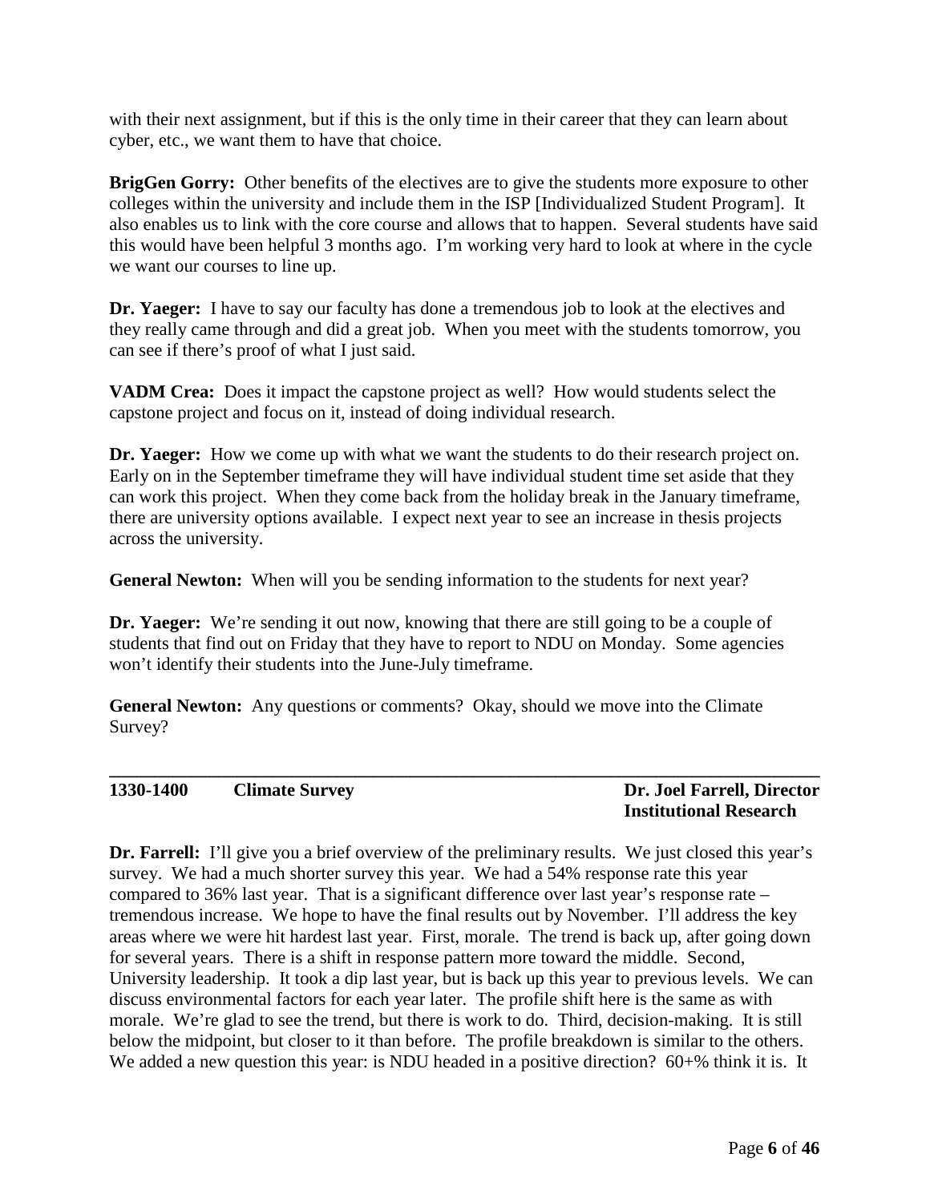with their next assignment, but if this is the only time in their career that they can learn about cyber, etc., we want them to have that choice.

**BrigGen Gorry:** Other benefits of the electives are to give the students more exposure to other colleges within the university and include them in the ISP [Individualized Student Program]. It also enables us to link with the core course and allows that to happen. Several students have said this would have been helpful 3 months ago. I'm working very hard to look at where in the cycle we want our courses to line up.

**Dr. Yaeger:** I have to say our faculty has done a tremendous job to look at the electives and they really came through and did a great job. When you meet with the students tomorrow, you can see if there's proof of what I just said.

**VADM Crea:** Does it impact the capstone project as well? How would students select the capstone project and focus on it, instead of doing individual research.

**Dr. Yaeger:** How we come up with what we want the students to do their research project on. Early on in the September timeframe they will have individual student time set aside that they can work this project. When they come back from the holiday break in the January timeframe, there are university options available. I expect next year to see an increase in thesis projects across the university.

**General Newton:** When will you be sending information to the students for next year?

**Dr. Yaeger:** We're sending it out now, knowing that there are still going to be a couple of students that find out on Friday that they have to report to NDU on Monday. Some agencies won't identify their students into the June-July timeframe.

**General Newton:** Any questions or comments? Okay, should we move into the Climate Survey?

---

**1330-1400 Climate Survey** — **Dr. Joel Farrell, Director Institutional Research**

**Dr. Farrell:** I'll give you a brief overview of the preliminary results. We just closed this year's survey. We had a much shorter survey this year. We had a 54% response rate this year compared to 36% last year. That is a significant difference over last year's response rate – tremendous increase. We hope to have the final results out by November. I'll address the key areas where we were hit hardest last year. First, morale. The trend is back up, after going down for several years. There is a shift in response pattern more toward the middle. Second, University leadership. It took a dip last year, but is back up this year to previous levels. We can discuss environmental factors for each year later. The profile shift here is the same as with morale. We're glad to see the trend, but there is work to do. Third, decision-making. It is still below the midpoint, but closer to it than before. The profile breakdown is similar to the others. We added a new question this year: is NDU headed in a positive direction? 60+% think it is. It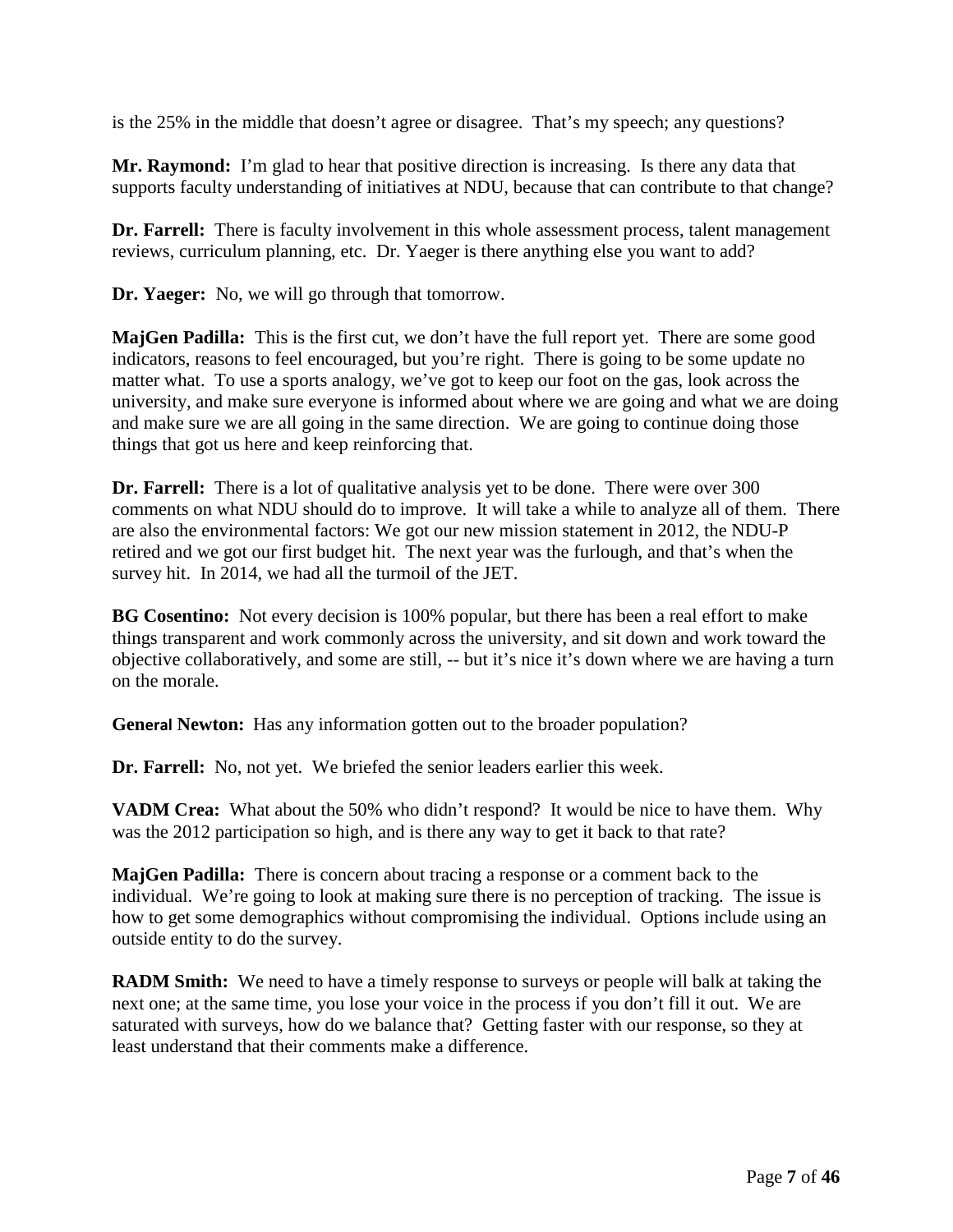is the 25% in the middle that doesn't agree or disagree. That's my speech; any questions?

**Mr. Raymond:** I'm glad to hear that positive direction is increasing. Is there any data that supports faculty understanding of initiatives at NDU, because that can contribute to that change?

**Dr. Farrell:** There is faculty involvement in this whole assessment process, talent management reviews, curriculum planning, etc. Dr. Yaeger is there anything else you want to add?

**Dr. Yaeger:** No, we will go through that tomorrow.

**MajGen Padilla:** This is the first cut, we don't have the full report yet. There are some good indicators, reasons to feel encouraged, but you're right. There is going to be some update no matter what. To use a sports analogy, we've got to keep our foot on the gas, look across the university, and make sure everyone is informed about where we are going and what we are doing and make sure we are all going in the same direction. We are going to continue doing those things that got us here and keep reinforcing that.

**Dr. Farrell:** There is a lot of qualitative analysis yet to be done. There were over 300 comments on what NDU should do to improve. It will take a while to analyze all of them. There are also the environmental factors: We got our new mission statement in 2012, the NDU-P retired and we got our first budget hit. The next year was the furlough, and that's when the survey hit. In 2014, we had all the turmoil of the JET.

**BG Cosentino:** Not every decision is 100% popular, but there has been a real effort to make things transparent and work commonly across the university, and sit down and work toward the objective collaboratively, and some are still, -- but it's nice it's down where we are having a turn on the morale.

**General Newton:** Has any information gotten out to the broader population?

**Dr. Farrell:** No, not yet. We briefed the senior leaders earlier this week.

**VADM Crea:** What about the 50% who didn't respond? It would be nice to have them. Why was the 2012 participation so high, and is there any way to get it back to that rate?

**MajGen Padilla:** There is concern about tracing a response or a comment back to the individual. We're going to look at making sure there is no perception of tracking. The issue is how to get some demographics without compromising the individual. Options include using an outside entity to do the survey.

**RADM Smith:** We need to have a timely response to surveys or people will balk at taking the next one; at the same time, you lose your voice in the process if you don't fill it out. We are saturated with surveys, how do we balance that? Getting faster with our response, so they at least understand that their comments make a difference.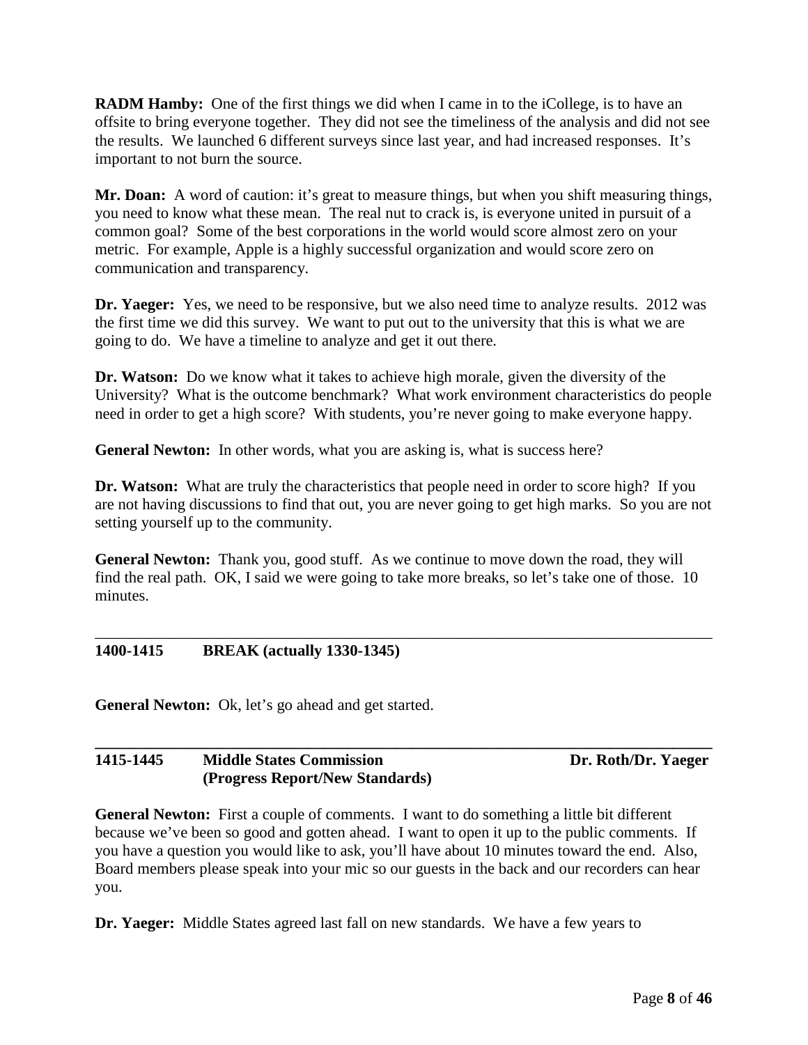**RADM Hamby:** One of the first things we did when I came in to the iCollege, is to have an offsite to bring everyone together. They did not see the timeliness of the analysis and did not see the results. We launched 6 different surveys since last year, and had increased responses. It's important to not burn the source.

**Mr. Doan:** A word of caution: it's great to measure things, but when you shift measuring things, you need to know what these mean. The real nut to crack is, is everyone united in pursuit of a common goal? Some of the best corporations in the world would score almost zero on your metric. For example, Apple is a highly successful organization and would score zero on communication and transparency.

**Dr. Yaeger:** Yes, we need to be responsive, but we also need time to analyze results. 2012 was the first time we did this survey. We want to put out to the university that this is what we are going to do. We have a timeline to analyze and get it out there.

**Dr. Watson:** Do we know what it takes to achieve high morale, given the diversity of the University? What is the outcome benchmark? What work environment characteristics do people need in order to get a high score? With students, you're never going to make everyone happy.

**General Newton:** In other words, what you are asking is, what is success here?

**Dr. Watson:** What are truly the characteristics that people need in order to score high? If you are not having discussions to find that out, you are never going to get high marks. So you are not setting yourself up to the community.

**General Newton:** Thank you, good stuff. As we continue to move down the road, they will find the real path. OK, I said we were going to take more breaks, so let's take one of those. 10 minutes.

---

**1400-1415 BREAK (actually 1330-1345)**

**General Newton:** Ok, let's go ahead and get started.

---

**1415-1445 Middle States Commission (Progress Report/New Standards) Dr. Roth/Dr. Yaeger**

**General Newton:** First a couple of comments. I want to do something a little bit different because we've been so good and gotten ahead. I want to open it up to the public comments. If you have a question you would like to ask, you'll have about 10 minutes toward the end. Also, Board members please speak into your mic so our guests in the back and our recorders can hear you.

**Dr. Yaeger:** Middle States agreed last fall on new standards. We have a few years to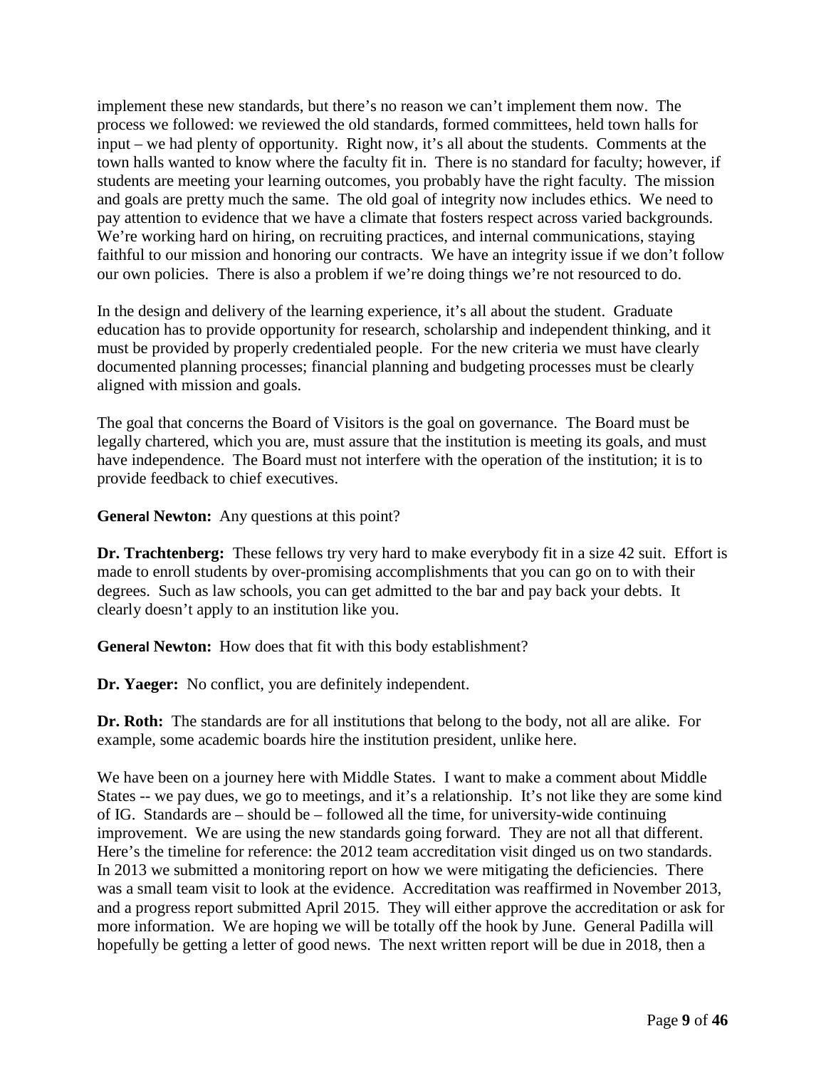implement these new standards, but there's no reason we can't implement them now. The process we followed: we reviewed the old standards, formed committees, held town halls for input – we had plenty of opportunity. Right now, it's all about the students. Comments at the town halls wanted to know where the faculty fit in. There is no standard for faculty; however, if students are meeting your learning outcomes, you probably have the right faculty. The mission and goals are pretty much the same. The old goal of integrity now includes ethics. We need to pay attention to evidence that we have a climate that fosters respect across varied backgrounds. We're working hard on hiring, on recruiting practices, and internal communications, staying faithful to our mission and honoring our contracts. We have an integrity issue if we don't follow our own policies. There is also a problem if we're doing things we're not resourced to do.

In the design and delivery of the learning experience, it's all about the student. Graduate education has to provide opportunity for research, scholarship and independent thinking, and it must be provided by properly credentialed people. For the new criteria we must have clearly documented planning processes; financial planning and budgeting processes must be clearly aligned with mission and goals.

The goal that concerns the Board of Visitors is the goal on governance. The Board must be legally chartered, which you are, must assure that the institution is meeting its goals, and must have independence. The Board must not interfere with the operation of the institution; it is to provide feedback to chief executives.

**General Newton:** Any questions at this point?

**Dr. Trachtenberg:** These fellows try very hard to make everybody fit in a size 42 suit. Effort is made to enroll students by over-promising accomplishments that you can go on to with their degrees. Such as law schools, you can get admitted to the bar and pay back your debts. It clearly doesn't apply to an institution like you.

**General Newton:** How does that fit with this body establishment?

**Dr. Yaeger:** No conflict, you are definitely independent.

**Dr. Roth:** The standards are for all institutions that belong to the body, not all are alike. For example, some academic boards hire the institution president, unlike here.

We have been on a journey here with Middle States. I want to make a comment about Middle States -- we pay dues, we go to meetings, and it's a relationship. It's not like they are some kind of IG. Standards are – should be – followed all the time, for university-wide continuing improvement. We are using the new standards going forward. They are not all that different. Here's the timeline for reference: the 2012 team accreditation visit dinged us on two standards. In 2013 we submitted a monitoring report on how we were mitigating the deficiencies. There was a small team visit to look at the evidence. Accreditation was reaffirmed in November 2013, and a progress report submitted April 2015. They will either approve the accreditation or ask for more information. We are hoping we will be totally off the hook by June. General Padilla will hopefully be getting a letter of good news. The next written report will be due in 2018, then a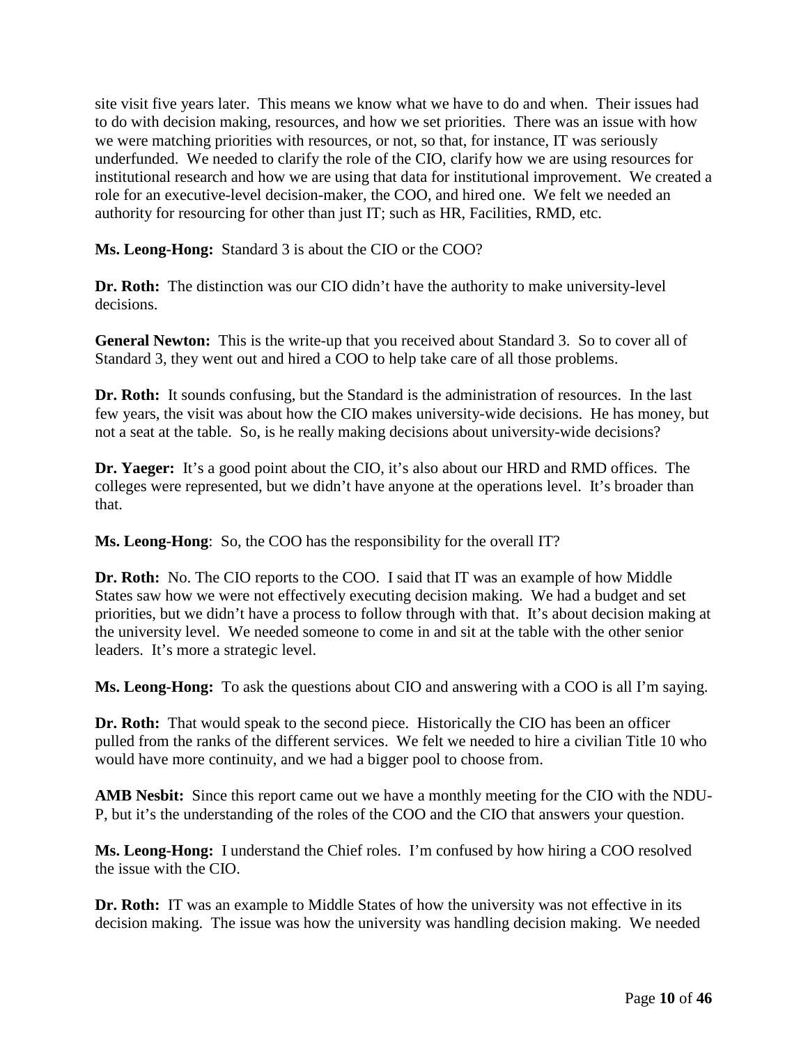site visit five years later. This means we know what we have to do and when. Their issues had to do with decision making, resources, and how we set priorities. There was an issue with how we were matching priorities with resources, or not, so that, for instance, IT was seriously underfunded. We needed to clarify the role of the CIO, clarify how we are using resources for institutional research and how we are using that data for institutional improvement. We created a role for an executive-level decision-maker, the COO, and hired one. We felt we needed an authority for resourcing for other than just IT; such as HR, Facilities, RMD, etc.

**Ms. Leong-Hong:** Standard 3 is about the CIO or the COO?

**Dr. Roth:** The distinction was our CIO didn't have the authority to make university-level decisions.

**General Newton:** This is the write-up that you received about Standard 3. So to cover all of Standard 3, they went out and hired a COO to help take care of all those problems.

**Dr. Roth:** It sounds confusing, but the Standard is the administration of resources. In the last few years, the visit was about how the CIO makes university-wide decisions. He has money, but not a seat at the table. So, is he really making decisions about university-wide decisions?

**Dr. Yaeger:** It's a good point about the CIO, it's also about our HRD and RMD offices. The colleges were represented, but we didn't have anyone at the operations level. It's broader than that.

**Ms. Leong-Hong**: So, the COO has the responsibility for the overall IT?

**Dr. Roth:** No. The CIO reports to the COO. I said that IT was an example of how Middle States saw how we were not effectively executing decision making. We had a budget and set priorities, but we didn't have a process to follow through with that. It's about decision making at the university level. We needed someone to come in and sit at the table with the other senior leaders. It's more a strategic level.

**Ms. Leong-Hong:** To ask the questions about CIO and answering with a COO is all I'm saying.

**Dr. Roth:** That would speak to the second piece. Historically the CIO has been an officer pulled from the ranks of the different services. We felt we needed to hire a civilian Title 10 who would have more continuity, and we had a bigger pool to choose from.

**AMB Nesbit:** Since this report came out we have a monthly meeting for the CIO with the NDU-P, but it's the understanding of the roles of the COO and the CIO that answers your question.

**Ms. Leong-Hong:** I understand the Chief roles. I'm confused by how hiring a COO resolved the issue with the CIO.

**Dr. Roth:** IT was an example to Middle States of how the university was not effective in its decision making. The issue was how the university was handling decision making. We needed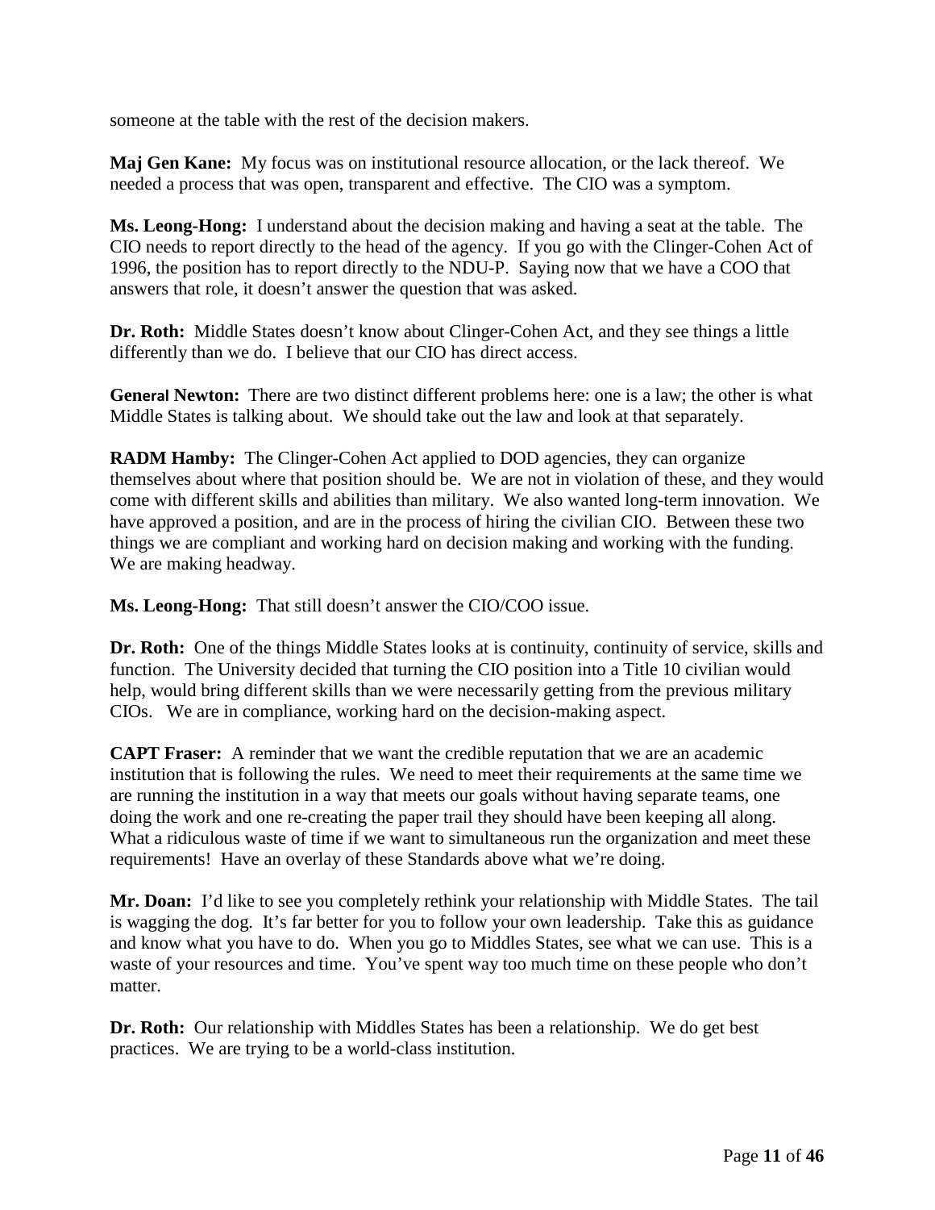someone at the table with the rest of the decision makers.

**Maj Gen Kane:** My focus was on institutional resource allocation, or the lack thereof. We needed a process that was open, transparent and effective. The CIO was a symptom.

**Ms. Leong-Hong:** I understand about the decision making and having a seat at the table. The CIO needs to report directly to the head of the agency. If you go with the Clinger-Cohen Act of 1996, the position has to report directly to the NDU-P. Saying now that we have a COO that answers that role, it doesn't answer the question that was asked.

**Dr. Roth:** Middle States doesn't know about Clinger-Cohen Act, and they see things a little differently than we do. I believe that our CIO has direct access.

**General Newton:** There are two distinct different problems here: one is a law; the other is what Middle States is talking about. We should take out the law and look at that separately.

**RADM Hamby:** The Clinger-Cohen Act applied to DOD agencies, they can organize themselves about where that position should be. We are not in violation of these, and they would come with different skills and abilities than military. We also wanted long-term innovation. We have approved a position, and are in the process of hiring the civilian CIO. Between these two things we are compliant and working hard on decision making and working with the funding. We are making headway.

**Ms. Leong-Hong:** That still doesn't answer the CIO/COO issue.

**Dr. Roth:** One of the things Middle States looks at is continuity, continuity of service, skills and function. The University decided that turning the CIO position into a Title 10 civilian would help, would bring different skills than we were necessarily getting from the previous military CIOs. We are in compliance, working hard on the decision-making aspect.

**CAPT Fraser:** A reminder that we want the credible reputation that we are an academic institution that is following the rules. We need to meet their requirements at the same time we are running the institution in a way that meets our goals without having separate teams, one doing the work and one re-creating the paper trail they should have been keeping all along. What a ridiculous waste of time if we want to simultaneous run the organization and meet these requirements! Have an overlay of these Standards above what we're doing.

**Mr. Doan:** I'd like to see you completely rethink your relationship with Middle States. The tail is wagging the dog. It's far better for you to follow your own leadership. Take this as guidance and know what you have to do. When you go to Middles States, see what we can use. This is a waste of your resources and time. You've spent way too much time on these people who don't matter.

**Dr. Roth:** Our relationship with Middles States has been a relationship. We do get best practices. We are trying to be a world-class institution.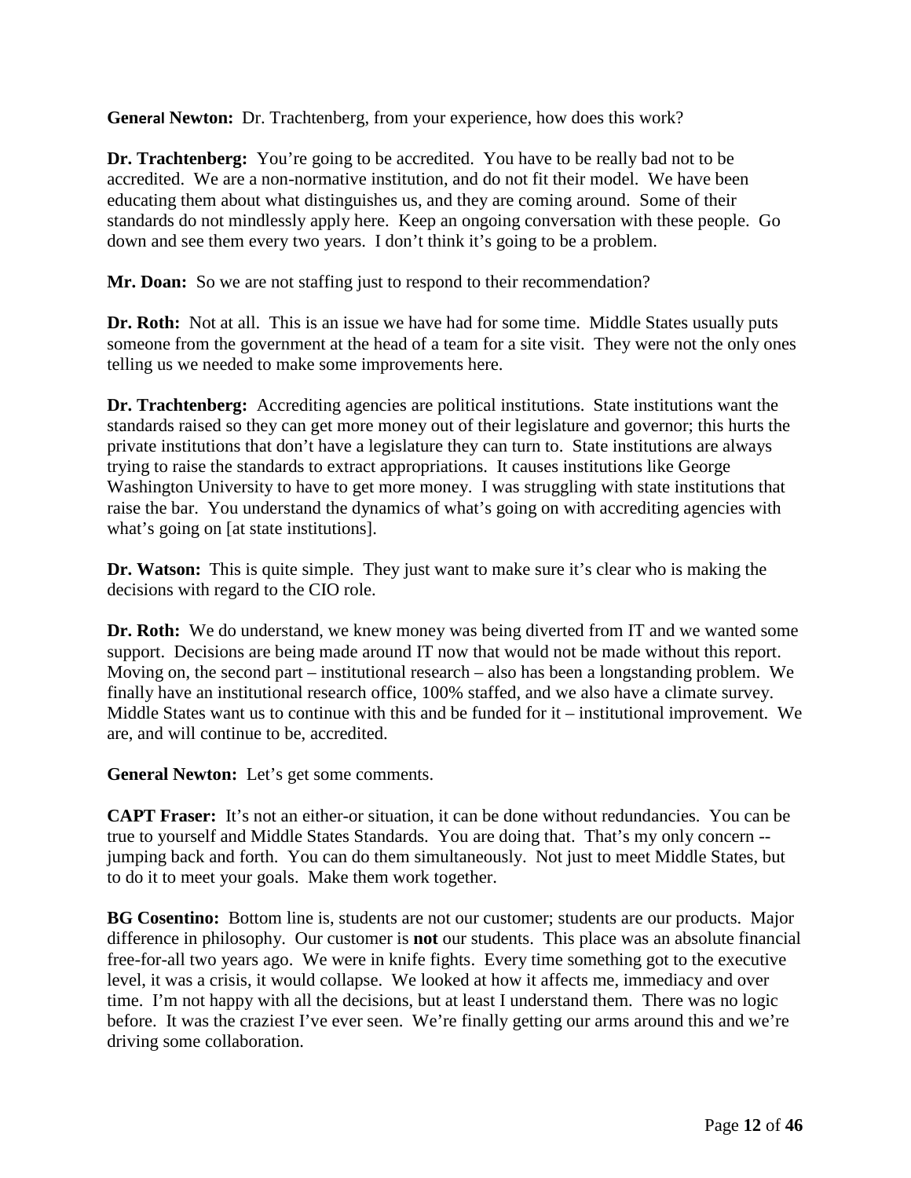**General Newton:** Dr. Trachtenberg, from your experience, how does this work?

**Dr. Trachtenberg:** You're going to be accredited. You have to be really bad not to be accredited. We are a non-normative institution, and do not fit their model. We have been educating them about what distinguishes us, and they are coming around. Some of their standards do not mindlessly apply here. Keep an ongoing conversation with these people. Go down and see them every two years. I don't think it's going to be a problem.

**Mr. Doan:** So we are not staffing just to respond to their recommendation?

**Dr. Roth:** Not at all. This is an issue we have had for some time. Middle States usually puts someone from the government at the head of a team for a site visit. They were not the only ones telling us we needed to make some improvements here.

**Dr. Trachtenberg:** Accrediting agencies are political institutions. State institutions want the standards raised so they can get more money out of their legislature and governor; this hurts the private institutions that don't have a legislature they can turn to. State institutions are always trying to raise the standards to extract appropriations. It causes institutions like George Washington University to have to get more money. I was struggling with state institutions that raise the bar. You understand the dynamics of what's going on with accrediting agencies with what's going on [at state institutions].

**Dr. Watson:** This is quite simple. They just want to make sure it's clear who is making the decisions with regard to the CIO role.

**Dr. Roth:** We do understand, we knew money was being diverted from IT and we wanted some support. Decisions are being made around IT now that would not be made without this report. Moving on, the second part – institutional research – also has been a longstanding problem. We finally have an institutional research office, 100% staffed, and we also have a climate survey. Middle States want us to continue with this and be funded for it – institutional improvement. We are, and will continue to be, accredited.

**General Newton:** Let's get some comments.

**CAPT Fraser:** It's not an either-or situation, it can be done without redundancies. You can be true to yourself and Middle States Standards. You are doing that. That's my only concern -- jumping back and forth. You can do them simultaneously. Not just to meet Middle States, but to do it to meet your goals. Make them work together.

**BG Cosentino:** Bottom line is, students are not our customer; students are our products. Major difference in philosophy. Our customer is **not** our students. This place was an absolute financial free-for-all two years ago. We were in knife fights. Every time something got to the executive level, it was a crisis, it would collapse. We looked at how it affects me, immediacy and over time. I'm not happy with all the decisions, but at least I understand them. There was no logic before. It was the craziest I've ever seen. We're finally getting our arms around this and we're driving some collaboration.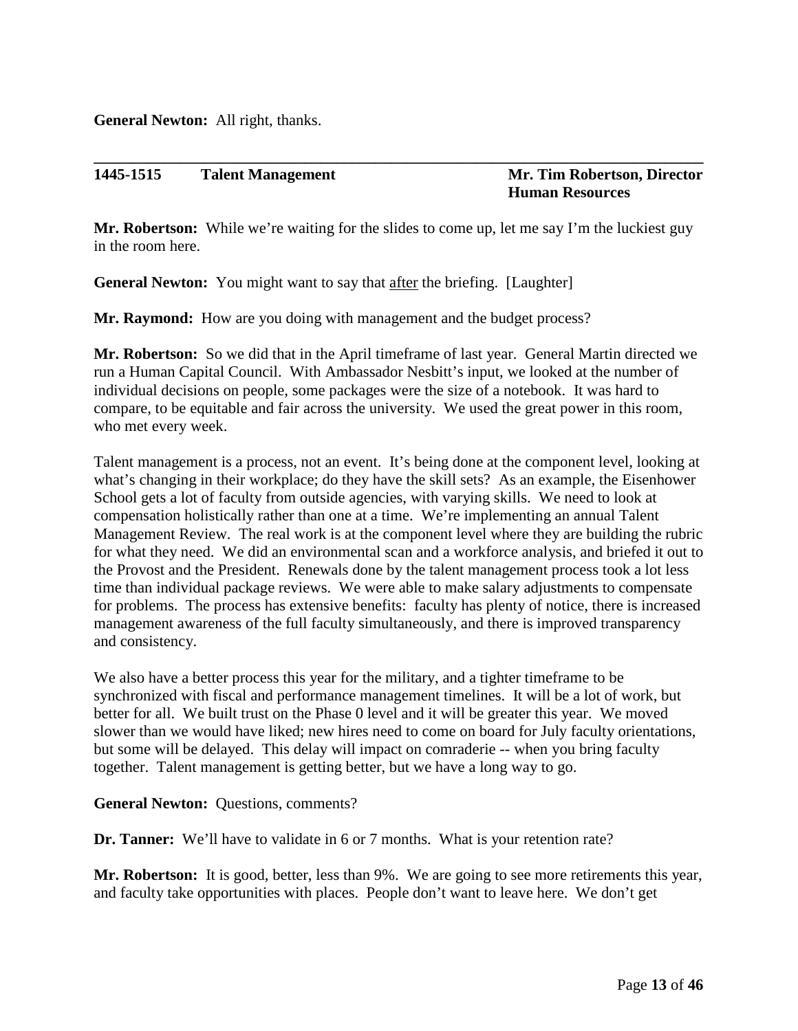**General Newton:** All right, thanks.

---

**1445-1515 Talent Management** **Mr. Tim Robertson, Director Human Resources**

**Mr. Robertson:** While we're waiting for the slides to come up, let me say I'm the luckiest guy in the room here.

**General Newton:** You might want to say that after the briefing. [Laughter]

**Mr. Raymond:** How are you doing with management and the budget process?

**Mr. Robertson:** So we did that in the April timeframe of last year. General Martin directed we run a Human Capital Council. With Ambassador Nesbitt's input, we looked at the number of individual decisions on people, some packages were the size of a notebook. It was hard to compare, to be equitable and fair across the university. We used the great power in this room, who met every week.

Talent management is a process, not an event. It's being done at the component level, looking at what's changing in their workplace; do they have the skill sets? As an example, the Eisenhower School gets a lot of faculty from outside agencies, with varying skills. We need to look at compensation holistically rather than one at a time. We're implementing an annual Talent Management Review. The real work is at the component level where they are building the rubric for what they need. We did an environmental scan and a workforce analysis, and briefed it out to the Provost and the President. Renewals done by the talent management process took a lot less time than individual package reviews. We were able to make salary adjustments to compensate for problems. The process has extensive benefits: faculty has plenty of notice, there is increased management awareness of the full faculty simultaneously, and there is improved transparency and consistency.

We also have a better process this year for the military, and a tighter timeframe to be synchronized with fiscal and performance management timelines. It will be a lot of work, but better for all. We built trust on the Phase 0 level and it will be greater this year. We moved slower than we would have liked; new hires need to come on board for July faculty orientations, but some will be delayed. This delay will impact on comraderie -- when you bring faculty together. Talent management is getting better, but we have a long way to go.

**General Newton:** Questions, comments?

**Dr. Tanner:** We'll have to validate in 6 or 7 months. What is your retention rate?

**Mr. Robertson:** It is good, better, less than 9%. We are going to see more retirements this year, and faculty take opportunities with places. People don't want to leave here. We don't get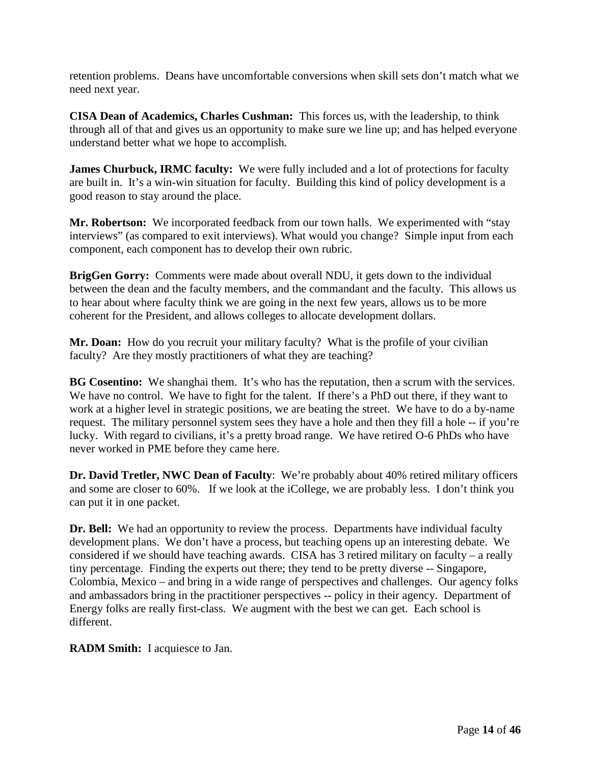retention problems. Deans have uncomfortable conversions when skill sets don't match what we need next year.

**CISA Dean of Academics, Charles Cushman:** This forces us, with the leadership, to think through all of that and gives us an opportunity to make sure we line up; and has helped everyone understand better what we hope to accomplish.

**James Churbuck, IRMC faculty:** We were fully included and a lot of protections for faculty are built in. It's a win-win situation for faculty. Building this kind of policy development is a good reason to stay around the place.

**Mr. Robertson:** We incorporated feedback from our town halls. We experimented with "stay interviews" (as compared to exit interviews). What would you change? Simple input from each component, each component has to develop their own rubric.

**BrigGen Gorry:** Comments were made about overall NDU, it gets down to the individual between the dean and the faculty members, and the commandant and the faculty. This allows us to hear about where faculty think we are going in the next few years, allows us to be more coherent for the President, and allows colleges to allocate development dollars.

**Mr. Doan:** How do you recruit your military faculty? What is the profile of your civilian faculty? Are they mostly practitioners of what they are teaching?

**BG Cosentino:** We shanghai them. It's who has the reputation, then a scrum with the services. We have no control. We have to fight for the talent. If there's a PhD out there, if they want to work at a higher level in strategic positions, we are beating the street. We have to do a by-name request. The military personnel system sees they have a hole and then they fill a hole -- if you're lucky. With regard to civilians, it's a pretty broad range. We have retired O-6 PhDs who have never worked in PME before they came here.

**Dr. David Tretler, NWC Dean of Faculty**: We're probably about 40% retired military officers and some are closer to 60%. If we look at the iCollege, we are probably less. I don't think you can put it in one packet.

**Dr. Bell:** We had an opportunity to review the process. Departments have individual faculty development plans. We don't have a process, but teaching opens up an interesting debate. We considered if we should have teaching awards. CISA has 3 retired military on faculty – a really tiny percentage. Finding the experts out there; they tend to be pretty diverse -- Singapore, Colombia, Mexico – and bring in a wide range of perspectives and challenges. Our agency folks and ambassadors bring in the practitioner perspectives -- policy in their agency. Department of Energy folks are really first-class. We augment with the best we can get. Each school is different.

**RADM Smith:** I acquiesce to Jan.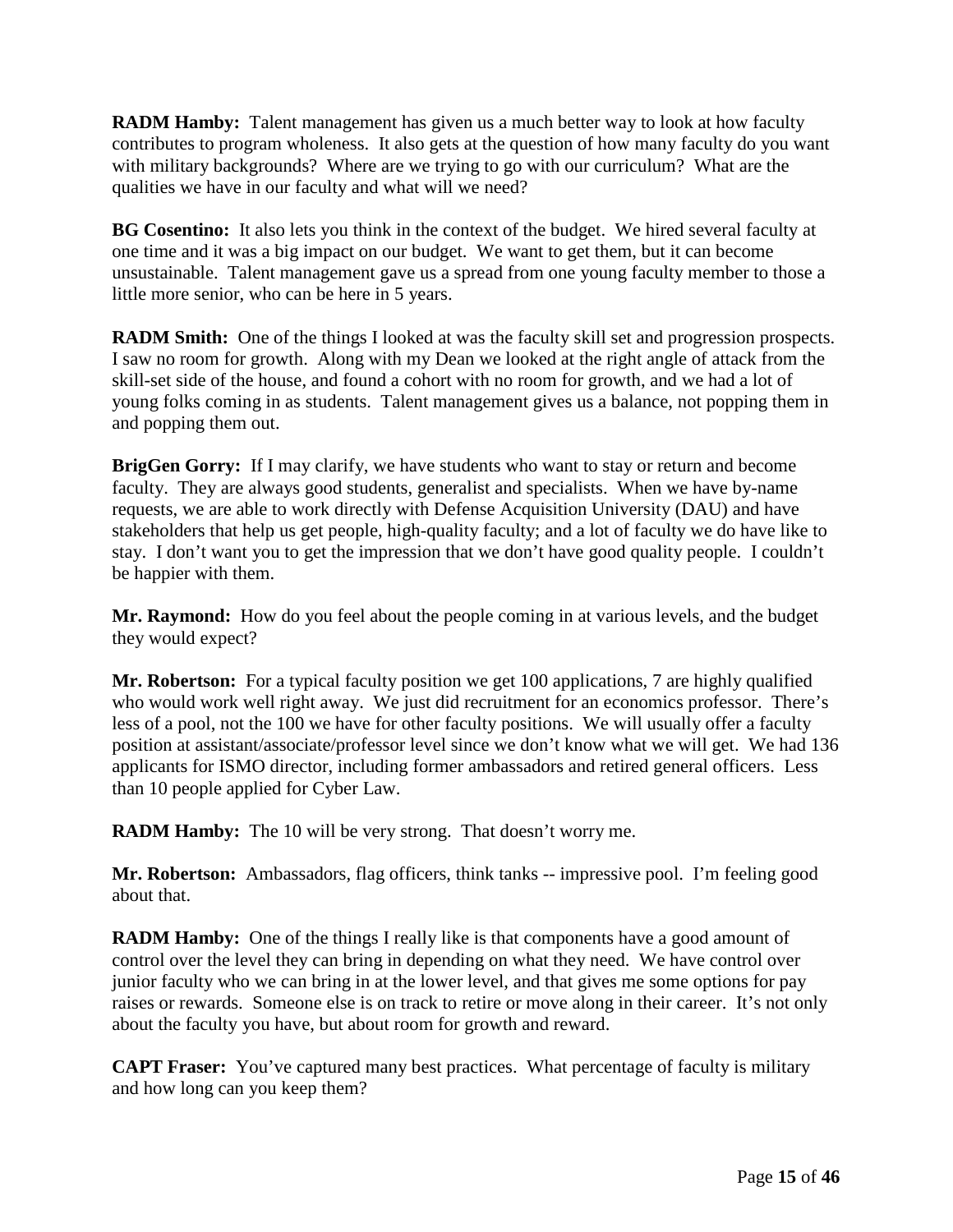**RADM Hamby:** Talent management has given us a much better way to look at how faculty contributes to program wholeness. It also gets at the question of how many faculty do you want with military backgrounds? Where are we trying to go with our curriculum? What are the qualities we have in our faculty and what will we need?

**BG Cosentino:** It also lets you think in the context of the budget. We hired several faculty at one time and it was a big impact on our budget. We want to get them, but it can become unsustainable. Talent management gave us a spread from one young faculty member to those a little more senior, who can be here in 5 years.

**RADM Smith:** One of the things I looked at was the faculty skill set and progression prospects. I saw no room for growth. Along with my Dean we looked at the right angle of attack from the skill-set side of the house, and found a cohort with no room for growth, and we had a lot of young folks coming in as students. Talent management gives us a balance, not popping them in and popping them out.

**BrigGen Gorry:** If I may clarify, we have students who want to stay or return and become faculty. They are always good students, generalist and specialists. When we have by-name requests, we are able to work directly with Defense Acquisition University (DAU) and have stakeholders that help us get people, high-quality faculty; and a lot of faculty we do have like to stay. I don't want you to get the impression that we don't have good quality people. I couldn't be happier with them.

**Mr. Raymond:** How do you feel about the people coming in at various levels, and the budget they would expect?

**Mr. Robertson:** For a typical faculty position we get 100 applications, 7 are highly qualified who would work well right away. We just did recruitment for an economics professor. There's less of a pool, not the 100 we have for other faculty positions. We will usually offer a faculty position at assistant/associate/professor level since we don't know what we will get. We had 136 applicants for ISMO director, including former ambassadors and retired general officers. Less than 10 people applied for Cyber Law.

**RADM Hamby:** The 10 will be very strong. That doesn't worry me.

**Mr. Robertson:** Ambassadors, flag officers, think tanks -- impressive pool. I'm feeling good about that.

**RADM Hamby:** One of the things I really like is that components have a good amount of control over the level they can bring in depending on what they need. We have control over junior faculty who we can bring in at the lower level, and that gives me some options for pay raises or rewards. Someone else is on track to retire or move along in their career. It's not only about the faculty you have, but about room for growth and reward.

**CAPT Fraser:** You've captured many best practices. What percentage of faculty is military and how long can you keep them?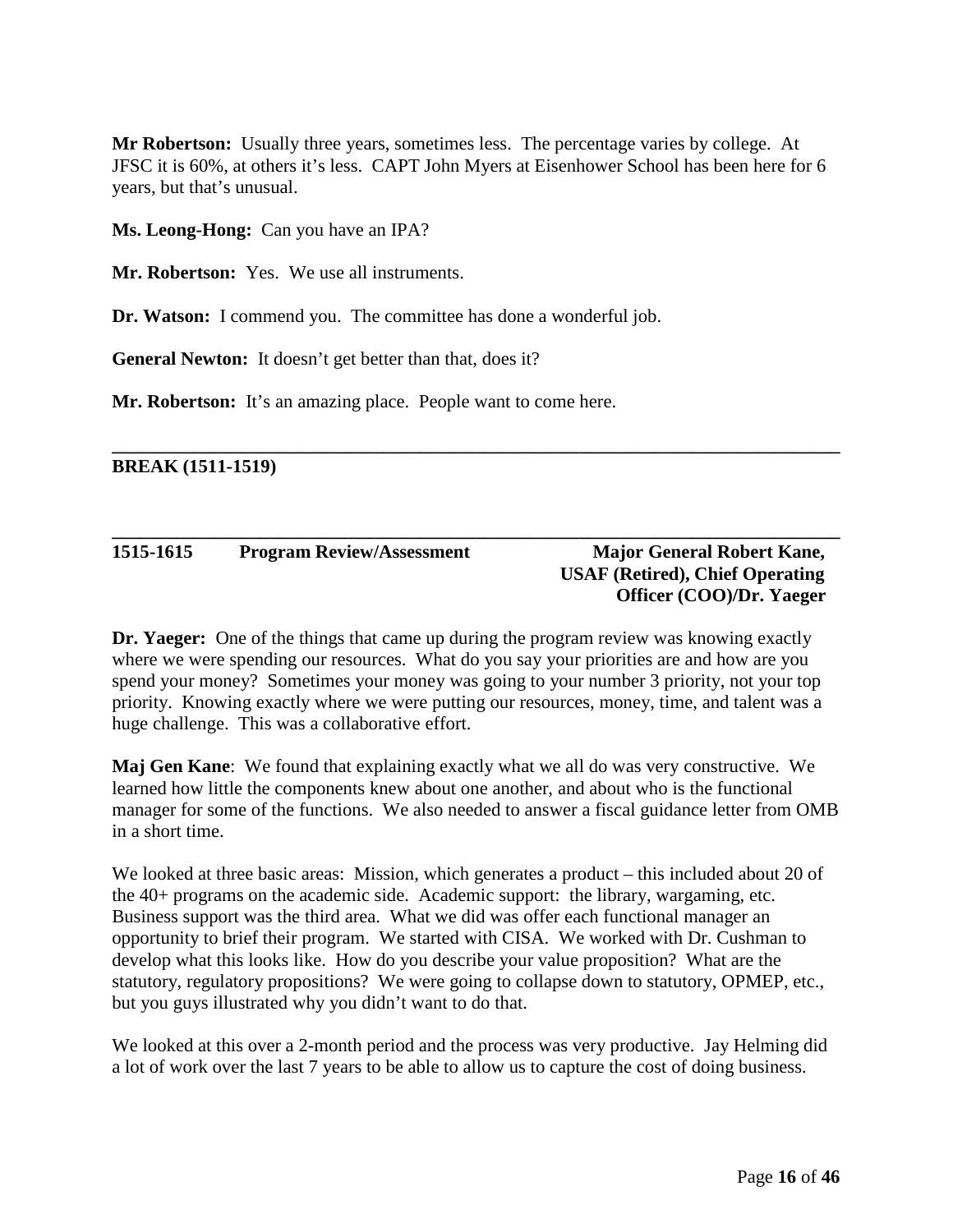**Mr Robertson:** Usually three years, sometimes less. The percentage varies by college. At JFSC it is 60%, at others it's less. CAPT John Myers at Eisenhower School has been here for 6 years, but that's unusual.

**Ms. Leong-Hong:** Can you have an IPA?

**Mr. Robertson:** Yes. We use all instruments.

**Dr. Watson:** I commend you. The committee has done a wonderful job.

**General Newton:** It doesn't get better than that, does it?

**Mr. Robertson:** It's an amazing place. People want to come here.

---

**BREAK (1511-1519)**

---

**1515-1615 Program Review/Assessment** **Major General Robert Kane, USAF (Retired), Chief Operating Officer (COO)/Dr. Yaeger**

**Dr. Yaeger:** One of the things that came up during the program review was knowing exactly where we were spending our resources. What do you say your priorities are and how are you spend your money? Sometimes your money was going to your number 3 priority, not your top priority. Knowing exactly where we were putting our resources, money, time, and talent was a huge challenge. This was a collaborative effort.

**Maj Gen Kane**: We found that explaining exactly what we all do was very constructive. We learned how little the components knew about one another, and about who is the functional manager for some of the functions. We also needed to answer a fiscal guidance letter from OMB in a short time.

We looked at three basic areas: Mission, which generates a product – this included about 20 of the 40+ programs on the academic side. Academic support: the library, wargaming, etc. Business support was the third area. What we did was offer each functional manager an opportunity to brief their program. We started with CISA. We worked with Dr. Cushman to develop what this looks like. How do you describe your value proposition? What are the statutory, regulatory propositions? We were going to collapse down to statutory, OPMEP, etc., but you guys illustrated why you didn't want to do that.

We looked at this over a 2-month period and the process was very productive. Jay Helming did a lot of work over the last 7 years to be able to allow us to capture the cost of doing business.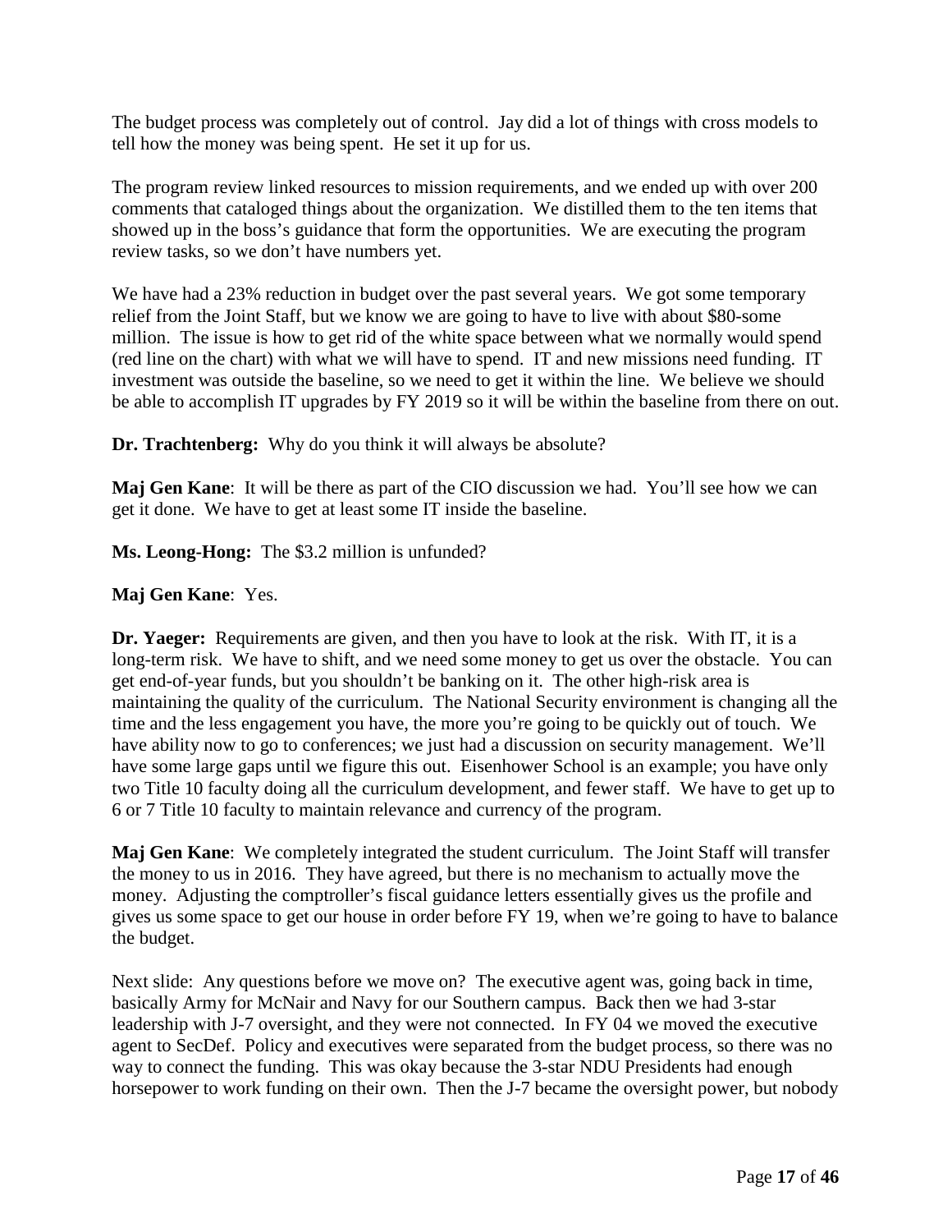The budget process was completely out of control. Jay did a lot of things with cross models to tell how the money was being spent. He set it up for us.

The program review linked resources to mission requirements, and we ended up with over 200 comments that cataloged things about the organization. We distilled them to the ten items that showed up in the boss's guidance that form the opportunities. We are executing the program review tasks, so we don't have numbers yet.

We have had a 23% reduction in budget over the past several years. We got some temporary relief from the Joint Staff, but we know we are going to have to live with about $80-some million. The issue is how to get rid of the white space between what we normally would spend (red line on the chart) with what we will have to spend. IT and new missions need funding. IT investment was outside the baseline, so we need to get it within the line. We believe we should be able to accomplish IT upgrades by FY 2019 so it will be within the baseline from there on out.

**Dr. Trachtenberg:** Why do you think it will always be absolute?

**Maj Gen Kane**: It will be there as part of the CIO discussion we had. You'll see how we can get it done. We have to get at least some IT inside the baseline.

**Ms. Leong-Hong:** The $3.2 million is unfunded?

**Maj Gen Kane**: Yes.

**Dr. Yaeger:** Requirements are given, and then you have to look at the risk. With IT, it is a long-term risk. We have to shift, and we need some money to get us over the obstacle. You can get end-of-year funds, but you shouldn't be banking on it. The other high-risk area is maintaining the quality of the curriculum. The National Security environment is changing all the time and the less engagement you have, the more you're going to be quickly out of touch. We have ability now to go to conferences; we just had a discussion on security management. We'll have some large gaps until we figure this out. Eisenhower School is an example; you have only two Title 10 faculty doing all the curriculum development, and fewer staff. We have to get up to 6 or 7 Title 10 faculty to maintain relevance and currency of the program.

**Maj Gen Kane**: We completely integrated the student curriculum. The Joint Staff will transfer the money to us in 2016. They have agreed, but there is no mechanism to actually move the money. Adjusting the comptroller's fiscal guidance letters essentially gives us the profile and gives us some space to get our house in order before FY 19, when we're going to have to balance the budget.

Next slide: Any questions before we move on? The executive agent was, going back in time, basically Army for McNair and Navy for our Southern campus. Back then we had 3-star leadership with J-7 oversight, and they were not connected. In FY 04 we moved the executive agent to SecDef. Policy and executives were separated from the budget process, so there was no way to connect the funding. This was okay because the 3-star NDU Presidents had enough horsepower to work funding on their own. Then the J-7 became the oversight power, but nobody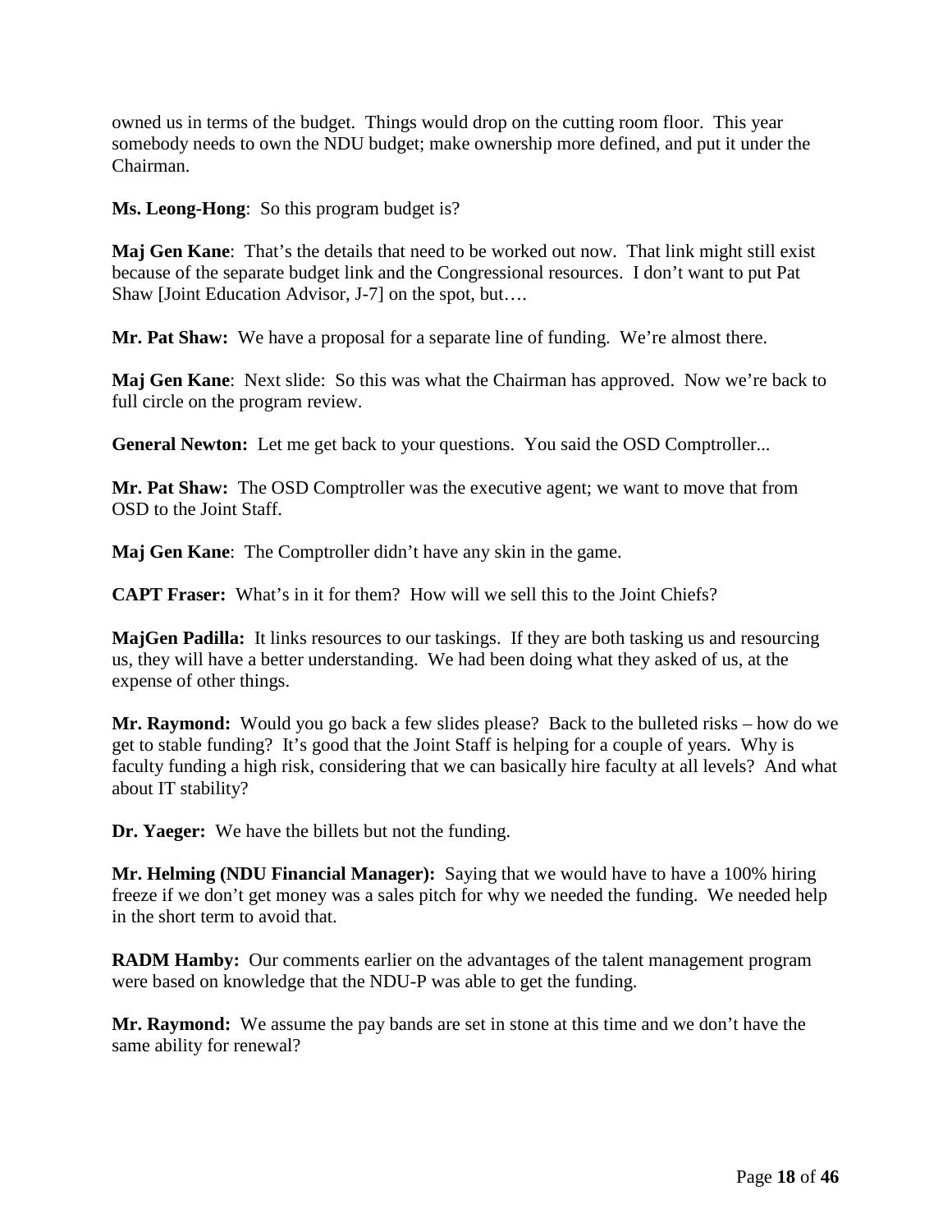owned us in terms of the budget. Things would drop on the cutting room floor. This year somebody needs to own the NDU budget; make ownership more defined, and put it under the Chairman.

**Ms. Leong-Hong**: So this program budget is?

**Maj Gen Kane**: That's the details that need to be worked out now. That link might still exist because of the separate budget link and the Congressional resources. I don't want to put Pat Shaw [Joint Education Advisor, J-7] on the spot, but….

**Mr. Pat Shaw:** We have a proposal for a separate line of funding. We're almost there.

**Maj Gen Kane**: Next slide: So this was what the Chairman has approved. Now we're back to full circle on the program review.

**General Newton:** Let me get back to your questions. You said the OSD Comptroller...

**Mr. Pat Shaw:** The OSD Comptroller was the executive agent; we want to move that from OSD to the Joint Staff.

**Maj Gen Kane**: The Comptroller didn't have any skin in the game.

**CAPT Fraser:** What's in it for them? How will we sell this to the Joint Chiefs?

**MajGen Padilla:** It links resources to our taskings. If they are both tasking us and resourcing us, they will have a better understanding. We had been doing what they asked of us, at the expense of other things.

**Mr. Raymond:** Would you go back a few slides please? Back to the bulleted risks – how do we get to stable funding? It's good that the Joint Staff is helping for a couple of years. Why is faculty funding a high risk, considering that we can basically hire faculty at all levels? And what about IT stability?

**Dr. Yaeger:** We have the billets but not the funding.

**Mr. Helming (NDU Financial Manager):** Saying that we would have to have a 100% hiring freeze if we don't get money was a sales pitch for why we needed the funding. We needed help in the short term to avoid that.

**RADM Hamby:** Our comments earlier on the advantages of the talent management program were based on knowledge that the NDU-P was able to get the funding.

**Mr. Raymond:** We assume the pay bands are set in stone at this time and we don't have the same ability for renewal?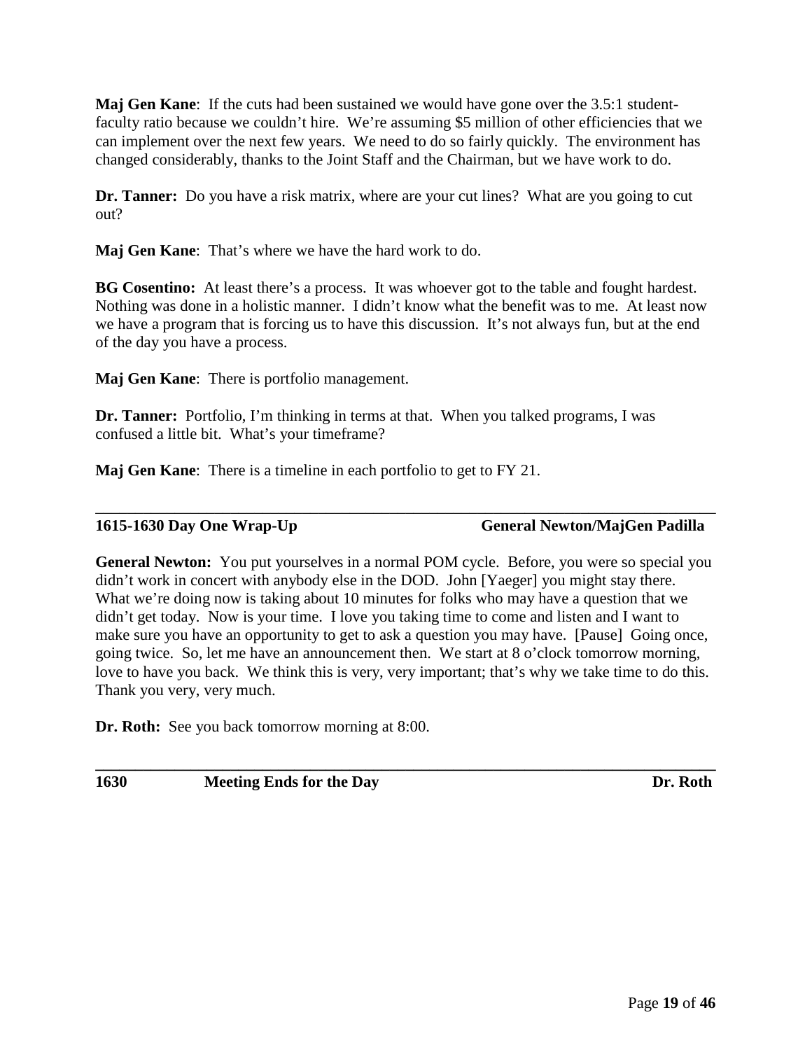**Maj Gen Kane**: If the cuts had been sustained we would have gone over the 3.5:1 student-faculty ratio because we couldn't hire. We're assuming $5 million of other efficiencies that we can implement over the next few years. We need to do so fairly quickly. The environment has changed considerably, thanks to the Joint Staff and the Chairman, but we have work to do.

**Dr. Tanner:** Do you have a risk matrix, where are your cut lines? What are you going to cut out?

**Maj Gen Kane**: That's where we have the hard work to do.

**BG Cosentino:** At least there's a process. It was whoever got to the table and fought hardest. Nothing was done in a holistic manner. I didn't know what the benefit was to me. At least now we have a program that is forcing us to have this discussion. It's not always fun, but at the end of the day you have a process.

**Maj Gen Kane**: There is portfolio management.

**Dr. Tanner:** Portfolio, I'm thinking in terms at that. When you talked programs, I was confused a little bit. What's your timeframe?

**Maj Gen Kane**: There is a timeline in each portfolio to get to FY 21.

---

**1615-1630 Day One Wrap-Up — General Newton/MajGen Padilla**

**General Newton:** You put yourselves in a normal POM cycle. Before, you were so special you didn't work in concert with anybody else in the DOD. John [Yaeger] you might stay there. What we're doing now is taking about 10 minutes for folks who may have a question that we didn't get today. Now is your time. I love you taking time to come and listen and I want to make sure you have an opportunity to get to ask a question you may have. [Pause] Going once, going twice. So, let me have an announcement then. We start at 8 o'clock tomorrow morning, love to have you back. We think this is very, very important; that's why we take time to do this. Thank you very, very much.

**Dr. Roth:** See you back tomorrow morning at 8:00.

---

**1630 — Meeting Ends for the Day — Dr. Roth**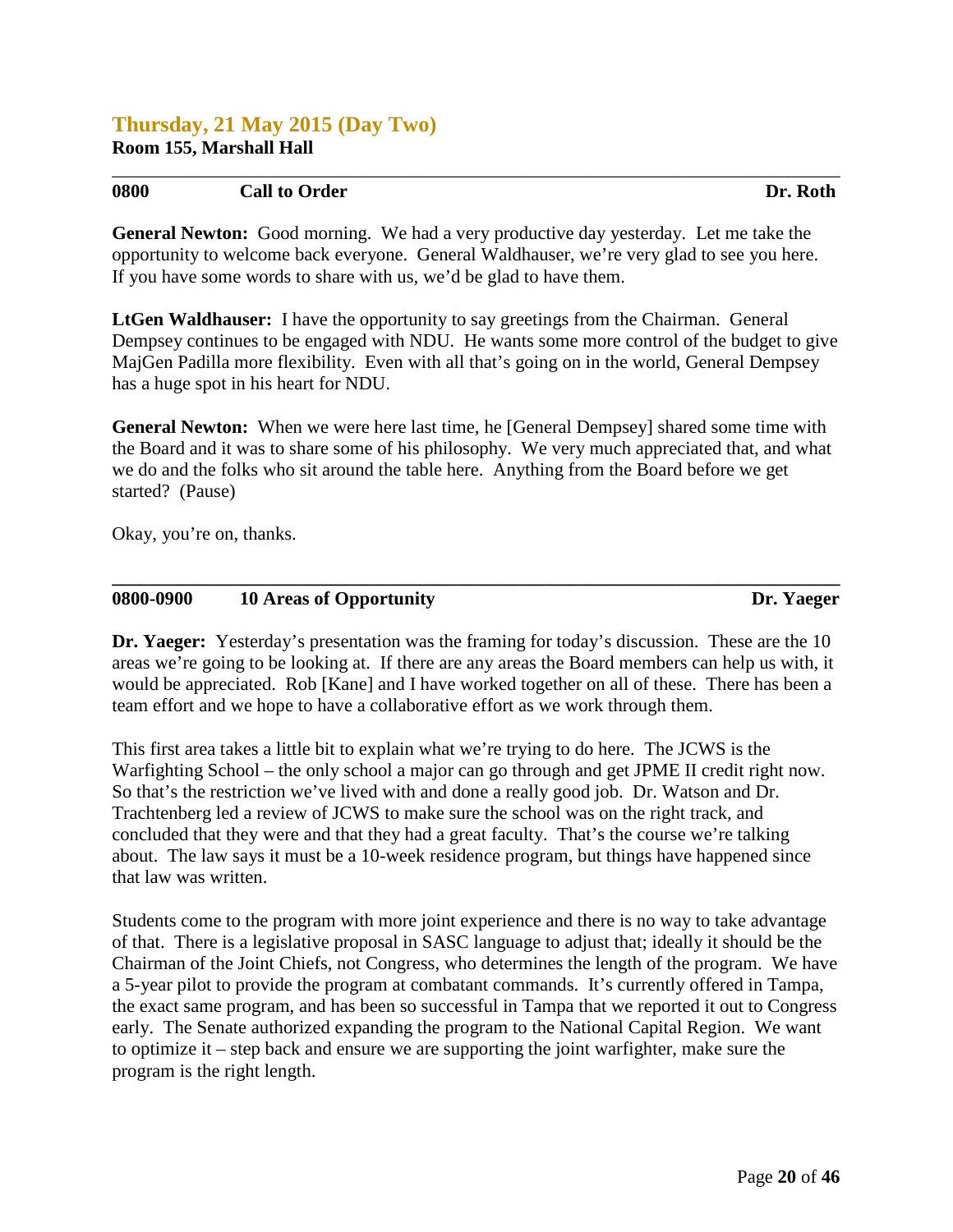## Thursday, 21 May 2015 (Day Two)

**Room 155, Marshall Hall**

---

**0800 Call to Order Dr. Roth**

**General Newton:** Good morning. We had a very productive day yesterday. Let me take the opportunity to welcome back everyone. General Waldhauser, we're very glad to see you here. If you have some words to share with us, we'd be glad to have them.

**LtGen Waldhauser:** I have the opportunity to say greetings from the Chairman. General Dempsey continues to be engaged with NDU. He wants some more control of the budget to give MajGen Padilla more flexibility. Even with all that's going on in the world, General Dempsey has a huge spot in his heart for NDU.

**General Newton:** When we were here last time, he [General Dempsey] shared some time with the Board and it was to share some of his philosophy. We very much appreciated that, and what we do and the folks who sit around the table here. Anything from the Board before we get started? (Pause)

Okay, you're on, thanks.

---

**0800-0900 10 Areas of Opportunity Dr. Yaeger**

**Dr. Yaeger:** Yesterday's presentation was the framing for today's discussion. These are the 10 areas we're going to be looking at. If there are any areas the Board members can help us with, it would be appreciated. Rob [Kane] and I have worked together on all of these. There has been a team effort and we hope to have a collaborative effort as we work through them.

This first area takes a little bit to explain what we're trying to do here. The JCWS is the Warfighting School – the only school a major can go through and get JPME II credit right now. So that's the restriction we've lived with and done a really good job. Dr. Watson and Dr. Trachtenberg led a review of JCWS to make sure the school was on the right track, and concluded that they were and that they had a great faculty. That's the course we're talking about. The law says it must be a 10-week residence program, but things have happened since that law was written.

Students come to the program with more joint experience and there is no way to take advantage of that. There is a legislative proposal in SASC language to adjust that; ideally it should be the Chairman of the Joint Chiefs, not Congress, who determines the length of the program. We have a 5-year pilot to provide the program at combatant commands. It's currently offered in Tampa, the exact same program, and has been so successful in Tampa that we reported it out to Congress early. The Senate authorized expanding the program to the National Capital Region. We want to optimize it – step back and ensure we are supporting the joint warfighter, make sure the program is the right length.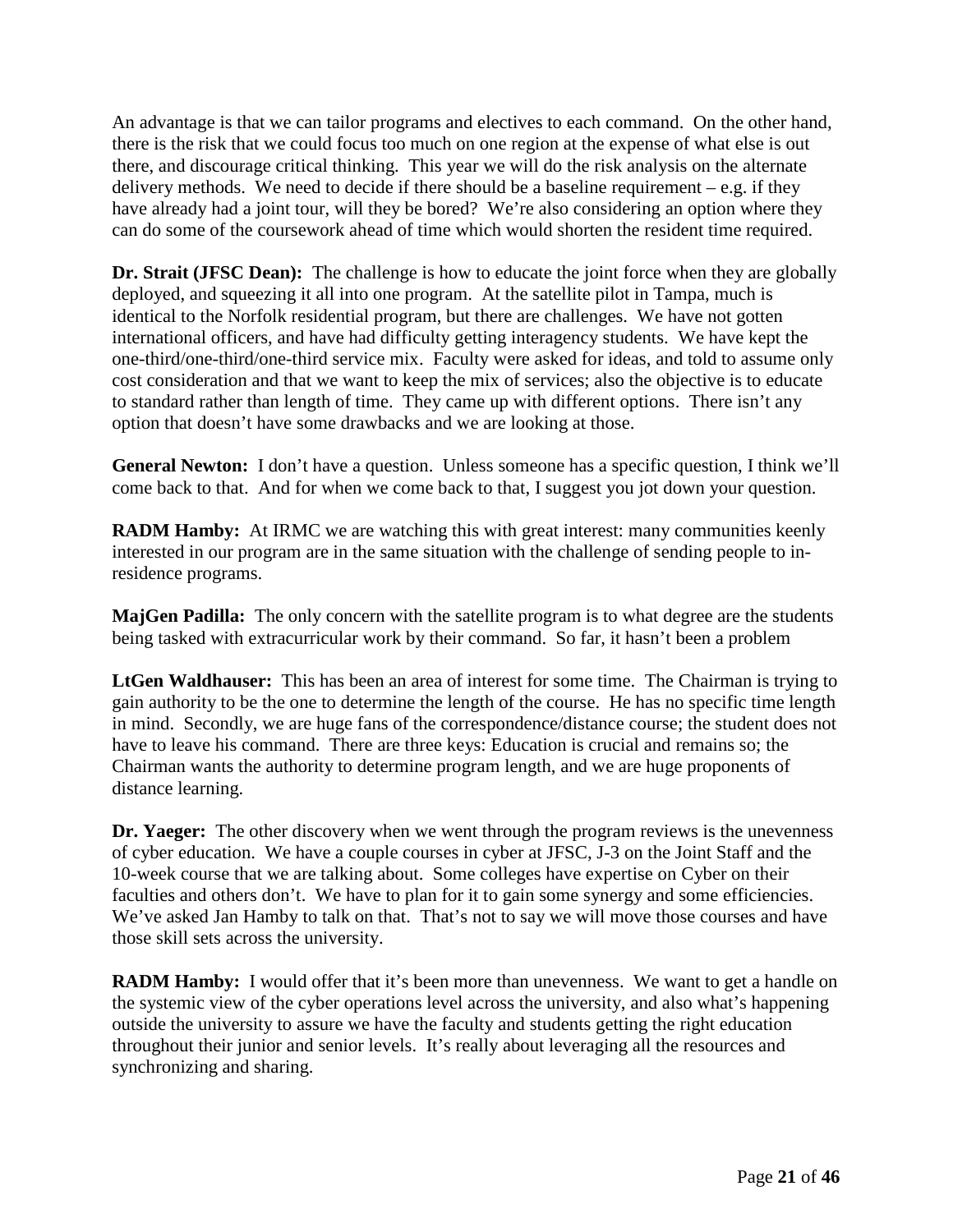An advantage is that we can tailor programs and electives to each command. On the other hand, there is the risk that we could focus too much on one region at the expense of what else is out there, and discourage critical thinking. This year we will do the risk analysis on the alternate delivery methods. We need to decide if there should be a baseline requirement – e.g. if they have already had a joint tour, will they be bored? We're also considering an option where they can do some of the coursework ahead of time which would shorten the resident time required.

**Dr. Strait (JFSC Dean):** The challenge is how to educate the joint force when they are globally deployed, and squeezing it all into one program. At the satellite pilot in Tampa, much is identical to the Norfolk residential program, but there are challenges. We have not gotten international officers, and have had difficulty getting interagency students. We have kept the one-third/one-third/one-third service mix. Faculty were asked for ideas, and told to assume only cost consideration and that we want to keep the mix of services; also the objective is to educate to standard rather than length of time. They came up with different options. There isn't any option that doesn't have some drawbacks and we are looking at those.

**General Newton:** I don't have a question. Unless someone has a specific question, I think we'll come back to that. And for when we come back to that, I suggest you jot down your question.

**RADM Hamby:** At IRMC we are watching this with great interest: many communities keenly interested in our program are in the same situation with the challenge of sending people to in-residence programs.

**MajGen Padilla:** The only concern with the satellite program is to what degree are the students being tasked with extracurricular work by their command. So far, it hasn't been a problem

**LtGen Waldhauser:** This has been an area of interest for some time. The Chairman is trying to gain authority to be the one to determine the length of the course. He has no specific time length in mind. Secondly, we are huge fans of the correspondence/distance course; the student does not have to leave his command. There are three keys: Education is crucial and remains so; the Chairman wants the authority to determine program length, and we are huge proponents of distance learning.

**Dr. Yaeger:** The other discovery when we went through the program reviews is the unevenness of cyber education. We have a couple courses in cyber at JFSC, J-3 on the Joint Staff and the 10-week course that we are talking about. Some colleges have expertise on Cyber on their faculties and others don't. We have to plan for it to gain some synergy and some efficiencies. We've asked Jan Hamby to talk on that. That's not to say we will move those courses and have those skill sets across the university.

**RADM Hamby:** I would offer that it's been more than unevenness. We want to get a handle on the systemic view of the cyber operations level across the university, and also what's happening outside the university to assure we have the faculty and students getting the right education throughout their junior and senior levels. It's really about leveraging all the resources and synchronizing and sharing.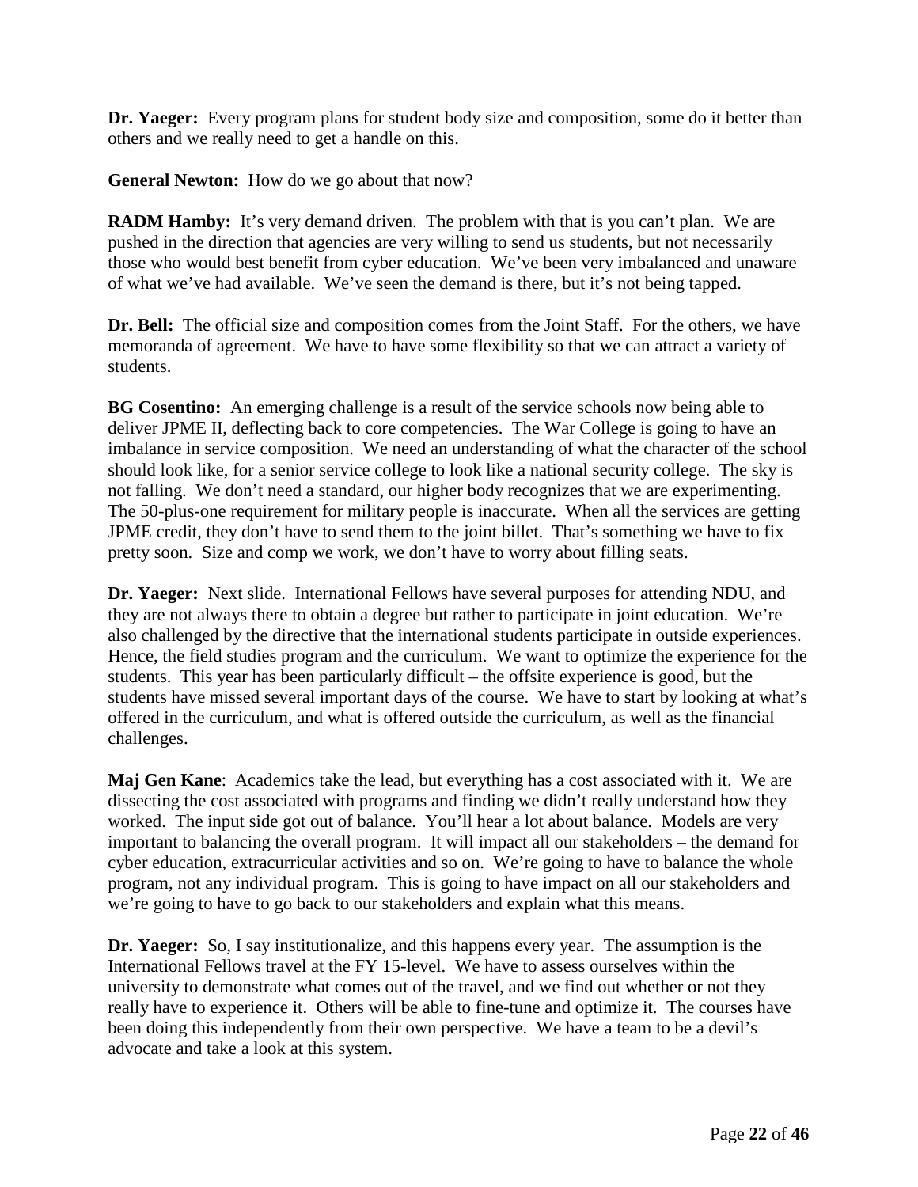**Dr. Yaeger:** Every program plans for student body size and composition, some do it better than others and we really need to get a handle on this.

**General Newton:** How do we go about that now?

**RADM Hamby:** It's very demand driven. The problem with that is you can't plan. We are pushed in the direction that agencies are very willing to send us students, but not necessarily those who would best benefit from cyber education. We've been very imbalanced and unaware of what we've had available. We've seen the demand is there, but it's not being tapped.

**Dr. Bell:** The official size and composition comes from the Joint Staff. For the others, we have memoranda of agreement. We have to have some flexibility so that we can attract a variety of students.

**BG Cosentino:** An emerging challenge is a result of the service schools now being able to deliver JPME II, deflecting back to core competencies. The War College is going to have an imbalance in service composition. We need an understanding of what the character of the school should look like, for a senior service college to look like a national security college. The sky is not falling. We don't need a standard, our higher body recognizes that we are experimenting. The 50-plus-one requirement for military people is inaccurate. When all the services are getting JPME credit, they don't have to send them to the joint billet. That's something we have to fix pretty soon. Size and comp we work, we don't have to worry about filling seats.

**Dr. Yaeger:** Next slide. International Fellows have several purposes for attending NDU, and they are not always there to obtain a degree but rather to participate in joint education. We're also challenged by the directive that the international students participate in outside experiences. Hence, the field studies program and the curriculum. We want to optimize the experience for the students. This year has been particularly difficult – the offsite experience is good, but the students have missed several important days of the course. We have to start by looking at what's offered in the curriculum, and what is offered outside the curriculum, as well as the financial challenges.

**Maj Gen Kane**: Academics take the lead, but everything has a cost associated with it. We are dissecting the cost associated with programs and finding we didn't really understand how they worked. The input side got out of balance. You'll hear a lot about balance. Models are very important to balancing the overall program. It will impact all our stakeholders – the demand for cyber education, extracurricular activities and so on. We're going to have to balance the whole program, not any individual program. This is going to have impact on all our stakeholders and we're going to have to go back to our stakeholders and explain what this means.

**Dr. Yaeger:** So, I say institutionalize, and this happens every year. The assumption is the International Fellows travel at the FY 15-level. We have to assess ourselves within the university to demonstrate what comes out of the travel, and we find out whether or not they really have to experience it. Others will be able to fine-tune and optimize it. The courses have been doing this independently from their own perspective. We have a team to be a devil's advocate and take a look at this system.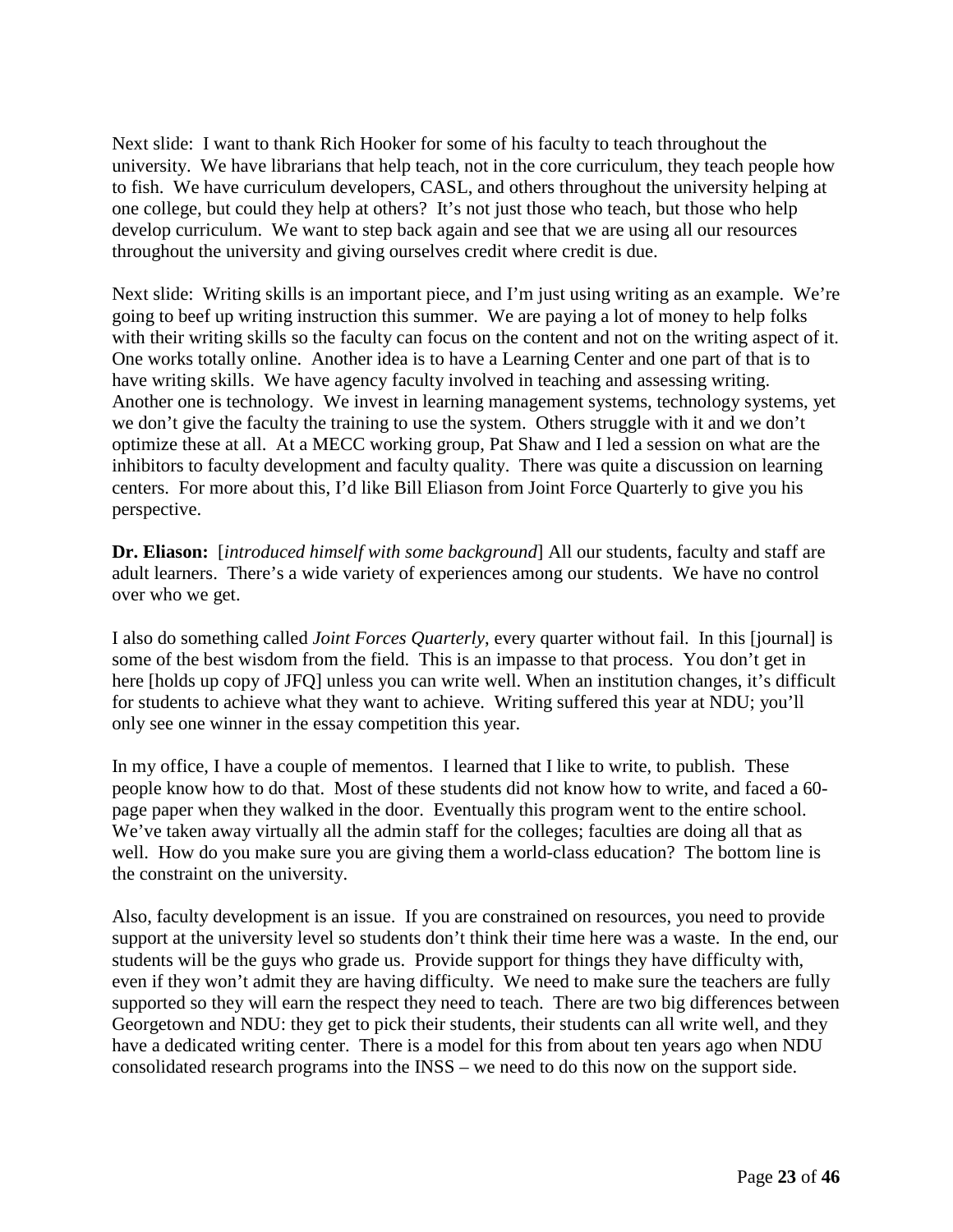Next slide: I want to thank Rich Hooker for some of his faculty to teach throughout the university. We have librarians that help teach, not in the core curriculum, they teach people how to fish. We have curriculum developers, CASL, and others throughout the university helping at one college, but could they help at others? It's not just those who teach, but those who help develop curriculum. We want to step back again and see that we are using all our resources throughout the university and giving ourselves credit where credit is due.

Next slide: Writing skills is an important piece, and I'm just using writing as an example. We're going to beef up writing instruction this summer. We are paying a lot of money to help folks with their writing skills so the faculty can focus on the content and not on the writing aspect of it. One works totally online. Another idea is to have a Learning Center and one part of that is to have writing skills. We have agency faculty involved in teaching and assessing writing. Another one is technology. We invest in learning management systems, technology systems, yet we don't give the faculty the training to use the system. Others struggle with it and we don't optimize these at all. At a MECC working group, Pat Shaw and I led a session on what are the inhibitors to faculty development and faculty quality. There was quite a discussion on learning centers. For more about this, I'd like Bill Eliason from Joint Force Quarterly to give you his perspective.

**Dr. Eliason:** [*introduced himself with some background*] All our students, faculty and staff are adult learners. There's a wide variety of experiences among our students. We have no control over who we get.

I also do something called *Joint Forces Quarterly*, every quarter without fail. In this [journal] is some of the best wisdom from the field. This is an impasse to that process. You don't get in here [holds up copy of JFQ] unless you can write well. When an institution changes, it's difficult for students to achieve what they want to achieve. Writing suffered this year at NDU; you'll only see one winner in the essay competition this year.

In my office, I have a couple of mementos. I learned that I like to write, to publish. These people know how to do that. Most of these students did not know how to write, and faced a 60-page paper when they walked in the door. Eventually this program went to the entire school. We've taken away virtually all the admin staff for the colleges; faculties are doing all that as well. How do you make sure you are giving them a world-class education? The bottom line is the constraint on the university.

Also, faculty development is an issue. If you are constrained on resources, you need to provide support at the university level so students don't think their time here was a waste. In the end, our students will be the guys who grade us. Provide support for things they have difficulty with, even if they won't admit they are having difficulty. We need to make sure the teachers are fully supported so they will earn the respect they need to teach. There are two big differences between Georgetown and NDU: they get to pick their students, their students can all write well, and they have a dedicated writing center. There is a model for this from about ten years ago when NDU consolidated research programs into the INSS – we need to do this now on the support side.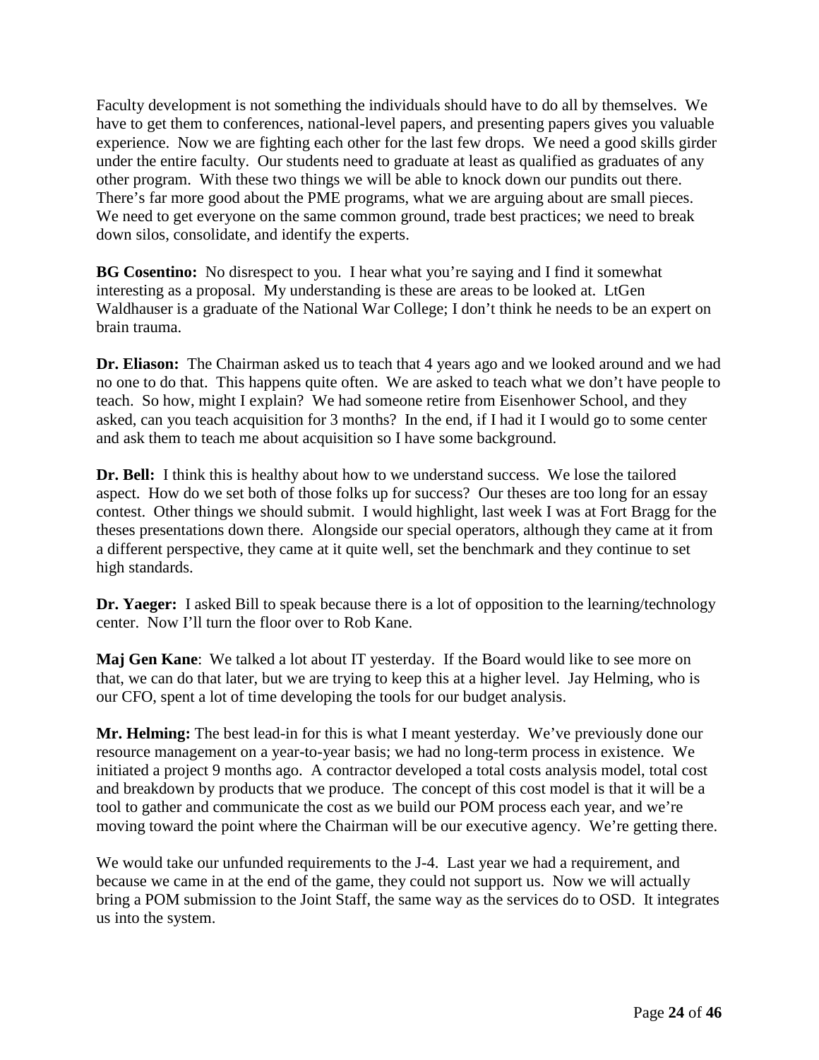Faculty development is not something the individuals should have to do all by themselves. We have to get them to conferences, national-level papers, and presenting papers gives you valuable experience. Now we are fighting each other for the last few drops. We need a good skills girder under the entire faculty. Our students need to graduate at least as qualified as graduates of any other program. With these two things we will be able to knock down our pundits out there. There's far more good about the PME programs, what we are arguing about are small pieces. We need to get everyone on the same common ground, trade best practices; we need to break down silos, consolidate, and identify the experts.

**BG Cosentino:** No disrespect to you. I hear what you're saying and I find it somewhat interesting as a proposal. My understanding is these are areas to be looked at. LtGen Waldhauser is a graduate of the National War College; I don't think he needs to be an expert on brain trauma.

**Dr. Eliason:** The Chairman asked us to teach that 4 years ago and we looked around and we had no one to do that. This happens quite often. We are asked to teach what we don't have people to teach. So how, might I explain? We had someone retire from Eisenhower School, and they asked, can you teach acquisition for 3 months? In the end, if I had it I would go to some center and ask them to teach me about acquisition so I have some background.

**Dr. Bell:** I think this is healthy about how to we understand success. We lose the tailored aspect. How do we set both of those folks up for success? Our theses are too long for an essay contest. Other things we should submit. I would highlight, last week I was at Fort Bragg for the theses presentations down there. Alongside our special operators, although they came at it from a different perspective, they came at it quite well, set the benchmark and they continue to set high standards.

**Dr. Yaeger:** I asked Bill to speak because there is a lot of opposition to the learning/technology center. Now I'll turn the floor over to Rob Kane.

**Maj Gen Kane**: We talked a lot about IT yesterday. If the Board would like to see more on that, we can do that later, but we are trying to keep this at a higher level. Jay Helming, who is our CFO, spent a lot of time developing the tools for our budget analysis.

**Mr. Helming:** The best lead-in for this is what I meant yesterday. We've previously done our resource management on a year-to-year basis; we had no long-term process in existence. We initiated a project 9 months ago. A contractor developed a total costs analysis model, total cost and breakdown by products that we produce. The concept of this cost model is that it will be a tool to gather and communicate the cost as we build our POM process each year, and we're moving toward the point where the Chairman will be our executive agency. We're getting there.

We would take our unfunded requirements to the J-4. Last year we had a requirement, and because we came in at the end of the game, they could not support us. Now we will actually bring a POM submission to the Joint Staff, the same way as the services do to OSD. It integrates us into the system.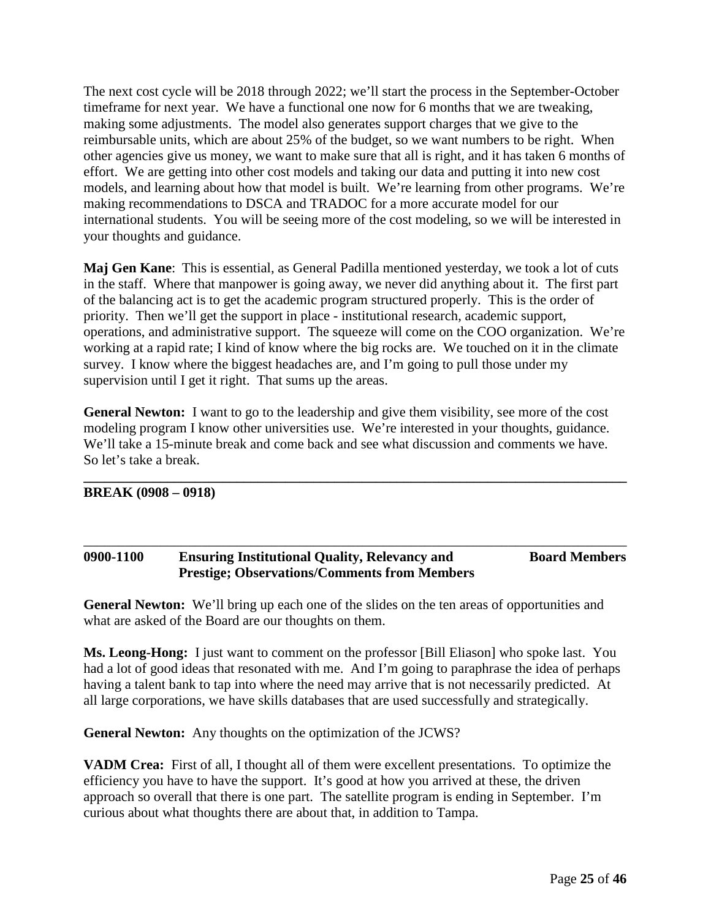The next cost cycle will be 2018 through 2022; we'll start the process in the September-October timeframe for next year. We have a functional one now for 6 months that we are tweaking, making some adjustments. The model also generates support charges that we give to the reimbursable units, which are about 25% of the budget, so we want numbers to be right. When other agencies give us money, we want to make sure that all is right, and it has taken 6 months of effort. We are getting into other cost models and taking our data and putting it into new cost models, and learning about how that model is built. We're learning from other programs. We're making recommendations to DSCA and TRADOC for a more accurate model for our international students. You will be seeing more of the cost modeling, so we will be interested in your thoughts and guidance.

**Maj Gen Kane**: This is essential, as General Padilla mentioned yesterday, we took a lot of cuts in the staff. Where that manpower is going away, we never did anything about it. The first part of the balancing act is to get the academic program structured properly. This is the order of priority. Then we'll get the support in place - institutional research, academic support, operations, and administrative support. The squeeze will come on the COO organization. We're working at a rapid rate; I kind of know where the big rocks are. We touched on it in the climate survey. I know where the biggest headaches are, and I'm going to pull those under my supervision until I get it right. That sums up the areas.

**General Newton:** I want to go to the leadership and give them visibility, see more of the cost modeling program I know other universities use. We're interested in your thoughts, guidance. We'll take a 15-minute break and come back and see what discussion and comments we have. So let's take a break.

---

**BREAK (0908 – 0918)**

---

| **0900-1100** | **Ensuring Institutional Quality, Relevancy and Prestige; Observations/Comments from Members** | **Board Members** |
|---|---|---|

**General Newton:** We'll bring up each one of the slides on the ten areas of opportunities and what are asked of the Board are our thoughts on them.

**Ms. Leong-Hong:** I just want to comment on the professor [Bill Eliason] who spoke last. You had a lot of good ideas that resonated with me. And I'm going to paraphrase the idea of perhaps having a talent bank to tap into where the need may arrive that is not necessarily predicted. At all large corporations, we have skills databases that are used successfully and strategically.

**General Newton:** Any thoughts on the optimization of the JCWS?

**VADM Crea:** First of all, I thought all of them were excellent presentations. To optimize the efficiency you have to have the support. It's good at how you arrived at these, the driven approach so overall that there is one part. The satellite program is ending in September. I'm curious about what thoughts there are about that, in addition to Tampa.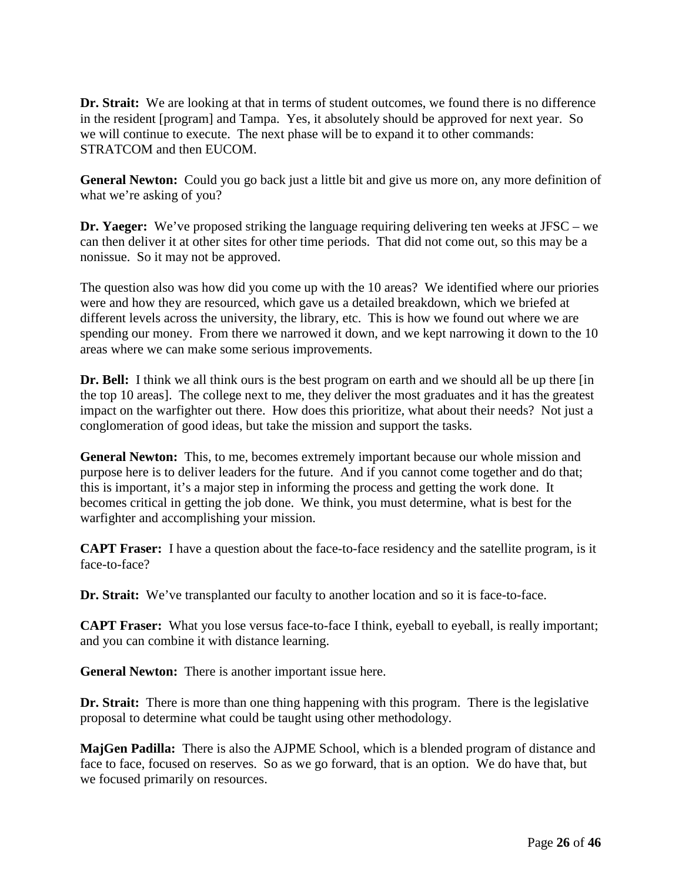**Dr. Strait:** We are looking at that in terms of student outcomes, we found there is no difference in the resident [program] and Tampa. Yes, it absolutely should be approved for next year. So we will continue to execute. The next phase will be to expand it to other commands: STRATCOM and then EUCOM.

**General Newton:** Could you go back just a little bit and give us more on, any more definition of what we're asking of you?

**Dr. Yaeger:** We've proposed striking the language requiring delivering ten weeks at JFSC – we can then deliver it at other sites for other time periods. That did not come out, so this may be a nonissue. So it may not be approved.

The question also was how did you come up with the 10 areas? We identified where our priories were and how they are resourced, which gave us a detailed breakdown, which we briefed at different levels across the university, the library, etc. This is how we found out where we are spending our money. From there we narrowed it down, and we kept narrowing it down to the 10 areas where we can make some serious improvements.

**Dr. Bell:** I think we all think ours is the best program on earth and we should all be up there [in the top 10 areas]. The college next to me, they deliver the most graduates and it has the greatest impact on the warfighter out there. How does this prioritize, what about their needs? Not just a conglomeration of good ideas, but take the mission and support the tasks.

**General Newton:** This, to me, becomes extremely important because our whole mission and purpose here is to deliver leaders for the future. And if you cannot come together and do that; this is important, it's a major step in informing the process and getting the work done. It becomes critical in getting the job done. We think, you must determine, what is best for the warfighter and accomplishing your mission.

**CAPT Fraser:** I have a question about the face-to-face residency and the satellite program, is it face-to-face?

**Dr. Strait:** We've transplanted our faculty to another location and so it is face-to-face.

**CAPT Fraser:** What you lose versus face-to-face I think, eyeball to eyeball, is really important; and you can combine it with distance learning.

**General Newton:** There is another important issue here.

**Dr. Strait:** There is more than one thing happening with this program. There is the legislative proposal to determine what could be taught using other methodology.

**MajGen Padilla:** There is also the AJPME School, which is a blended program of distance and face to face, focused on reserves. So as we go forward, that is an option. We do have that, but we focused primarily on resources.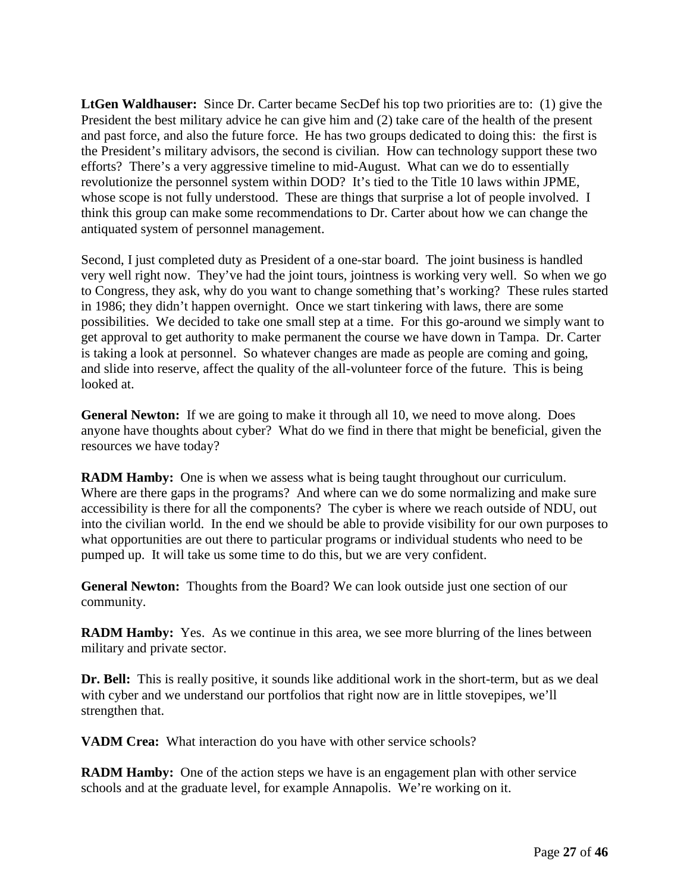**LtGen Waldhauser:** Since Dr. Carter became SecDef his top two priorities are to: (1) give the President the best military advice he can give him and (2) take care of the health of the present and past force, and also the future force. He has two groups dedicated to doing this: the first is the President's military advisors, the second is civilian. How can technology support these two efforts? There's a very aggressive timeline to mid-August. What can we do to essentially revolutionize the personnel system within DOD? It's tied to the Title 10 laws within JPME, whose scope is not fully understood. These are things that surprise a lot of people involved. I think this group can make some recommendations to Dr. Carter about how we can change the antiquated system of personnel management.

Second, I just completed duty as President of a one-star board. The joint business is handled very well right now. They've had the joint tours, jointness is working very well. So when we go to Congress, they ask, why do you want to change something that's working? These rules started in 1986; they didn't happen overnight. Once we start tinkering with laws, there are some possibilities. We decided to take one small step at a time. For this go-around we simply want to get approval to get authority to make permanent the course we have down in Tampa. Dr. Carter is taking a look at personnel. So whatever changes are made as people are coming and going, and slide into reserve, affect the quality of the all-volunteer force of the future. This is being looked at.

**General Newton:** If we are going to make it through all 10, we need to move along. Does anyone have thoughts about cyber? What do we find in there that might be beneficial, given the resources we have today?

**RADM Hamby:** One is when we assess what is being taught throughout our curriculum. Where are there gaps in the programs? And where can we do some normalizing and make sure accessibility is there for all the components? The cyber is where we reach outside of NDU, out into the civilian world. In the end we should be able to provide visibility for our own purposes to what opportunities are out there to particular programs or individual students who need to be pumped up. It will take us some time to do this, but we are very confident.

**General Newton:** Thoughts from the Board? We can look outside just one section of our community.

**RADM Hamby:** Yes. As we continue in this area, we see more blurring of the lines between military and private sector.

**Dr. Bell:** This is really positive, it sounds like additional work in the short-term, but as we deal with cyber and we understand our portfolios that right now are in little stovepipes, we'll strengthen that.

**VADM Crea:** What interaction do you have with other service schools?

**RADM Hamby:** One of the action steps we have is an engagement plan with other service schools and at the graduate level, for example Annapolis. We're working on it.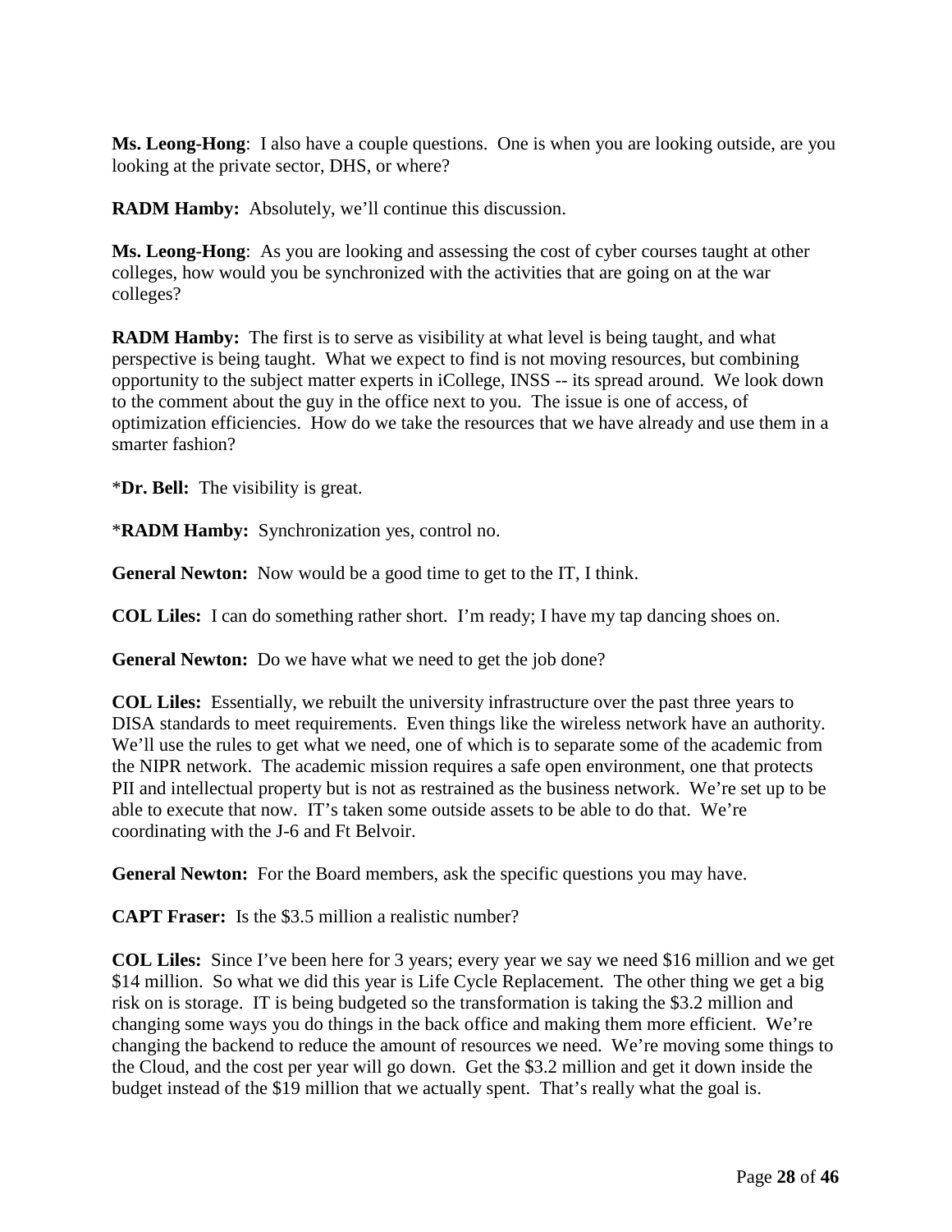**Ms. Leong-Hong**: I also have a couple questions. One is when you are looking outside, are you looking at the private sector, DHS, or where?

**RADM Hamby:** Absolutely, we'll continue this discussion.

**Ms. Leong-Hong**: As you are looking and assessing the cost of cyber courses taught at other colleges, how would you be synchronized with the activities that are going on at the war colleges?

**RADM Hamby:** The first is to serve as visibility at what level is being taught, and what perspective is being taught. What we expect to find is not moving resources, but combining opportunity to the subject matter experts in iCollege, INSS -- its spread around. We look down to the comment about the guy in the office next to you. The issue is one of access, of optimization efficiencies. How do we take the resources that we have already and use them in a smarter fashion?

*​**Dr. Bell:** The visibility is great.

*​**RADM Hamby:** Synchronization yes, control no.

**General Newton:** Now would be a good time to get to the IT, I think.

**COL Liles:** I can do something rather short. I'm ready; I have my tap dancing shoes on.

**General Newton:** Do we have what we need to get the job done?

**COL Liles:** Essentially, we rebuilt the university infrastructure over the past three years to DISA standards to meet requirements. Even things like the wireless network have an authority. We'll use the rules to get what we need, one of which is to separate some of the academic from the NIPR network. The academic mission requires a safe open environment, one that protects PII and intellectual property but is not as restrained as the business network. We're set up to be able to execute that now. IT's taken some outside assets to be able to do that. We're coordinating with the J-6 and Ft Belvoir.

**General Newton:** For the Board members, ask the specific questions you may have.

**CAPT Fraser:** Is the $3.5 million a realistic number?

**COL Liles:** Since I've been here for 3 years; every year we say we need $16 million and we get $14 million. So what we did this year is Life Cycle Replacement. The other thing we get a big risk on is storage. IT is being budgeted so the transformation is taking the $3.2 million and changing some ways you do things in the back office and making them more efficient. We're changing the backend to reduce the amount of resources we need. We're moving some things to the Cloud, and the cost per year will go down. Get the $3.2 million and get it down inside the budget instead of the $19 million that we actually spent. That's really what the goal is.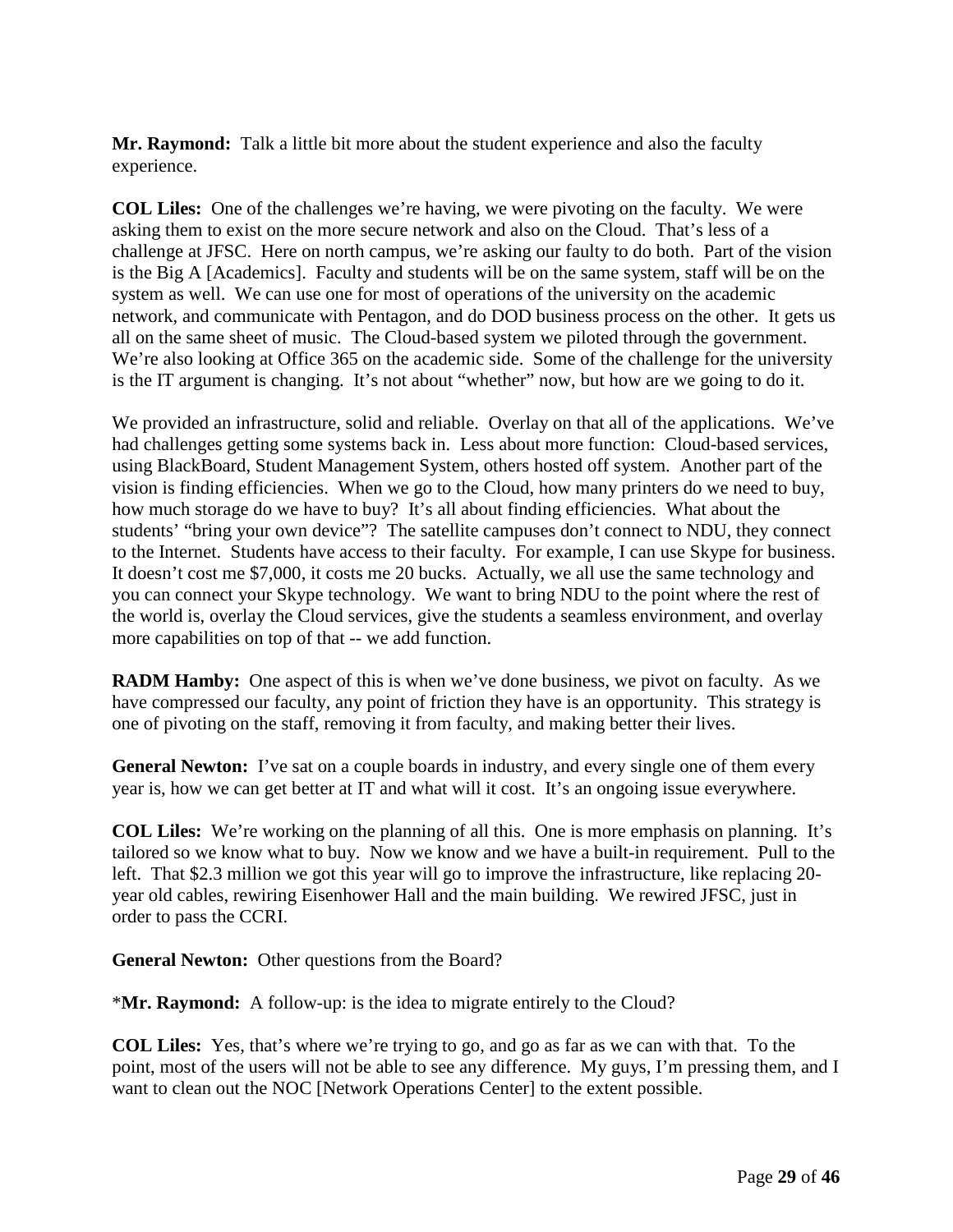**Mr. Raymond:** Talk a little bit more about the student experience and also the faculty experience.

**COL Liles:** One of the challenges we're having, we were pivoting on the faculty. We were asking them to exist on the more secure network and also on the Cloud. That's less of a challenge at JFSC. Here on north campus, we're asking our faulty to do both. Part of the vision is the Big A [Academics]. Faculty and students will be on the same system, staff will be on the system as well. We can use one for most of operations of the university on the academic network, and communicate with Pentagon, and do DOD business process on the other. It gets us all on the same sheet of music. The Cloud-based system we piloted through the government. We're also looking at Office 365 on the academic side. Some of the challenge for the university is the IT argument is changing. It's not about "whether" now, but how are we going to do it.

We provided an infrastructure, solid and reliable. Overlay on that all of the applications. We've had challenges getting some systems back in. Less about more function: Cloud-based services, using BlackBoard, Student Management System, others hosted off system. Another part of the vision is finding efficiencies. When we go to the Cloud, how many printers do we need to buy, how much storage do we have to buy? It's all about finding efficiencies. What about the students' "bring your own device"? The satellite campuses don't connect to NDU, they connect to the Internet. Students have access to their faculty. For example, I can use Skype for business. It doesn't cost me $7,000, it costs me 20 bucks. Actually, we all use the same technology and you can connect your Skype technology. We want to bring NDU to the point where the rest of the world is, overlay the Cloud services, give the students a seamless environment, and overlay more capabilities on top of that -- we add function.

**RADM Hamby:** One aspect of this is when we've done business, we pivot on faculty. As we have compressed our faculty, any point of friction they have is an opportunity. This strategy is one of pivoting on the staff, removing it from faculty, and making better their lives.

**General Newton:** I've sat on a couple boards in industry, and every single one of them every year is, how we can get better at IT and what will it cost. It's an ongoing issue everywhere.

**COL Liles:** We're working on the planning of all this. One is more emphasis on planning. It's tailored so we know what to buy. Now we know and we have a built-in requirement. Pull to the left. That $2.3 million we got this year will go to improve the infrastructure, like replacing 20-year old cables, rewiring Eisenhower Hall and the main building. We rewired JFSC, just in order to pass the CCRI.

**General Newton:** Other questions from the Board?

*__Mr. Raymond:__ A follow-up: is the idea to migrate entirely to the Cloud?

**COL Liles:** Yes, that's where we're trying to go, and go as far as we can with that. To the point, most of the users will not be able to see any difference. My guys, I'm pressing them, and I want to clean out the NOC [Network Operations Center] to the extent possible.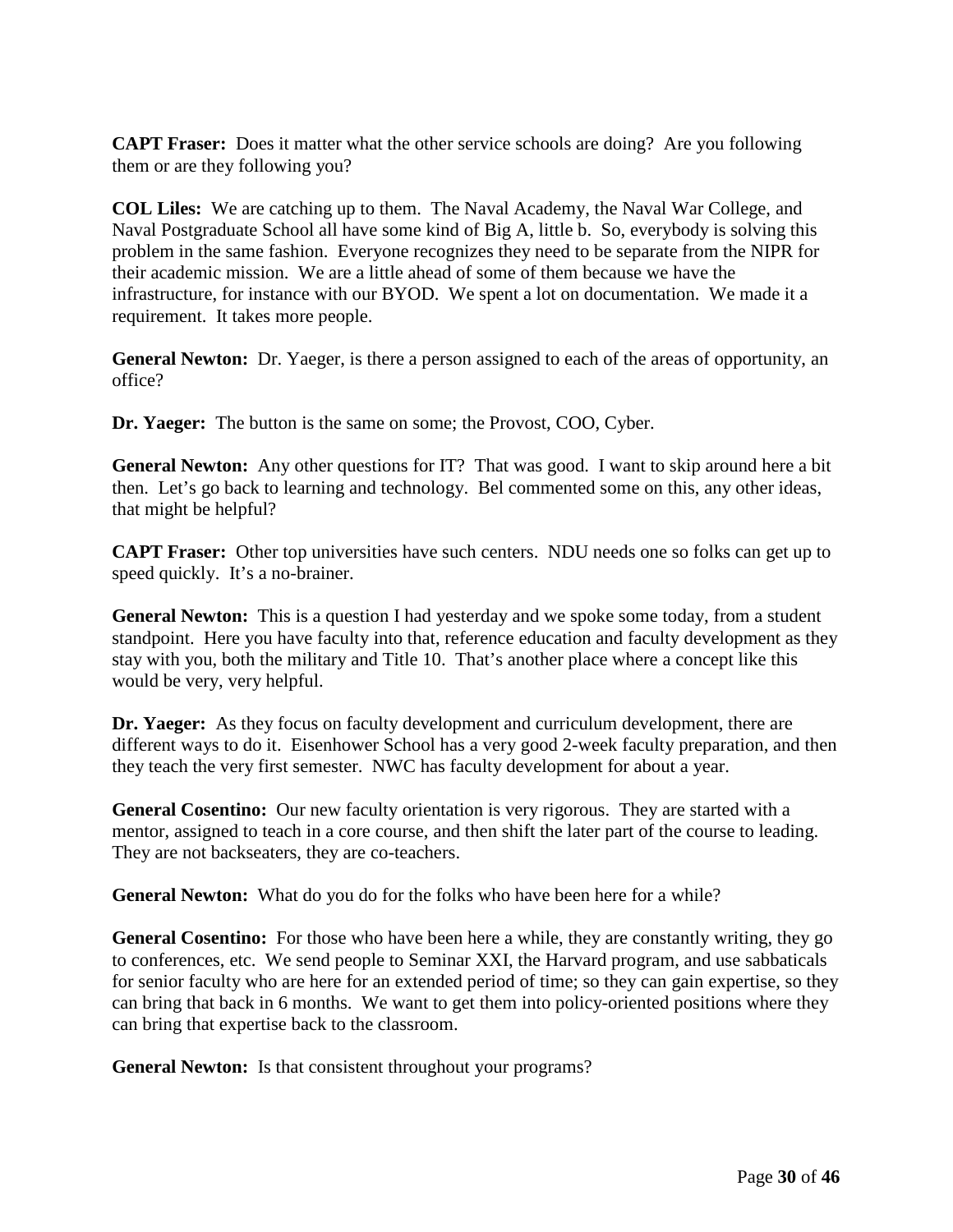**CAPT Fraser:** Does it matter what the other service schools are doing? Are you following them or are they following you?

**COL Liles:** We are catching up to them. The Naval Academy, the Naval War College, and Naval Postgraduate School all have some kind of Big A, little b. So, everybody is solving this problem in the same fashion. Everyone recognizes they need to be separate from the NIPR for their academic mission. We are a little ahead of some of them because we have the infrastructure, for instance with our BYOD. We spent a lot on documentation. We made it a requirement. It takes more people.

**General Newton:** Dr. Yaeger, is there a person assigned to each of the areas of opportunity, an office?

**Dr. Yaeger:** The button is the same on some; the Provost, COO, Cyber.

**General Newton:** Any other questions for IT? That was good. I want to skip around here a bit then. Let's go back to learning and technology. Bel commented some on this, any other ideas, that might be helpful?

**CAPT Fraser:** Other top universities have such centers. NDU needs one so folks can get up to speed quickly. It's a no-brainer.

**General Newton:** This is a question I had yesterday and we spoke some today, from a student standpoint. Here you have faculty into that, reference education and faculty development as they stay with you, both the military and Title 10. That's another place where a concept like this would be very, very helpful.

**Dr. Yaeger:** As they focus on faculty development and curriculum development, there are different ways to do it. Eisenhower School has a very good 2-week faculty preparation, and then they teach the very first semester. NWC has faculty development for about a year.

**General Cosentino:** Our new faculty orientation is very rigorous. They are started with a mentor, assigned to teach in a core course, and then shift the later part of the course to leading. They are not backseaters, they are co-teachers.

**General Newton:** What do you do for the folks who have been here for a while?

**General Cosentino:** For those who have been here a while, they are constantly writing, they go to conferences, etc. We send people to Seminar XXI, the Harvard program, and use sabbaticals for senior faculty who are here for an extended period of time; so they can gain expertise, so they can bring that back in 6 months. We want to get them into policy-oriented positions where they can bring that expertise back to the classroom.

**General Newton:** Is that consistent throughout your programs?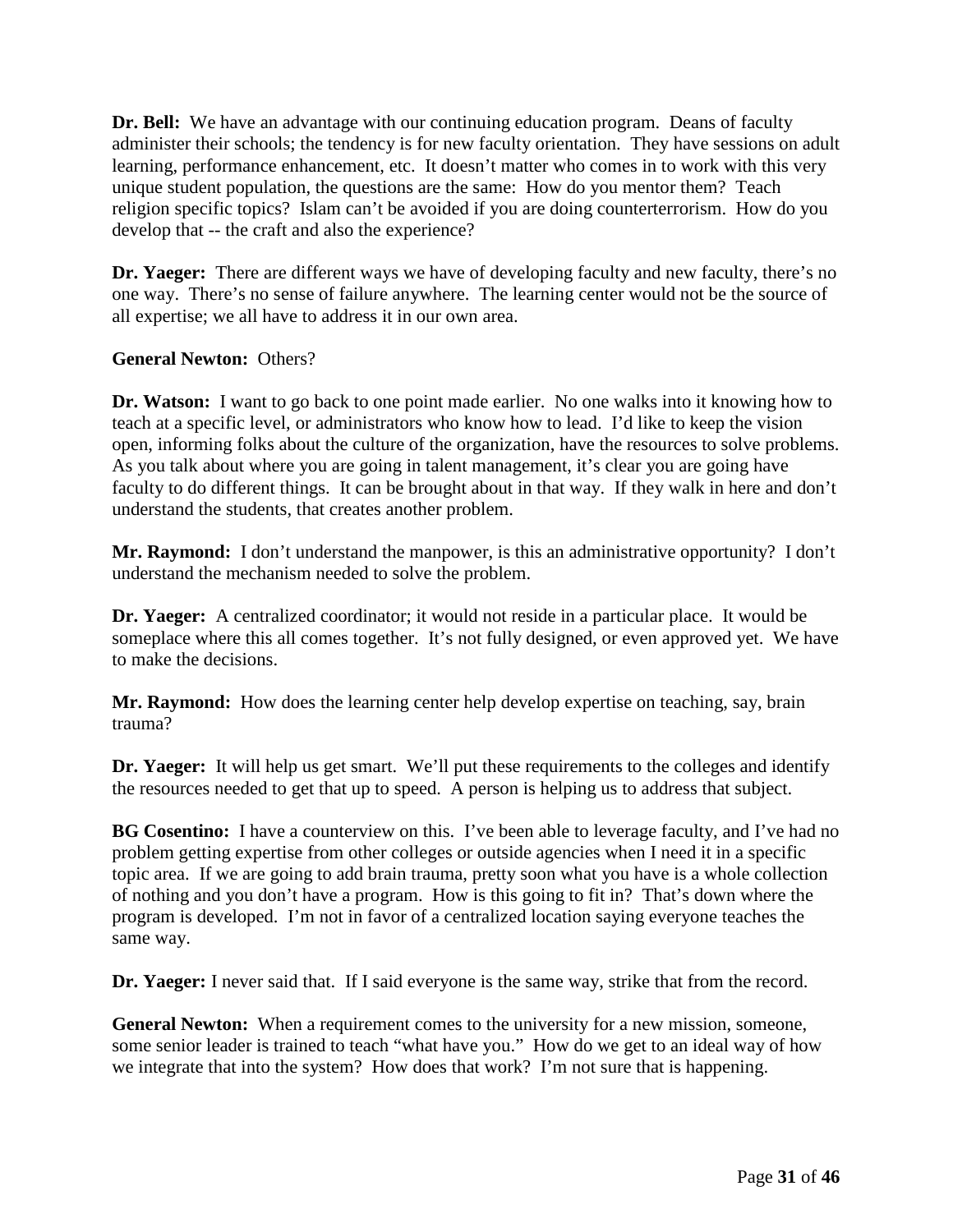**Dr. Bell:** We have an advantage with our continuing education program. Deans of faculty administer their schools; the tendency is for new faculty orientation. They have sessions on adult learning, performance enhancement, etc. It doesn't matter who comes in to work with this very unique student population, the questions are the same: How do you mentor them? Teach religion specific topics? Islam can't be avoided if you are doing counterterrorism. How do you develop that -- the craft and also the experience?

**Dr. Yaeger:** There are different ways we have of developing faculty and new faculty, there's no one way. There's no sense of failure anywhere. The learning center would not be the source of all expertise; we all have to address it in our own area.

**General Newton:** Others?

**Dr. Watson:** I want to go back to one point made earlier. No one walks into it knowing how to teach at a specific level, or administrators who know how to lead. I'd like to keep the vision open, informing folks about the culture of the organization, have the resources to solve problems. As you talk about where you are going in talent management, it's clear you are going have faculty to do different things. It can be brought about in that way. If they walk in here and don't understand the students, that creates another problem.

**Mr. Raymond:** I don't understand the manpower, is this an administrative opportunity? I don't understand the mechanism needed to solve the problem.

**Dr. Yaeger:** A centralized coordinator; it would not reside in a particular place. It would be someplace where this all comes together. It's not fully designed, or even approved yet. We have to make the decisions.

**Mr. Raymond:** How does the learning center help develop expertise on teaching, say, brain trauma?

**Dr. Yaeger:** It will help us get smart. We'll put these requirements to the colleges and identify the resources needed to get that up to speed. A person is helping us to address that subject.

**BG Cosentino:** I have a counterview on this. I've been able to leverage faculty, and I've had no problem getting expertise from other colleges or outside agencies when I need it in a specific topic area. If we are going to add brain trauma, pretty soon what you have is a whole collection of nothing and you don't have a program. How is this going to fit in? That's down where the program is developed. I'm not in favor of a centralized location saying everyone teaches the same way.

**Dr. Yaeger:** I never said that. If I said everyone is the same way, strike that from the record.

**General Newton:** When a requirement comes to the university for a new mission, someone, some senior leader is trained to teach "what have you." How do we get to an ideal way of how we integrate that into the system? How does that work? I'm not sure that is happening.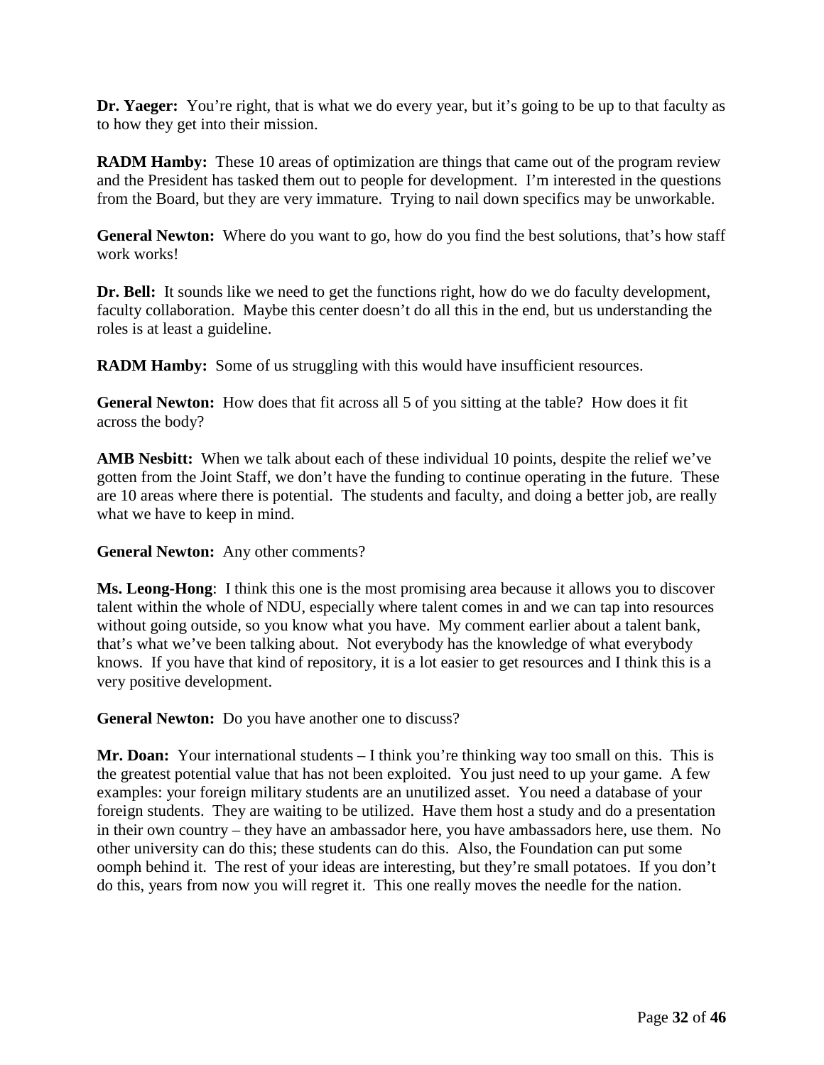**Dr. Yaeger:** You're right, that is what we do every year, but it's going to be up to that faculty as to how they get into their mission.

**RADM Hamby:** These 10 areas of optimization are things that came out of the program review and the President has tasked them out to people for development. I'm interested in the questions from the Board, but they are very immature. Trying to nail down specifics may be unworkable.

**General Newton:** Where do you want to go, how do you find the best solutions, that's how staff work works!

**Dr. Bell:** It sounds like we need to get the functions right, how do we do faculty development, faculty collaboration. Maybe this center doesn't do all this in the end, but us understanding the roles is at least a guideline.

**RADM Hamby:** Some of us struggling with this would have insufficient resources.

**General Newton:** How does that fit across all 5 of you sitting at the table? How does it fit across the body?

**AMB Nesbitt:** When we talk about each of these individual 10 points, despite the relief we've gotten from the Joint Staff, we don't have the funding to continue operating in the future. These are 10 areas where there is potential. The students and faculty, and doing a better job, are really what we have to keep in mind.

**General Newton:** Any other comments?

**Ms. Leong-Hong**: I think this one is the most promising area because it allows you to discover talent within the whole of NDU, especially where talent comes in and we can tap into resources without going outside, so you know what you have. My comment earlier about a talent bank, that's what we've been talking about. Not everybody has the knowledge of what everybody knows. If you have that kind of repository, it is a lot easier to get resources and I think this is a very positive development.

**General Newton:** Do you have another one to discuss?

**Mr. Doan:** Your international students – I think you're thinking way too small on this. This is the greatest potential value that has not been exploited. You just need to up your game. A few examples: your foreign military students are an unutilized asset. You need a database of your foreign students. They are waiting to be utilized. Have them host a study and do a presentation in their own country – they have an ambassador here, you have ambassadors here, use them. No other university can do this; these students can do this. Also, the Foundation can put some oomph behind it. The rest of your ideas are interesting, but they're small potatoes. If you don't do this, years from now you will regret it. This one really moves the needle for the nation.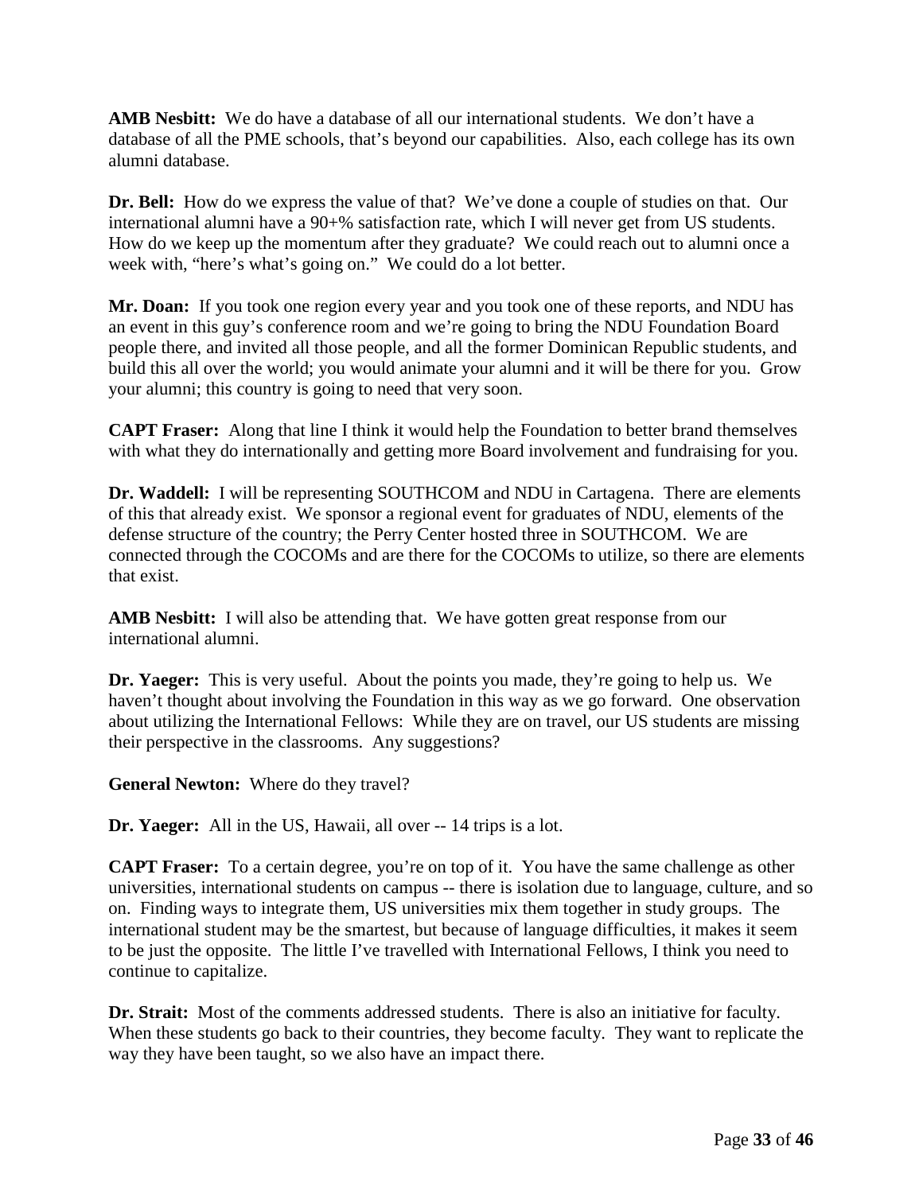**AMB Nesbitt:** We do have a database of all our international students. We don't have a database of all the PME schools, that's beyond our capabilities. Also, each college has its own alumni database.

**Dr. Bell:** How do we express the value of that? We've done a couple of studies on that. Our international alumni have a 90+% satisfaction rate, which I will never get from US students. How do we keep up the momentum after they graduate? We could reach out to alumni once a week with, "here's what's going on." We could do a lot better.

**Mr. Doan:** If you took one region every year and you took one of these reports, and NDU has an event in this guy's conference room and we're going to bring the NDU Foundation Board people there, and invited all those people, and all the former Dominican Republic students, and build this all over the world; you would animate your alumni and it will be there for you. Grow your alumni; this country is going to need that very soon.

**CAPT Fraser:** Along that line I think it would help the Foundation to better brand themselves with what they do internationally and getting more Board involvement and fundraising for you.

**Dr. Waddell:** I will be representing SOUTHCOM and NDU in Cartagena. There are elements of this that already exist. We sponsor a regional event for graduates of NDU, elements of the defense structure of the country; the Perry Center hosted three in SOUTHCOM. We are connected through the COCOMs and are there for the COCOMs to utilize, so there are elements that exist.

**AMB Nesbitt:** I will also be attending that. We have gotten great response from our international alumni.

**Dr. Yaeger:** This is very useful. About the points you made, they're going to help us. We haven't thought about involving the Foundation in this way as we go forward. One observation about utilizing the International Fellows: While they are on travel, our US students are missing their perspective in the classrooms. Any suggestions?

**General Newton:** Where do they travel?

**Dr. Yaeger:** All in the US, Hawaii, all over -- 14 trips is a lot.

**CAPT Fraser:** To a certain degree, you're on top of it. You have the same challenge as other universities, international students on campus -- there is isolation due to language, culture, and so on. Finding ways to integrate them, US universities mix them together in study groups. The international student may be the smartest, but because of language difficulties, it makes it seem to be just the opposite. The little I've travelled with International Fellows, I think you need to continue to capitalize.

**Dr. Strait:** Most of the comments addressed students. There is also an initiative for faculty. When these students go back to their countries, they become faculty. They want to replicate the way they have been taught, so we also have an impact there.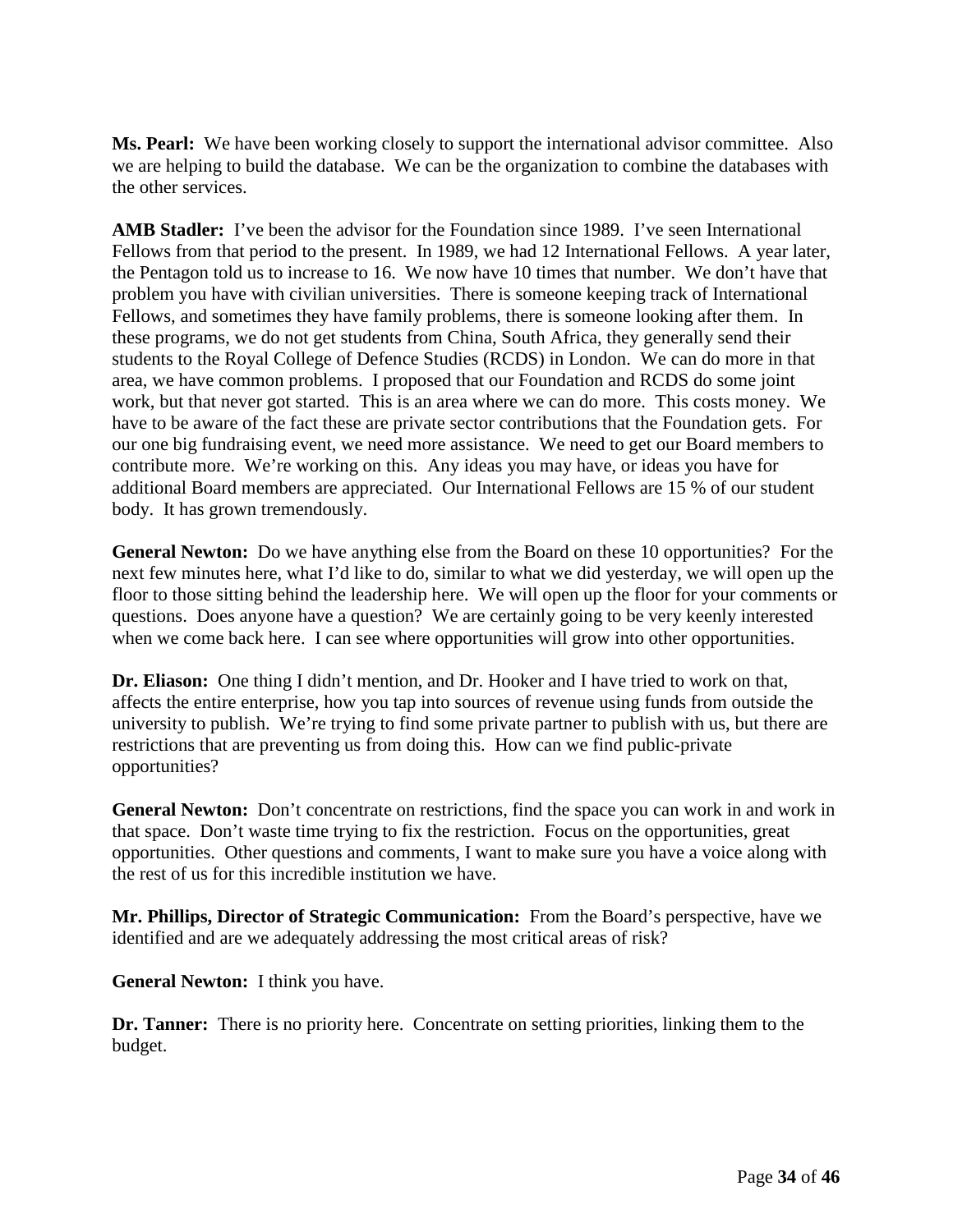**Ms. Pearl:** We have been working closely to support the international advisor committee. Also we are helping to build the database. We can be the organization to combine the databases with the other services.

**AMB Stadler:** I've been the advisor for the Foundation since 1989. I've seen International Fellows from that period to the present. In 1989, we had 12 International Fellows. A year later, the Pentagon told us to increase to 16. We now have 10 times that number. We don't have that problem you have with civilian universities. There is someone keeping track of International Fellows, and sometimes they have family problems, there is someone looking after them. In these programs, we do not get students from China, South Africa, they generally send their students to the Royal College of Defence Studies (RCDS) in London. We can do more in that area, we have common problems. I proposed that our Foundation and RCDS do some joint work, but that never got started. This is an area where we can do more. This costs money. We have to be aware of the fact these are private sector contributions that the Foundation gets. For our one big fundraising event, we need more assistance. We need to get our Board members to contribute more. We're working on this. Any ideas you may have, or ideas you have for additional Board members are appreciated. Our International Fellows are 15 % of our student body. It has grown tremendously.

**General Newton:** Do we have anything else from the Board on these 10 opportunities? For the next few minutes here, what I'd like to do, similar to what we did yesterday, we will open up the floor to those sitting behind the leadership here. We will open up the floor for your comments or questions. Does anyone have a question? We are certainly going to be very keenly interested when we come back here. I can see where opportunities will grow into other opportunities.

**Dr. Eliason:** One thing I didn't mention, and Dr. Hooker and I have tried to work on that, affects the entire enterprise, how you tap into sources of revenue using funds from outside the university to publish. We're trying to find some private partner to publish with us, but there are restrictions that are preventing us from doing this. How can we find public-private opportunities?

**General Newton:** Don't concentrate on restrictions, find the space you can work in and work in that space. Don't waste time trying to fix the restriction. Focus on the opportunities, great opportunities. Other questions and comments, I want to make sure you have a voice along with the rest of us for this incredible institution we have.

**Mr. Phillips, Director of Strategic Communication:** From the Board's perspective, have we identified and are we adequately addressing the most critical areas of risk?

**General Newton:** I think you have.

**Dr. Tanner:** There is no priority here. Concentrate on setting priorities, linking them to the budget.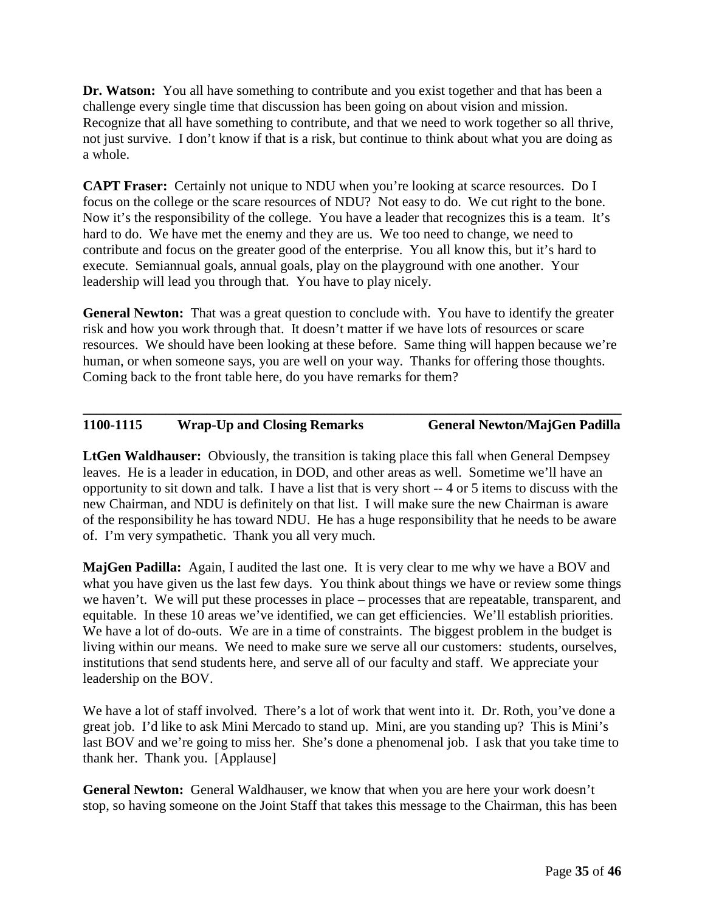**Dr. Watson:** You all have something to contribute and you exist together and that has been a challenge every single time that discussion has been going on about vision and mission. Recognize that all have something to contribute, and that we need to work together so all thrive, not just survive. I don't know if that is a risk, but continue to think about what you are doing as a whole.

**CAPT Fraser:** Certainly not unique to NDU when you're looking at scarce resources. Do I focus on the college or the scare resources of NDU? Not easy to do. We cut right to the bone. Now it's the responsibility of the college. You have a leader that recognizes this is a team. It's hard to do. We have met the enemy and they are us. We too need to change, we need to contribute and focus on the greater good of the enterprise. You all know this, but it's hard to execute. Semiannual goals, annual goals, play on the playground with one another. Your leadership will lead you through that. You have to play nicely.

**General Newton:** That was a great question to conclude with. You have to identify the greater risk and how you work through that. It doesn't matter if we have lots of resources or scare resources. We should have been looking at these before. Same thing will happen because we're human, or when someone says, you are well on your way. Thanks for offering those thoughts. Coming back to the front table here, do you have remarks for them?

---

**1100-1115 Wrap-Up and Closing Remarks General Newton/MajGen Padilla**

**LtGen Waldhauser:** Obviously, the transition is taking place this fall when General Dempsey leaves. He is a leader in education, in DOD, and other areas as well. Sometime we'll have an opportunity to sit down and talk. I have a list that is very short -- 4 or 5 items to discuss with the new Chairman, and NDU is definitely on that list. I will make sure the new Chairman is aware of the responsibility he has toward NDU. He has a huge responsibility that he needs to be aware of. I'm very sympathetic. Thank you all very much.

**MajGen Padilla:** Again, I audited the last one. It is very clear to me why we have a BOV and what you have given us the last few days. You think about things we have or review some things we haven't. We will put these processes in place – processes that are repeatable, transparent, and equitable. In these 10 areas we've identified, we can get efficiencies. We'll establish priorities. We have a lot of do-outs. We are in a time of constraints. The biggest problem in the budget is living within our means. We need to make sure we serve all our customers: students, ourselves, institutions that send students here, and serve all of our faculty and staff. We appreciate your leadership on the BOV.

We have a lot of staff involved. There's a lot of work that went into it. Dr. Roth, you've done a great job. I'd like to ask Mini Mercado to stand up. Mini, are you standing up? This is Mini's last BOV and we're going to miss her. She's done a phenomenal job. I ask that you take time to thank her. Thank you. [Applause]

**General Newton:** General Waldhauser, we know that when you are here your work doesn't stop, so having someone on the Joint Staff that takes this message to the Chairman, this has been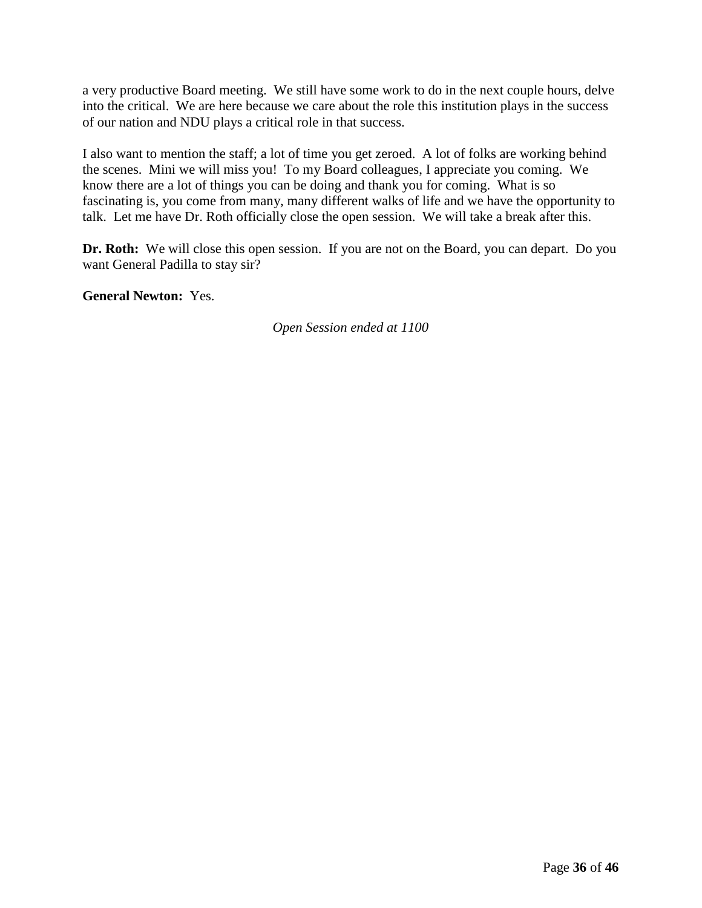a very productive Board meeting. We still have some work to do in the next couple hours, delve into the critical. We are here because we care about the role this institution plays in the success of our nation and NDU plays a critical role in that success.

I also want to mention the staff; a lot of time you get zeroed. A lot of folks are working behind the scenes. Mini we will miss you! To my Board colleagues, I appreciate you coming. We know there are a lot of things you can be doing and thank you for coming. What is so fascinating is, you come from many, many different walks of life and we have the opportunity to talk. Let me have Dr. Roth officially close the open session. We will take a break after this.

**Dr. Roth:** We will close this open session. If you are not on the Board, you can depart. Do you want General Padilla to stay sir?

**General Newton:** Yes.

*Open Session ended at 1100*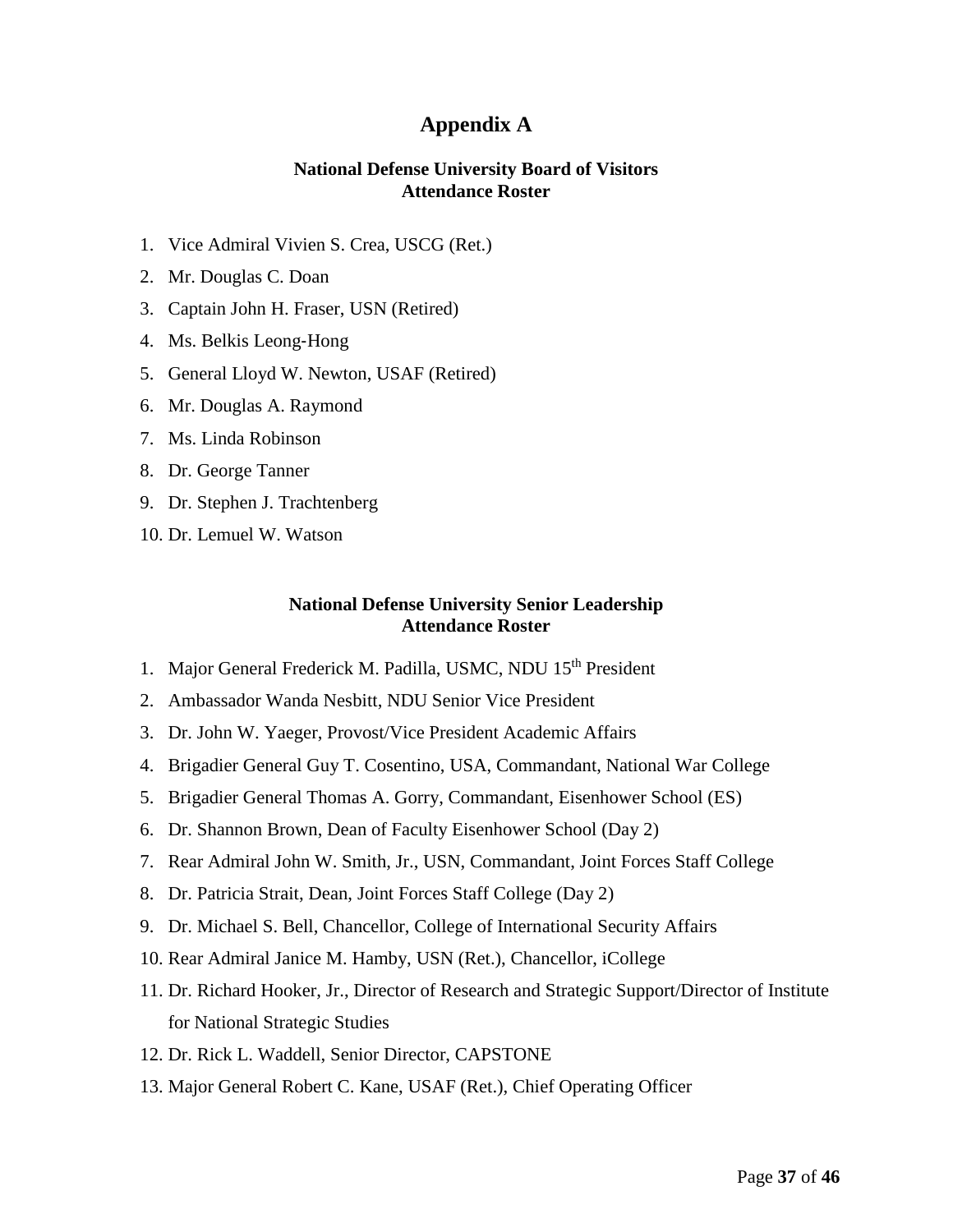# Appendix A

### National Defense University Board of Visitors Attendance Roster

1. Vice Admiral Vivien S. Crea, USCG (Ret.)
2. Mr. Douglas C. Doan
3. Captain John H. Fraser, USN (Retired)
4. Ms. Belkis Leong-Hong
5. General Lloyd W. Newton, USAF (Retired)
6. Mr. Douglas A. Raymond
7. Ms. Linda Robinson
8. Dr. George Tanner
9. Dr. Stephen J. Trachtenberg
10. Dr. Lemuel W. Watson

### National Defense University Senior Leadership Attendance Roster

1. Major General Frederick M. Padilla, USMC, NDU 15th President
2. Ambassador Wanda Nesbitt, NDU Senior Vice President
3. Dr. John W. Yaeger, Provost/Vice President Academic Affairs
4. Brigadier General Guy T. Cosentino, USA, Commandant, National War College
5. Brigadier General Thomas A. Gorry, Commandant, Eisenhower School (ES)
6. Dr. Shannon Brown, Dean of Faculty Eisenhower School (Day 2)
7. Rear Admiral John W. Smith, Jr., USN, Commandant, Joint Forces Staff College
8. Dr. Patricia Strait, Dean, Joint Forces Staff College (Day 2)
9. Dr. Michael S. Bell, Chancellor, College of International Security Affairs
10. Rear Admiral Janice M. Hamby, USN (Ret.), Chancellor, iCollege
11. Dr. Richard Hooker, Jr., Director of Research and Strategic Support/Director of Institute for National Strategic Studies
12. Dr. Rick L. Waddell, Senior Director, CAPSTONE
13. Major General Robert C. Kane, USAF (Ret.), Chief Operating Officer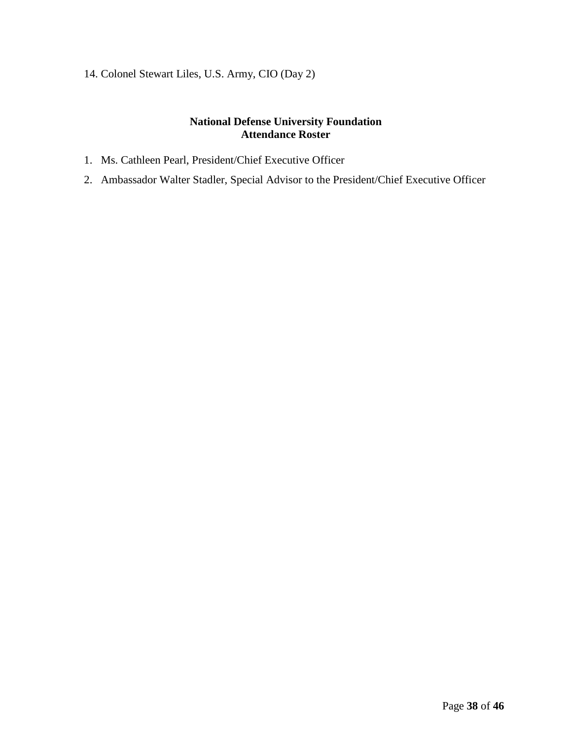14. Colonel Stewart Liles, U.S. Army, CIO (Day 2)

**National Defense University Foundation**
**Attendance Roster**

1. Ms. Cathleen Pearl, President/Chief Executive Officer
2. Ambassador Walter Stadler, Special Advisor to the President/Chief Executive Officer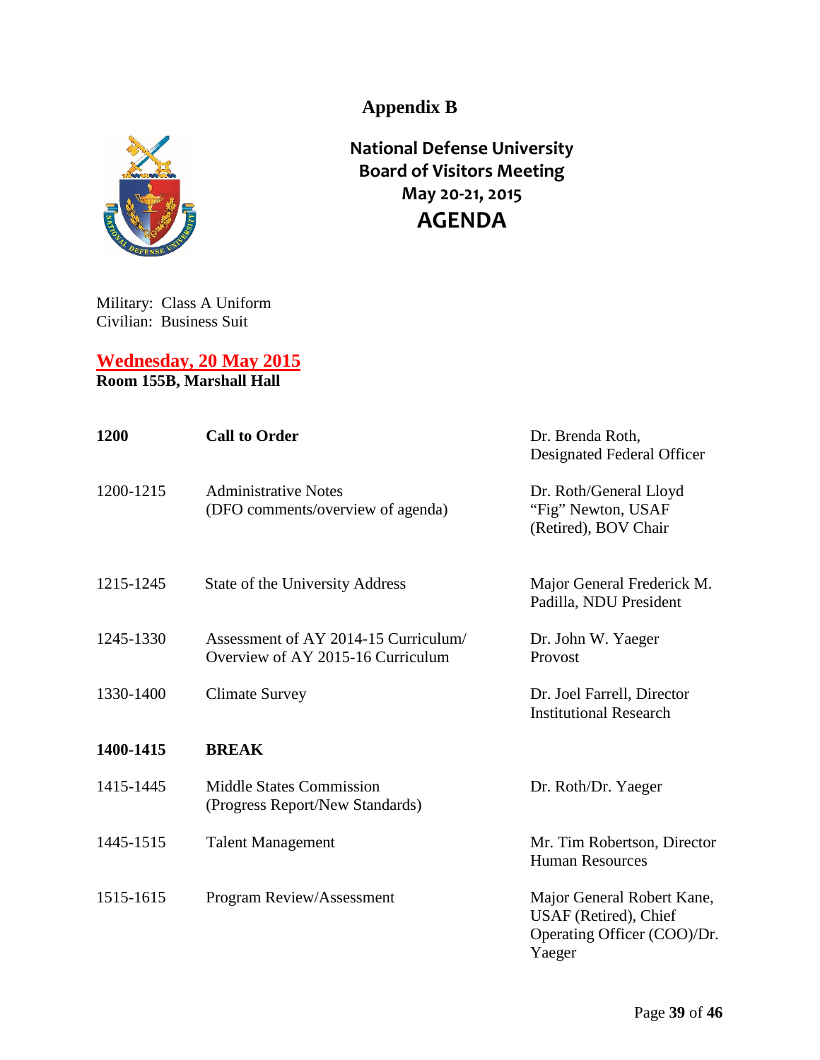# Appendix B

## National Defense University Board of Visitors Meeting May 20-21, 2015 AGENDA

Military: Class A Uniform
Civilian: Business Suit

**Wednesday, 20 May 2015**
**Room 155B, Marshall Hall**

| | | |
|---|---|---|
| **1200** | **Call to Order** | Dr. Brenda Roth, Designated Federal Officer |
| 1200-1215 | Administrative Notes (DFO comments/overview of agenda) | Dr. Roth/General Lloyd "Fig" Newton, USAF (Retired), BOV Chair |
| 1215-1245 | State of the University Address | Major General Frederick M. Padilla, NDU President |
| 1245-1330 | Assessment of AY 2014-15 Curriculum/ Overview of AY 2015-16 Curriculum | Dr. John W. Yaeger Provost |
| 1330-1400 | Climate Survey | Dr. Joel Farrell, Director Institutional Research |
| **1400-1415** | **BREAK** | |
| 1415-1445 | Middle States Commission (Progress Report/New Standards) | Dr. Roth/Dr. Yaeger |
| 1445-1515 | Talent Management | Mr. Tim Robertson, Director Human Resources |
| 1515-1615 | Program Review/Assessment | Major General Robert Kane, USAF (Retired), Chief Operating Officer (COO)/Dr. Yaeger |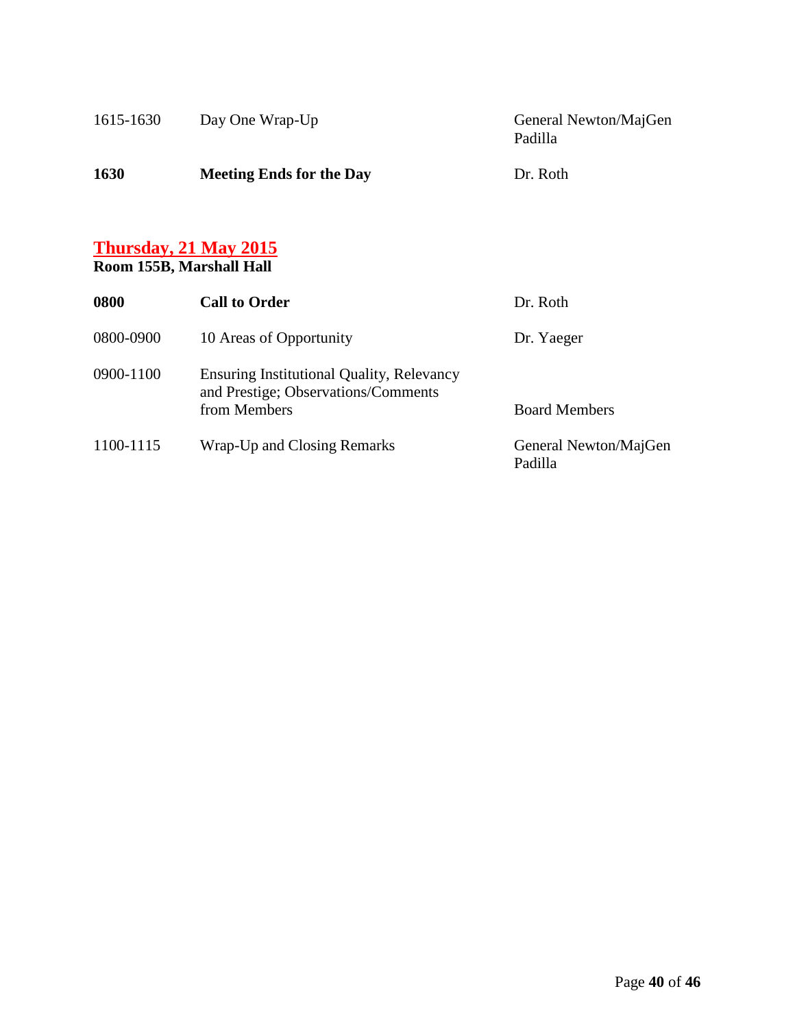| | | |
|---|---|---|
| 1615-1630 | Day One Wrap-Up | General Newton/MajGen Padilla |
| **1630** | **Meeting Ends for the Day** | Dr. Roth |

## Thursday, 21 May 2015

**Room 155B, Marshall Hall**

| | | |
|---|---|---|
| **0800** | **Call to Order** | Dr. Roth |
| 0800-0900 | 10 Areas of Opportunity | Dr. Yaeger |
| 0900-1100 | Ensuring Institutional Quality, Relevancy and Prestige; Observations/Comments from Members | Board Members |
| 1100-1115 | Wrap-Up and Closing Remarks | General Newton/MajGen Padilla |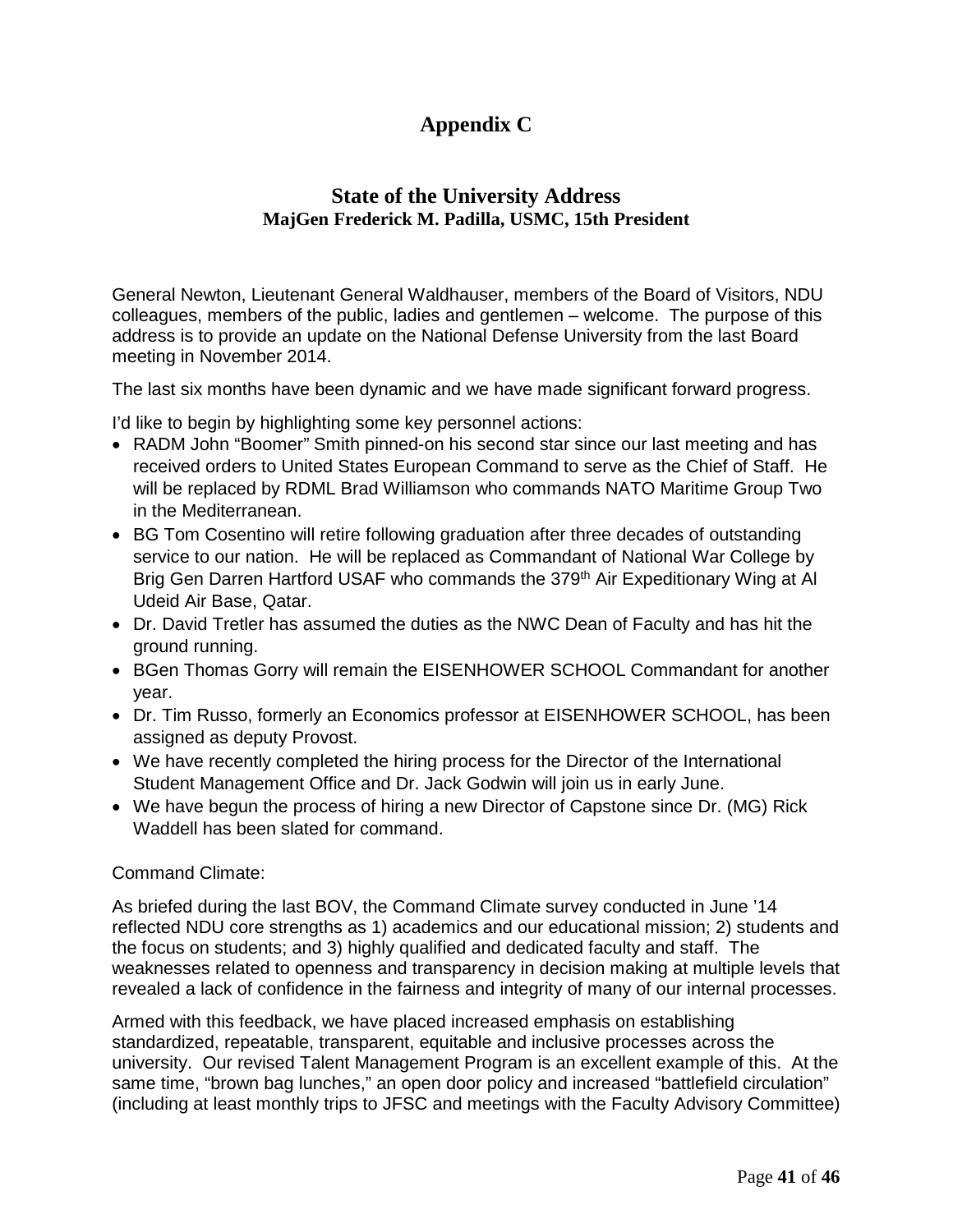# Appendix C

## State of the University Address

### MajGen Frederick M. Padilla, USMC, 15th President

General Newton, Lieutenant General Waldhauser, members of the Board of Visitors, NDU colleagues, members of the public, ladies and gentlemen – welcome. The purpose of this address is to provide an update on the National Defense University from the last Board meeting in November 2014.

The last six months have been dynamic and we have made significant forward progress.

I'd like to begin by highlighting some key personnel actions:

- RADM John "Boomer" Smith pinned-on his second star since our last meeting and has received orders to United States European Command to serve as the Chief of Staff. He will be replaced by RDML Brad Williamson who commands NATO Maritime Group Two in the Mediterranean.
- BG Tom Cosentino will retire following graduation after three decades of outstanding service to our nation. He will be replaced as Commandant of National War College by Brig Gen Darren Hartford USAF who commands the 379th Air Expeditionary Wing at Al Udeid Air Base, Qatar.
- Dr. David Tretler has assumed the duties as the NWC Dean of Faculty and has hit the ground running.
- BGen Thomas Gorry will remain the EISENHOWER SCHOOL Commandant for another year.
- Dr. Tim Russo, formerly an Economics professor at EISENHOWER SCHOOL, has been assigned as deputy Provost.
- We have recently completed the hiring process for the Director of the International Student Management Office and Dr. Jack Godwin will join us in early June.
- We have begun the process of hiring a new Director of Capstone since Dr. (MG) Rick Waddell has been slated for command.

Command Climate:

As briefed during the last BOV, the Command Climate survey conducted in June '14 reflected NDU core strengths as 1) academics and our educational mission; 2) students and the focus on students; and 3) highly qualified and dedicated faculty and staff. The weaknesses related to openness and transparency in decision making at multiple levels that revealed a lack of confidence in the fairness and integrity of many of our internal processes.

Armed with this feedback, we have placed increased emphasis on establishing standardized, repeatable, transparent, equitable and inclusive processes across the university. Our revised Talent Management Program is an excellent example of this. At the same time, "brown bag lunches," an open door policy and increased "battlefield circulation" (including at least monthly trips to JFSC and meetings with the Faculty Advisory Committee)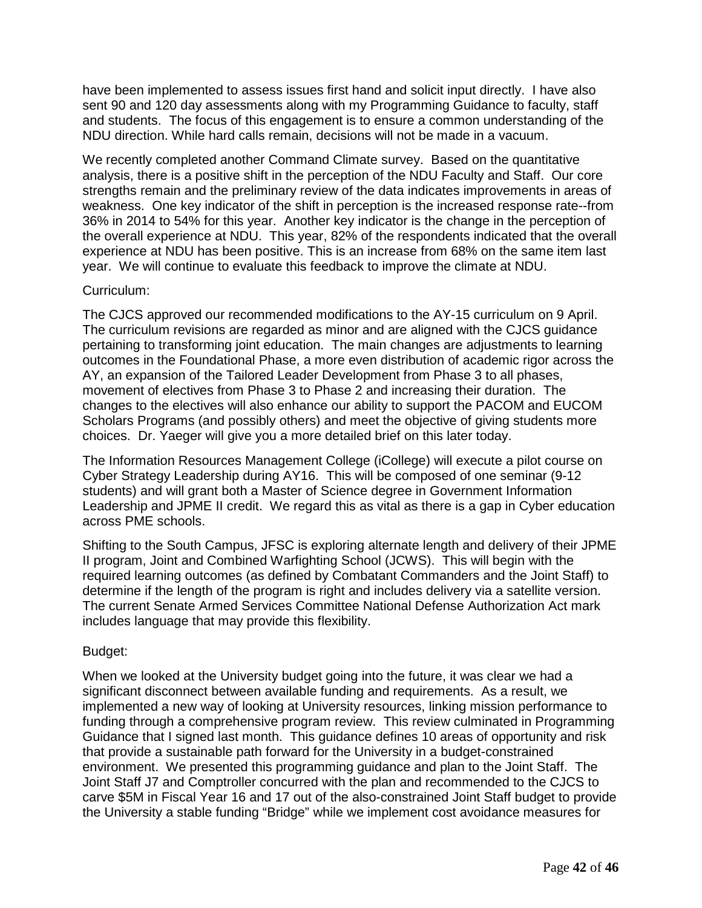have been implemented to assess issues first hand and solicit input directly. I have also sent 90 and 120 day assessments along with my Programming Guidance to faculty, staff and students. The focus of this engagement is to ensure a common understanding of the NDU direction. While hard calls remain, decisions will not be made in a vacuum.

We recently completed another Command Climate survey. Based on the quantitative analysis, there is a positive shift in the perception of the NDU Faculty and Staff. Our core strengths remain and the preliminary review of the data indicates improvements in areas of weakness. One key indicator of the shift in perception is the increased response rate--from 36% in 2014 to 54% for this year. Another key indicator is the change in the perception of the overall experience at NDU. This year, 82% of the respondents indicated that the overall experience at NDU has been positive. This is an increase from 68% on the same item last year. We will continue to evaluate this feedback to improve the climate at NDU.

Curriculum:

The CJCS approved our recommended modifications to the AY-15 curriculum on 9 April. The curriculum revisions are regarded as minor and are aligned with the CJCS guidance pertaining to transforming joint education. The main changes are adjustments to learning outcomes in the Foundational Phase, a more even distribution of academic rigor across the AY, an expansion of the Tailored Leader Development from Phase 3 to all phases, movement of electives from Phase 3 to Phase 2 and increasing their duration. The changes to the electives will also enhance our ability to support the PACOM and EUCOM Scholars Programs (and possibly others) and meet the objective of giving students more choices. Dr. Yaeger will give you a more detailed brief on this later today.

The Information Resources Management College (iCollege) will execute a pilot course on Cyber Strategy Leadership during AY16. This will be composed of one seminar (9-12 students) and will grant both a Master of Science degree in Government Information Leadership and JPME II credit. We regard this as vital as there is a gap in Cyber education across PME schools.

Shifting to the South Campus, JFSC is exploring alternate length and delivery of their JPME II program, Joint and Combined Warfighting School (JCWS). This will begin with the required learning outcomes (as defined by Combatant Commanders and the Joint Staff) to determine if the length of the program is right and includes delivery via a satellite version. The current Senate Armed Services Committee National Defense Authorization Act mark includes language that may provide this flexibility.

Budget:

When we looked at the University budget going into the future, it was clear we had a significant disconnect between available funding and requirements. As a result, we implemented a new way of looking at University resources, linking mission performance to funding through a comprehensive program review. This review culminated in Programming Guidance that I signed last month. This guidance defines 10 areas of opportunity and risk that provide a sustainable path forward for the University in a budget-constrained environment. We presented this programming guidance and plan to the Joint Staff. The Joint Staff J7 and Comptroller concurred with the plan and recommended to the CJCS to carve $5M in Fiscal Year 16 and 17 out of the also-constrained Joint Staff budget to provide the University a stable funding "Bridge" while we implement cost avoidance measures for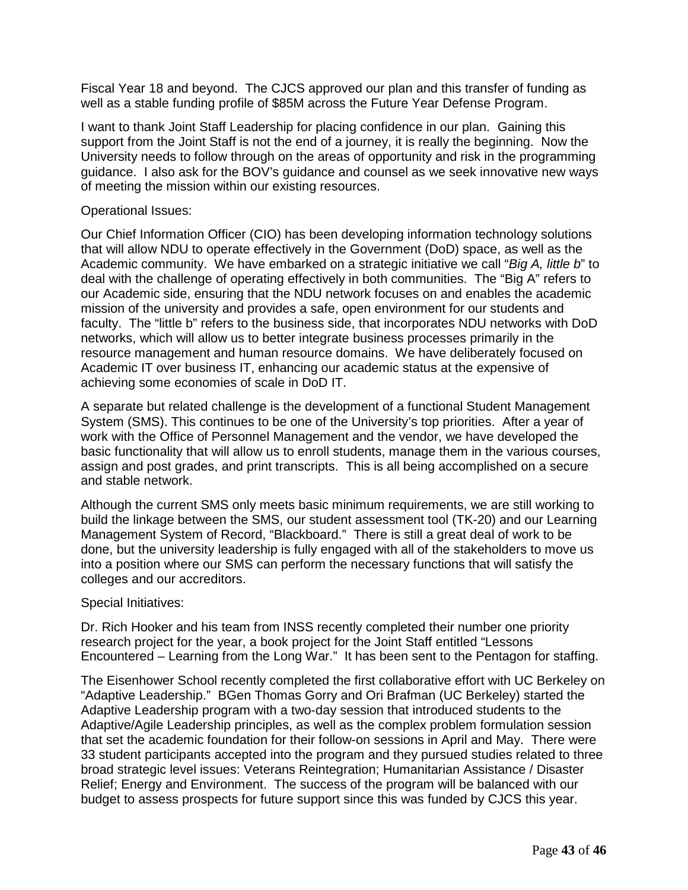Fiscal Year 18 and beyond. The CJCS approved our plan and this transfer of funding as well as a stable funding profile of $85M across the Future Year Defense Program.

I want to thank Joint Staff Leadership for placing confidence in our plan. Gaining this support from the Joint Staff is not the end of a journey, it is really the beginning. Now the University needs to follow through on the areas of opportunity and risk in the programming guidance. I also ask for the BOV's guidance and counsel as we seek innovative new ways of meeting the mission within our existing resources.

Operational Issues:

Our Chief Information Officer (CIO) has been developing information technology solutions that will allow NDU to operate effectively in the Government (DoD) space, as well as the Academic community. We have embarked on a strategic initiative we call "*Big A, little b*" to deal with the challenge of operating effectively in both communities. The "Big A" refers to our Academic side, ensuring that the NDU network focuses on and enables the academic mission of the university and provides a safe, open environment for our students and faculty. The "little b" refers to the business side, that incorporates NDU networks with DoD networks, which will allow us to better integrate business processes primarily in the resource management and human resource domains. We have deliberately focused on Academic IT over business IT, enhancing our academic status at the expensive of achieving some economies of scale in DoD IT.

A separate but related challenge is the development of a functional Student Management System (SMS). This continues to be one of the University's top priorities. After a year of work with the Office of Personnel Management and the vendor, we have developed the basic functionality that will allow us to enroll students, manage them in the various courses, assign and post grades, and print transcripts. This is all being accomplished on a secure and stable network.

Although the current SMS only meets basic minimum requirements, we are still working to build the linkage between the SMS, our student assessment tool (TK-20) and our Learning Management System of Record, "Blackboard." There is still a great deal of work to be done, but the university leadership is fully engaged with all of the stakeholders to move us into a position where our SMS can perform the necessary functions that will satisfy the colleges and our accreditors.

Special Initiatives:

Dr. Rich Hooker and his team from INSS recently completed their number one priority research project for the year, a book project for the Joint Staff entitled "Lessons Encountered – Learning from the Long War." It has been sent to the Pentagon for staffing.

The Eisenhower School recently completed the first collaborative effort with UC Berkeley on "Adaptive Leadership." BGen Thomas Gorry and Ori Brafman (UC Berkeley) started the Adaptive Leadership program with a two-day session that introduced students to the Adaptive/Agile Leadership principles, as well as the complex problem formulation session that set the academic foundation for their follow-on sessions in April and May. There were 33 student participants accepted into the program and they pursued studies related to three broad strategic level issues: Veterans Reintegration; Humanitarian Assistance / Disaster Relief; Energy and Environment. The success of the program will be balanced with our budget to assess prospects for future support since this was funded by CJCS this year.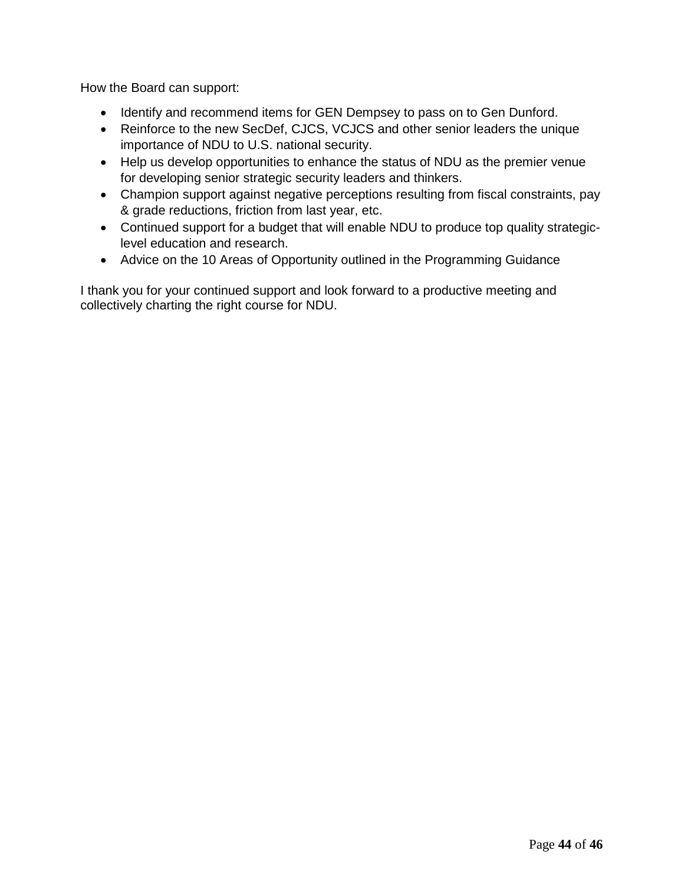How the Board can support:

- Identify and recommend items for GEN Dempsey to pass on to Gen Dunford.
- Reinforce to the new SecDef, CJCS, VCJCS and other senior leaders the unique importance of NDU to U.S. national security.
- Help us develop opportunities to enhance the status of NDU as the premier venue for developing senior strategic security leaders and thinkers.
- Champion support against negative perceptions resulting from fiscal constraints, pay & grade reductions, friction from last year, etc.
- Continued support for a budget that will enable NDU to produce top quality strategic-level education and research.
- Advice on the 10 Areas of Opportunity outlined in the Programming Guidance

I thank you for your continued support and look forward to a productive meeting and collectively charting the right course for NDU.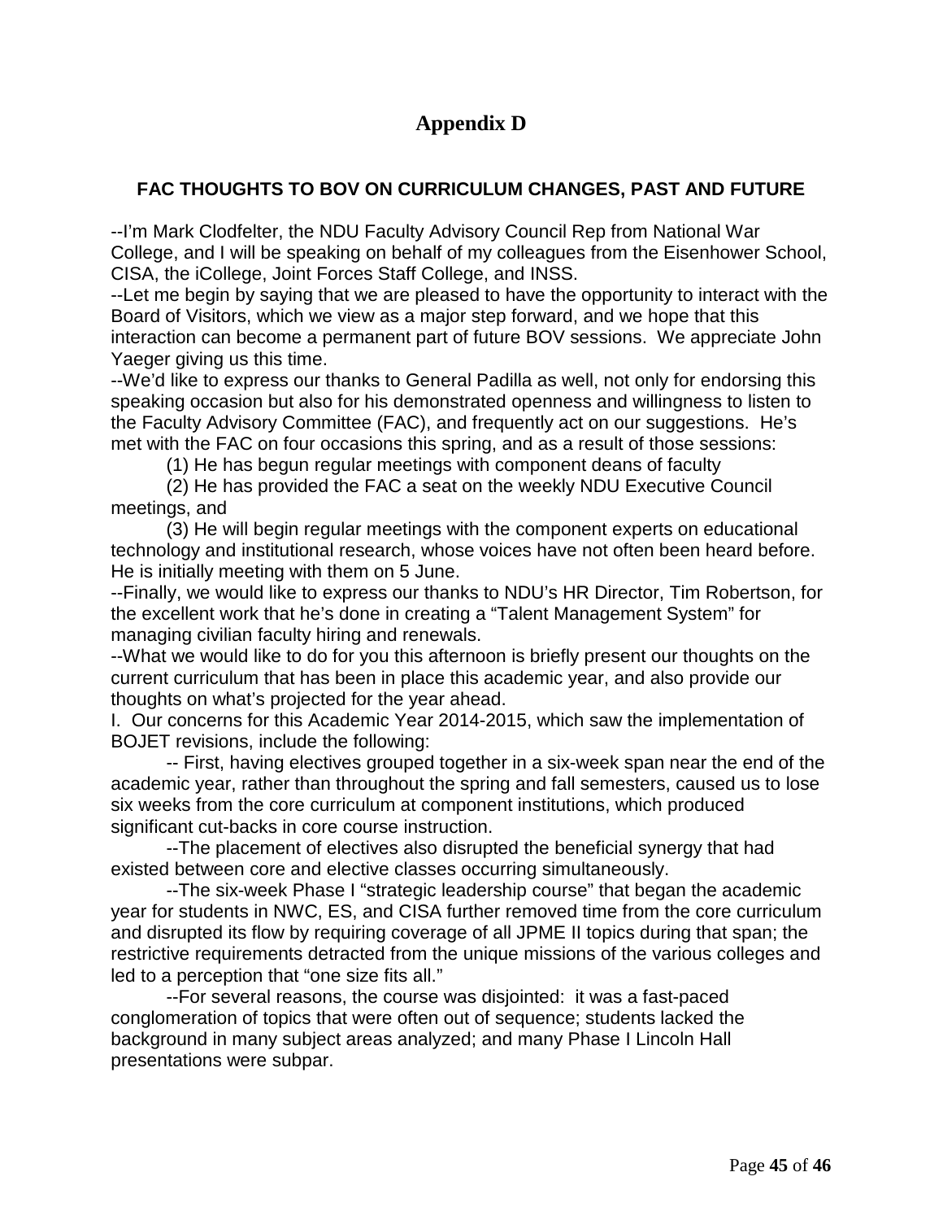# Appendix D

## FAC THOUGHTS TO BOV ON CURRICULUM CHANGES, PAST AND FUTURE

--I'm Mark Clodfelter, the NDU Faculty Advisory Council Rep from National War College, and I will be speaking on behalf of my colleagues from the Eisenhower School, CISA, the iCollege, Joint Forces Staff College, and INSS.

--Let me begin by saying that we are pleased to have the opportunity to interact with the Board of Visitors, which we view as a major step forward, and we hope that this interaction can become a permanent part of future BOV sessions. We appreciate John Yaeger giving us this time.

--We'd like to express our thanks to General Padilla as well, not only for endorsing this speaking occasion but also for his demonstrated openness and willingness to listen to the Faculty Advisory Committee (FAC), and frequently act on our suggestions. He's met with the FAC on four occasions this spring, and as a result of those sessions:

(1) He has begun regular meetings with component deans of faculty

(2) He has provided the FAC a seat on the weekly NDU Executive Council meetings, and

(3) He will begin regular meetings with the component experts on educational technology and institutional research, whose voices have not often been heard before. He is initially meeting with them on 5 June.

--Finally, we would like to express our thanks to NDU's HR Director, Tim Robertson, for the excellent work that he's done in creating a "Talent Management System" for managing civilian faculty hiring and renewals.

--What we would like to do for you this afternoon is briefly present our thoughts on the current curriculum that has been in place this academic year, and also provide our thoughts on what's projected for the year ahead.

I. Our concerns for this Academic Year 2014-2015, which saw the implementation of BOJET revisions, include the following:

-- First, having electives grouped together in a six-week span near the end of the academic year, rather than throughout the spring and fall semesters, caused us to lose six weeks from the core curriculum at component institutions, which produced significant cut-backs in core course instruction.

--The placement of electives also disrupted the beneficial synergy that had existed between core and elective classes occurring simultaneously.

--The six-week Phase I "strategic leadership course" that began the academic year for students in NWC, ES, and CISA further removed time from the core curriculum and disrupted its flow by requiring coverage of all JPME II topics during that span; the restrictive requirements detracted from the unique missions of the various colleges and led to a perception that "one size fits all."

--For several reasons, the course was disjointed: it was a fast-paced conglomeration of topics that were often out of sequence; students lacked the background in many subject areas analyzed; and many Phase I Lincoln Hall presentations were subpar.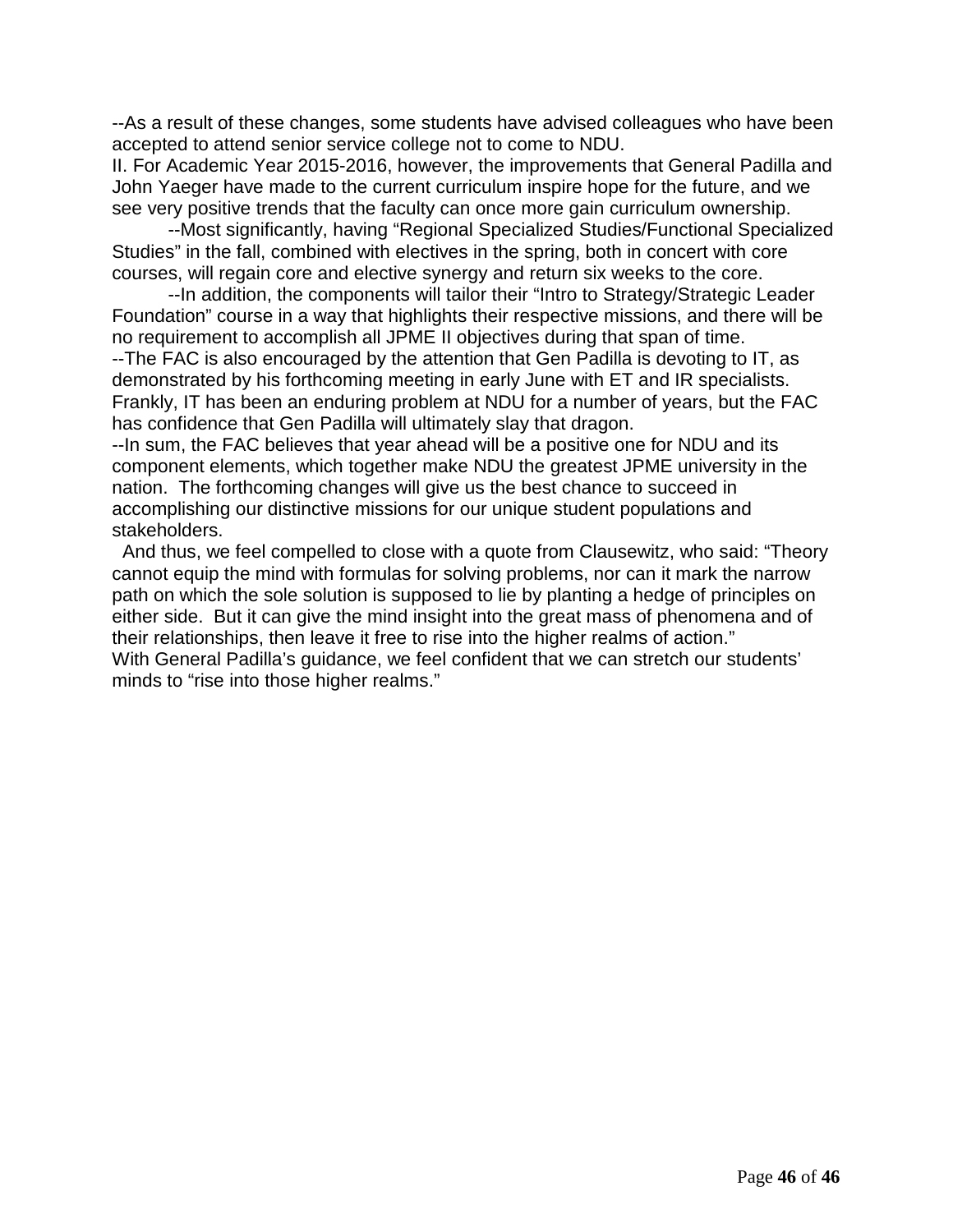--As a result of these changes, some students have advised colleagues who have been accepted to attend senior service college not to come to NDU.

II. For Academic Year 2015-2016, however, the improvements that General Padilla and John Yaeger have made to the current curriculum inspire hope for the future, and we see very positive trends that the faculty can once more gain curriculum ownership.

--Most significantly, having "Regional Specialized Studies/Functional Specialized Studies" in the fall, combined with electives in the spring, both in concert with core courses, will regain core and elective synergy and return six weeks to the core.

--In addition, the components will tailor their "Intro to Strategy/Strategic Leader Foundation" course in a way that highlights their respective missions, and there will be no requirement to accomplish all JPME II objectives during that span of time.

--The FAC is also encouraged by the attention that Gen Padilla is devoting to IT, as demonstrated by his forthcoming meeting in early June with ET and IR specialists. Frankly, IT has been an enduring problem at NDU for a number of years, but the FAC has confidence that Gen Padilla will ultimately slay that dragon.

--In sum, the FAC believes that year ahead will be a positive one for NDU and its component elements, which together make NDU the greatest JPME university in the nation. The forthcoming changes will give us the best chance to succeed in accomplishing our distinctive missions for our unique student populations and stakeholders.

And thus, we feel compelled to close with a quote from Clausewitz, who said: "Theory cannot equip the mind with formulas for solving problems, nor can it mark the narrow path on which the sole solution is supposed to lie by planting a hedge of principles on either side. But it can give the mind insight into the great mass of phenomena and of their relationships, then leave it free to rise into the higher realms of action."

With General Padilla's guidance, we feel confident that we can stretch our students' minds to "rise into those higher realms."